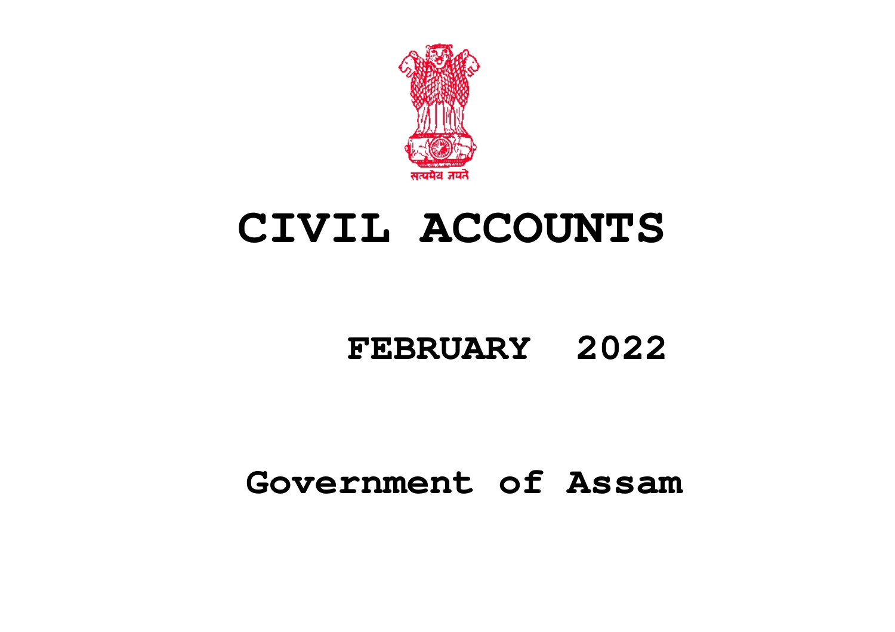सत्यमेव जयते

# CIVIL ACCOUNTS

## FEBRUARY 2022

## Government of Assam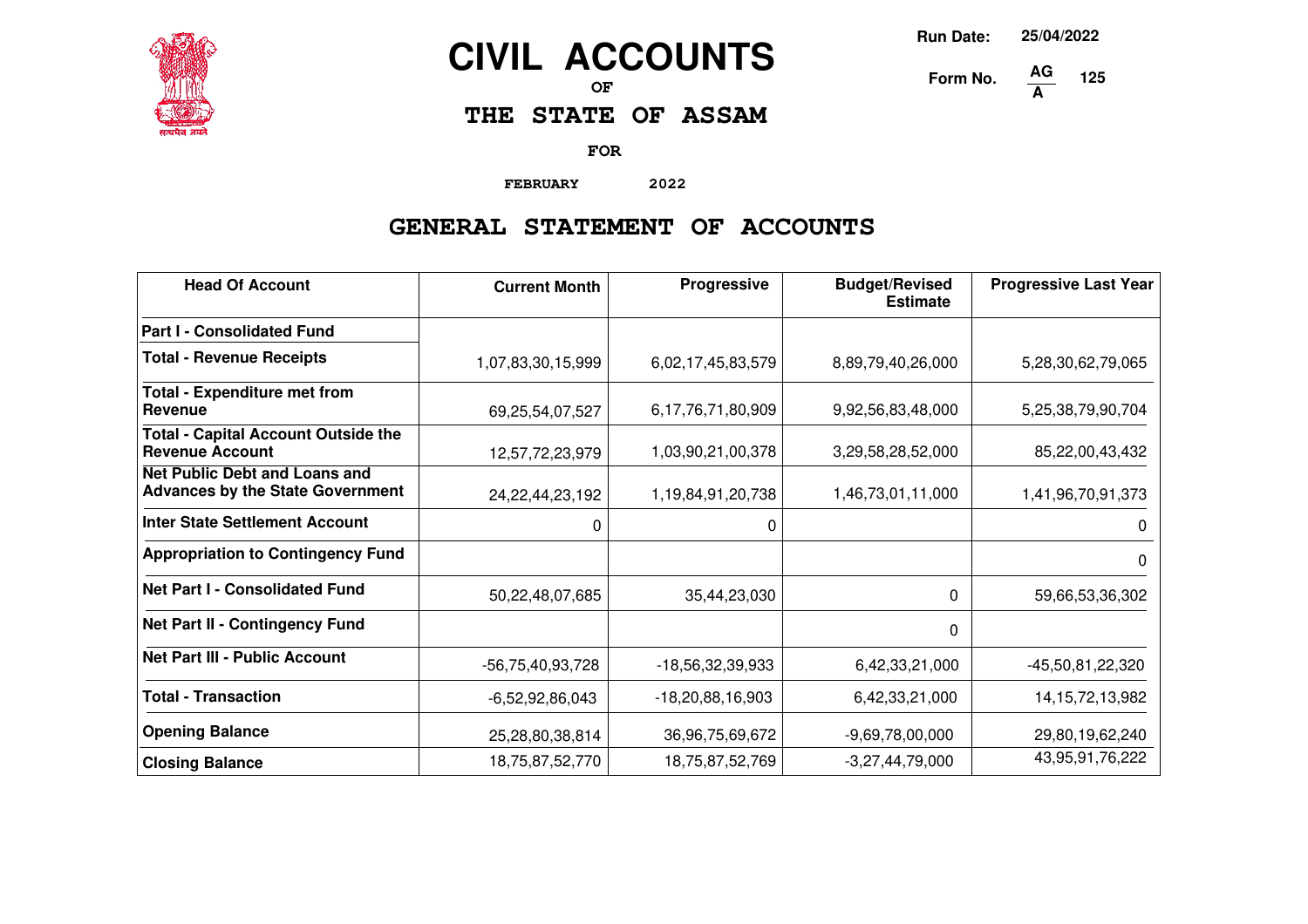# CIVIL ACCOUNTS

OF

## THE STATE OF ASSAM

FOR

FEBRUARY 2022

Run Date: 25/04/2022

Form No. AG/A 125

## GENERAL STATEMENT OF ACCOUNTS

| Head Of Account | Current Month | Progressive | Budget/Revised Estimate | Progressive Last Year |
|---|---|---|---|---|
| **Part I - Consolidated Fund** | | | | |
| **Total - Revenue Receipts** | 1,07,83,30,15,999 | 6,02,17,45,83,579 | 8,89,79,40,26,000 | 5,28,30,62,79,065 |
| **Total - Expenditure met from Revenue** | 69,25,54,07,527 | 6,17,76,71,80,909 | 9,92,56,83,48,000 | 5,25,38,79,90,704 |
| **Total - Capital Account Outside the Revenue Account** | 12,57,72,23,979 | 1,03,90,21,00,378 | 3,29,58,28,52,000 | 85,22,00,43,432 |
| **Net Public Debt and Loans and Advances by the State Government** | 24,22,44,23,192 | 1,19,84,91,20,738 | 1,46,73,01,11,000 | 1,41,96,70,91,373 |
| **Inter State Settlement Account** | 0 | 0 | | 0 |
| **Appropriation to Contingency Fund** | | | | 0 |
| **Net Part I - Consolidated Fund** | 50,22,48,07,685 | 35,44,23,030 | 0 | 59,66,53,36,302 |
| **Net Part II - Contingency Fund** | | | 0 | |
| **Net Part III - Public Account** | -56,75,40,93,728 | -18,56,32,39,933 | 6,42,33,21,000 | -45,50,81,22,320 |
| **Total - Transaction** | -6,52,92,86,043 | -18,20,88,16,903 | 6,42,33,21,000 | 14,15,72,13,982 |
| **Opening Balance** | 25,28,80,38,814 | 36,96,75,69,672 | -9,69,78,00,000 | 29,80,19,62,240 |
| **Closing Balance** | 18,75,87,52,770 | 18,75,87,52,769 | -3,27,44,79,000 | 43,95,91,76,222 |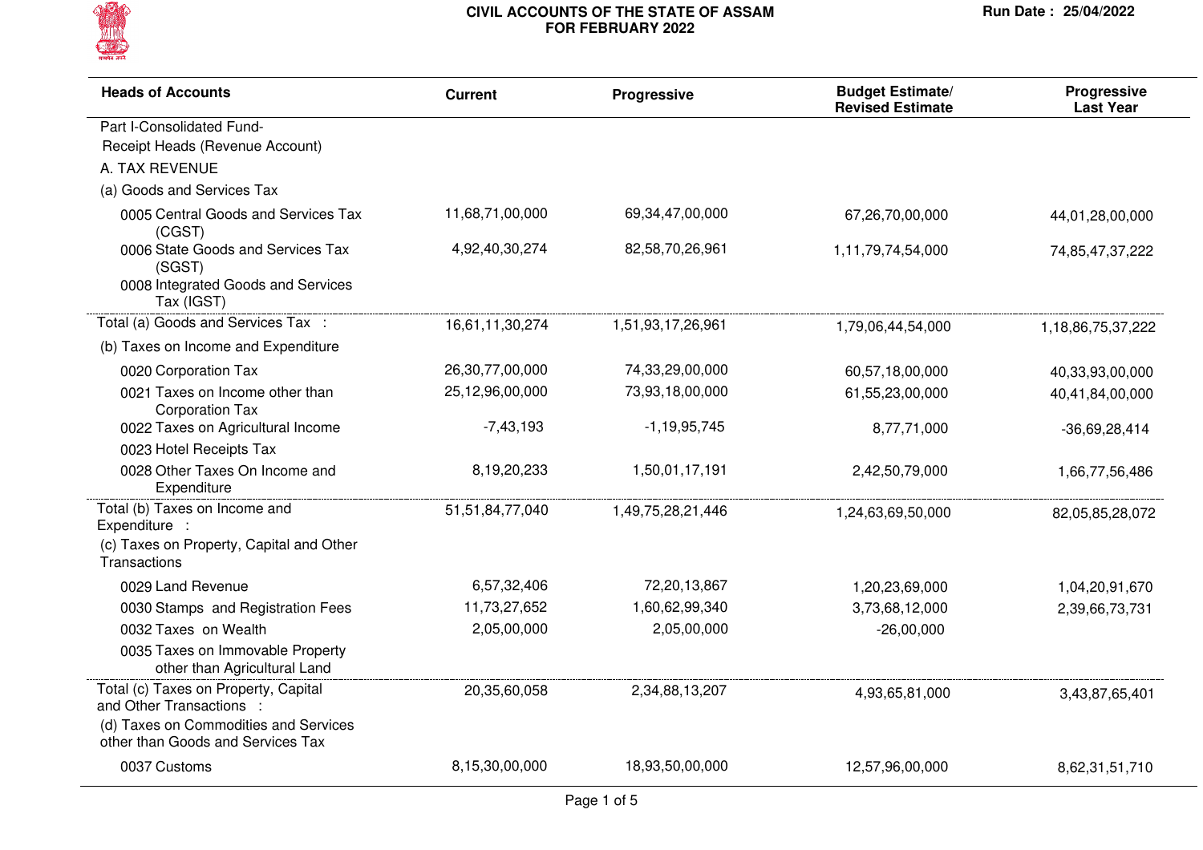# CIVIL ACCOUNTS OF THE STATE OF ASSAM
## FOR FEBRUARY 2022

Run Date : 25/04/2022

| Heads of Accounts | Current | Progressive | Budget Estimate/ Revised Estimate | Progressive Last Year |
|---|---|---|---|---|
| Part I-Consolidated Fund- | | | | |
| Receipt Heads (Revenue Account) | | | | |
| A. TAX REVENUE | | | | |
| (a) Goods and Services Tax | | | | |
| 0005 Central Goods and Services Tax (CGST) | 11,68,71,00,000 | 69,34,47,00,000 | 67,26,70,00,000 | 44,01,28,00,000 |
| 0006 State Goods and Services Tax (SGST) | 4,92,40,30,274 | 82,58,70,26,961 | 1,11,79,74,54,000 | 74,85,47,37,222 |
| 0008 Integrated Goods and Services Tax (IGST) | | | | |
| Total (a) Goods and Services Tax : | 16,61,11,30,274 | 1,51,93,17,26,961 | 1,79,06,44,54,000 | 1,18,86,75,37,222 |
| (b) Taxes on Income and Expenditure | | | | |
| 0020 Corporation Tax | 26,30,77,00,000 | 74,33,29,00,000 | 60,57,18,00,000 | 40,33,93,00,000 |
| 0021 Taxes on Income other than Corporation Tax | 25,12,96,00,000 | 73,93,18,00,000 | 61,55,23,00,000 | 40,41,84,00,000 |
| 0022 Taxes on Agricultural Income | -7,43,193 | -1,19,95,745 | 8,77,71,000 | -36,69,28,414 |
| 0023 Hotel Receipts Tax | | | | |
| 0028 Other Taxes On Income and Expenditure | 8,19,20,233 | 1,50,01,17,191 | 2,42,50,79,000 | 1,66,77,56,486 |
| Total (b) Taxes on Income and Expenditure : | 51,51,84,77,040 | 1,49,75,28,21,446 | 1,24,63,69,50,000 | 82,05,85,28,072 |
| (c) Taxes on Property, Capital and Other Transactions | | | | |
| 0029 Land Revenue | 6,57,32,406 | 72,20,13,867 | 1,20,23,69,000 | 1,04,20,91,670 |
| 0030 Stamps and Registration Fees | 11,73,27,652 | 1,60,62,99,340 | 3,73,68,12,000 | 2,39,66,73,731 |
| 0032 Taxes on Wealth | 2,05,00,000 | 2,05,00,000 | -26,00,000 | |
| 0035 Taxes on Immovable Property other than Agricultural Land | | | | |
| Total (c) Taxes on Property, Capital and Other Transactions : | 20,35,60,058 | 2,34,88,13,207 | 4,93,65,81,000 | 3,43,87,65,401 |
| (d) Taxes on Commodities and Services other than Goods and Services Tax | | | | |
| 0037 Customs | 8,15,30,00,000 | 18,93,50,00,000 | 12,57,96,00,000 | 8,62,31,51,710 |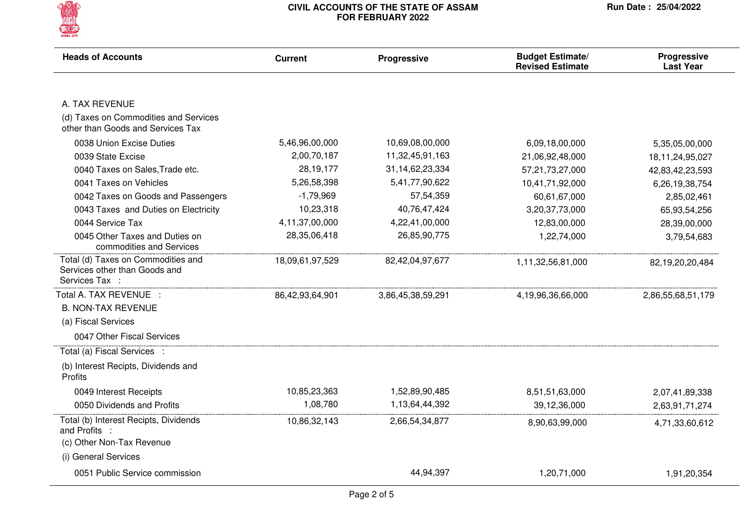# CIVIL ACCOUNTS OF THE STATE OF ASSAM
## FOR FEBRUARY 2022

Run Date : 25/04/2022

| Heads of Accounts | Current | Progressive | Budget Estimate/ Revised Estimate | Progressive Last Year |
|---|---|---|---|---|
| A. TAX REVENUE | | | | |
| (d) Taxes on Commodities and Services other than Goods and Services Tax | | | | |
| 0038 Union Excise Duties | 5,46,96,00,000 | 10,69,08,00,000 | 6,09,18,00,000 | 5,35,05,00,000 |
| 0039 State Excise | 2,00,70,187 | 11,32,45,91,163 | 21,06,92,48,000 | 18,11,24,95,027 |
| 0040 Taxes on Sales,Trade etc. | 28,19,177 | 31,14,62,23,334 | 57,21,73,27,000 | 42,83,42,23,593 |
| 0041 Taxes on Vehicles | 5,26,58,398 | 5,41,77,90,622 | 10,41,71,92,000 | 6,26,19,38,754 |
| 0042 Taxes on Goods and Passengers | -1,79,969 | 57,54,359 | 60,61,67,000 | 2,85,02,461 |
| 0043 Taxes and Duties on Electricity | 10,23,318 | 40,76,47,424 | 3,20,37,73,000 | 65,93,54,256 |
| 0044 Service Tax | 4,11,37,00,000 | 4,22,41,00,000 | 12,83,00,000 | 28,39,00,000 |
| 0045 Other Taxes and Duties on commodities and Services | 28,35,06,418 | 26,85,90,775 | 1,22,74,000 | 3,79,54,683 |
| Total (d) Taxes on Commodities and Services other than Goods and Services Tax : | 18,09,61,97,529 | 82,42,04,97,677 | 1,11,32,56,81,000 | 82,19,20,20,484 |
| Total A. TAX REVENUE : | 86,42,93,64,901 | 3,86,45,38,59,291 | 4,19,96,36,66,000 | 2,86,55,68,51,179 |
| B. NON-TAX REVENUE | | | | |
| (a) Fiscal Services | | | | |
| 0047 Other Fiscal Services | | | | |
| Total (a) Fiscal Services : | | | | |
| (b) Interest Recipts, Dividends and Profits | | | | |
| 0049 Interest Receipts | 10,85,23,363 | 1,52,89,90,485 | 8,51,51,63,000 | 2,07,41,89,338 |
| 0050 Dividends and Profits | 1,08,780 | 1,13,64,44,392 | 39,12,36,000 | 2,63,91,71,274 |
| Total (b) Interest Recipts, Dividends and Profits : | 10,86,32,143 | 2,66,54,34,877 | 8,90,63,99,000 | 4,71,33,60,612 |
| (c) Other Non-Tax Revenue | | | | |
| (i) General Services | | | | |
| 0051 Public Service commission | | 44,94,397 | 1,20,71,000 | 1,91,20,354 |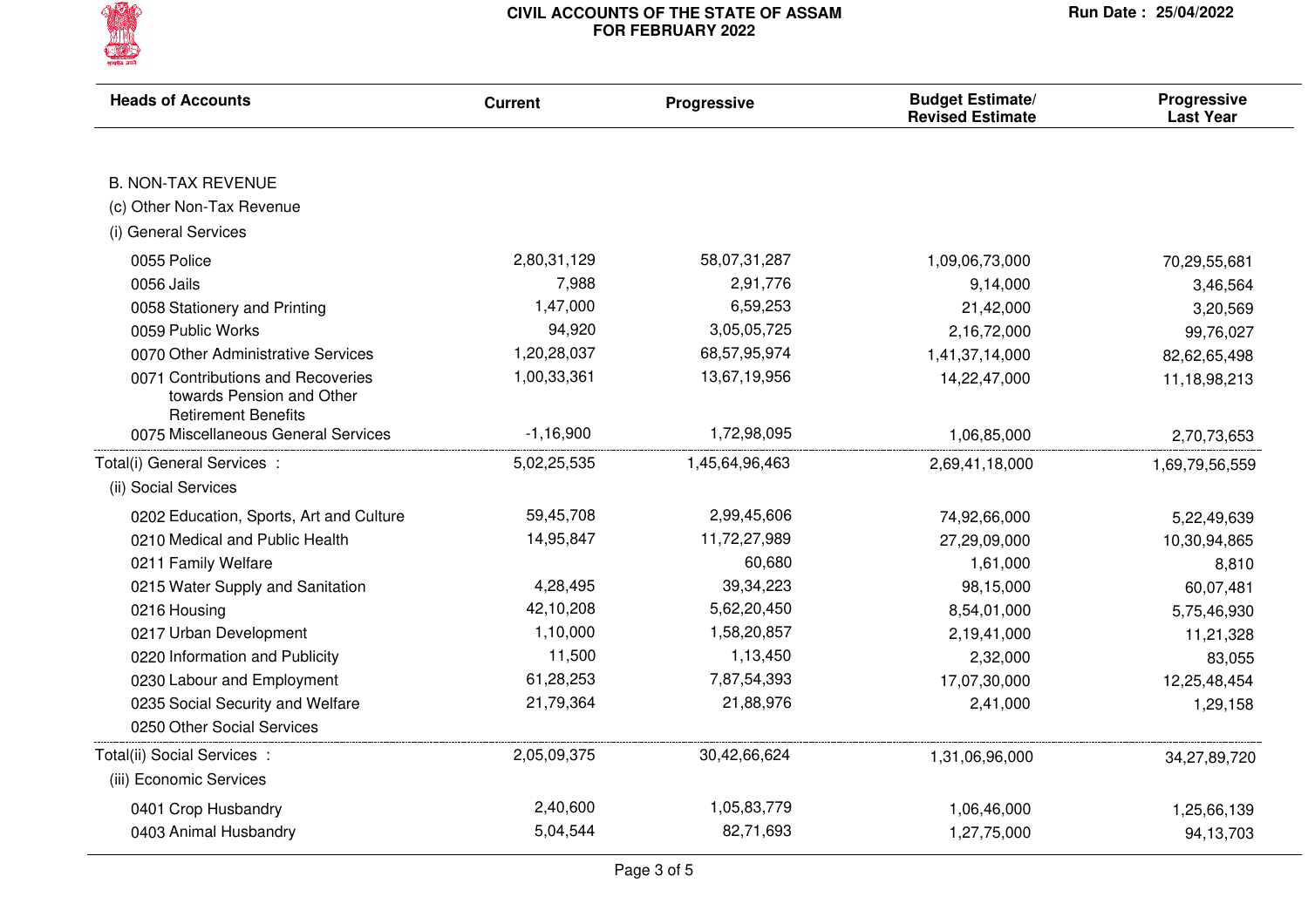# CIVIL ACCOUNTS OF THE STATE OF ASSAM FOR FEBRUARY 2022

Run Date : 25/04/2022

| Heads of Accounts | Current | Progressive | Budget Estimate/ Revised Estimate | Progressive Last Year |
|---|---|---|---|---|
| B. NON-TAX REVENUE | | | | |
| (c) Other Non-Tax Revenue | | | | |
| (i) General Services | | | | |
| 0055 Police | 2,80,31,129 | 58,07,31,287 | 1,09,06,73,000 | 70,29,55,681 |
| 0056 Jails | 7,988 | 2,91,776 | 9,14,000 | 3,46,564 |
| 0058 Stationery and Printing | 1,47,000 | 6,59,253 | 21,42,000 | 3,20,569 |
| 0059 Public Works | 94,920 | 3,05,05,725 | 2,16,72,000 | 99,76,027 |
| 0070 Other Administrative Services | 1,20,28,037 | 68,57,95,974 | 1,41,37,14,000 | 82,62,65,498 |
| 0071 Contributions and Recoveries towards Pension and Other Retirement Benefits | 1,00,33,361 | 13,67,19,956 | 14,22,47,000 | 11,18,98,213 |
| 0075 Miscellaneous General Services | -1,16,900 | 1,72,98,095 | 1,06,85,000 | 2,70,73,653 |
| Total(i) General Services : | 5,02,25,535 | 1,45,64,96,463 | 2,69,41,18,000 | 1,69,79,56,559 |
| (ii) Social Services | | | | |
| 0202 Education, Sports, Art and Culture | 59,45,708 | 2,99,45,606 | 74,92,66,000 | 5,22,49,639 |
| 0210 Medical and Public Health | 14,95,847 | 11,72,27,989 | 27,29,09,000 | 10,30,94,865 |
| 0211 Family Welfare | | 60,680 | 1,61,000 | 8,810 |
| 0215 Water Supply and Sanitation | 4,28,495 | 39,34,223 | 98,15,000 | 60,07,481 |
| 0216 Housing | 42,10,208 | 5,62,20,450 | 8,54,01,000 | 5,75,46,930 |
| 0217 Urban Development | 1,10,000 | 1,58,20,857 | 2,19,41,000 | 11,21,328 |
| 0220 Information and Publicity | 11,500 | 1,13,450 | 2,32,000 | 83,055 |
| 0230 Labour and Employment | 61,28,253 | 7,87,54,393 | 17,07,30,000 | 12,25,48,454 |
| 0235 Social Security and Welfare | 21,79,364 | 21,88,976 | 2,41,000 | 1,29,158 |
| 0250 Other Social Services | | | | |
| Total(ii) Social Services : | 2,05,09,375 | 30,42,66,624 | 1,31,06,96,000 | 34,27,89,720 |
| (iii) Economic Services | | | | |
| 0401 Crop Husbandry | 2,40,600 | 1,05,83,779 | 1,06,46,000 | 1,25,66,139 |
| 0403 Animal Husbandry | 5,04,544 | 82,71,693 | 1,27,75,000 | 94,13,703 |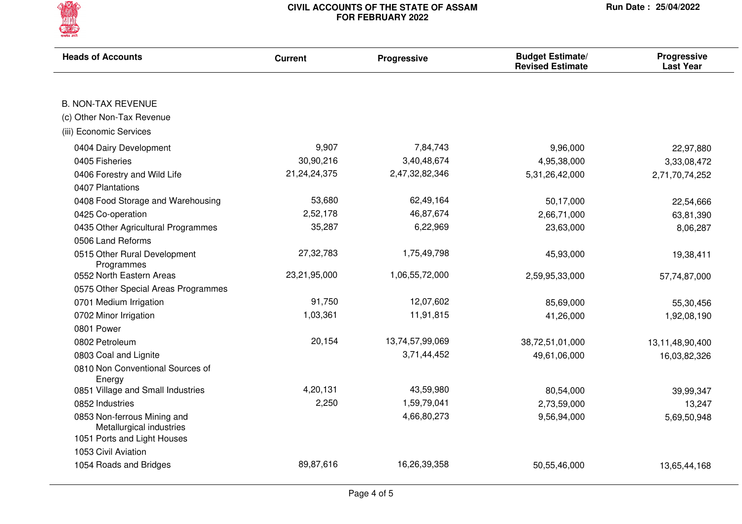# CIVIL ACCOUNTS OF THE STATE OF ASSAM
## FOR FEBRUARY 2022

Run Date : 25/04/2022

| Heads of Accounts | Current | Progressive | Budget Estimate/ Revised Estimate | Progressive Last Year |
|---|---|---|---|---|
| B. NON-TAX REVENUE | | | | |
| (c) Other Non-Tax Revenue | | | | |
| (iii) Economic Services | | | | |
| 0404 Dairy Development | 9,907 | 7,84,743 | 9,96,000 | 22,97,880 |
| 0405 Fisheries | 30,90,216 | 3,40,48,674 | 4,95,38,000 | 3,33,08,472 |
| 0406 Forestry and Wild Life | 21,24,24,375 | 2,47,32,82,346 | 5,31,26,42,000 | 2,71,70,74,252 |
| 0407 Plantations | | | | |
| 0408 Food Storage and Warehousing | 53,680 | 62,49,164 | 50,17,000 | 22,54,666 |
| 0425 Co-operation | 2,52,178 | 46,87,674 | 2,66,71,000 | 63,81,390 |
| 0435 Other Agricultural Programmes | 35,287 | 6,22,969 | 23,63,000 | 8,06,287 |
| 0506 Land Reforms | | | | |
| 0515 Other Rural Development Programmes | 27,32,783 | 1,75,49,798 | 45,93,000 | 19,38,411 |
| 0552 North Eastern Areas | 23,21,95,000 | 1,06,55,72,000 | 2,59,95,33,000 | 57,74,87,000 |
| 0575 Other Special Areas Programmes | | | | |
| 0701 Medium Irrigation | 91,750 | 12,07,602 | 85,69,000 | 55,30,456 |
| 0702 Minor Irrigation | 1,03,361 | 11,91,815 | 41,26,000 | 1,92,08,190 |
| 0801 Power | | | | |
| 0802 Petroleum | 20,154 | 13,74,57,99,069 | 38,72,51,01,000 | 13,11,48,90,400 |
| 0803 Coal and Lignite | | 3,71,44,452 | 49,61,06,000 | 16,03,82,326 |
| 0810 Non Conventional Sources of Energy | | | | |
| 0851 Village and Small Industries | 4,20,131 | 43,59,980 | 80,54,000 | 39,99,347 |
| 0852 Industries | 2,250 | 1,59,79,041 | 2,73,59,000 | 13,247 |
| 0853 Non-ferrous Mining and Metallurgical industries | | 4,66,80,273 | 9,56,94,000 | 5,69,50,948 |
| 1051 Ports and Light Houses | | | | |
| 1053 Civil Aviation | | | | |
| 1054 Roads and Bridges | 89,87,616 | 16,26,39,358 | 50,55,46,000 | 13,65,44,168 |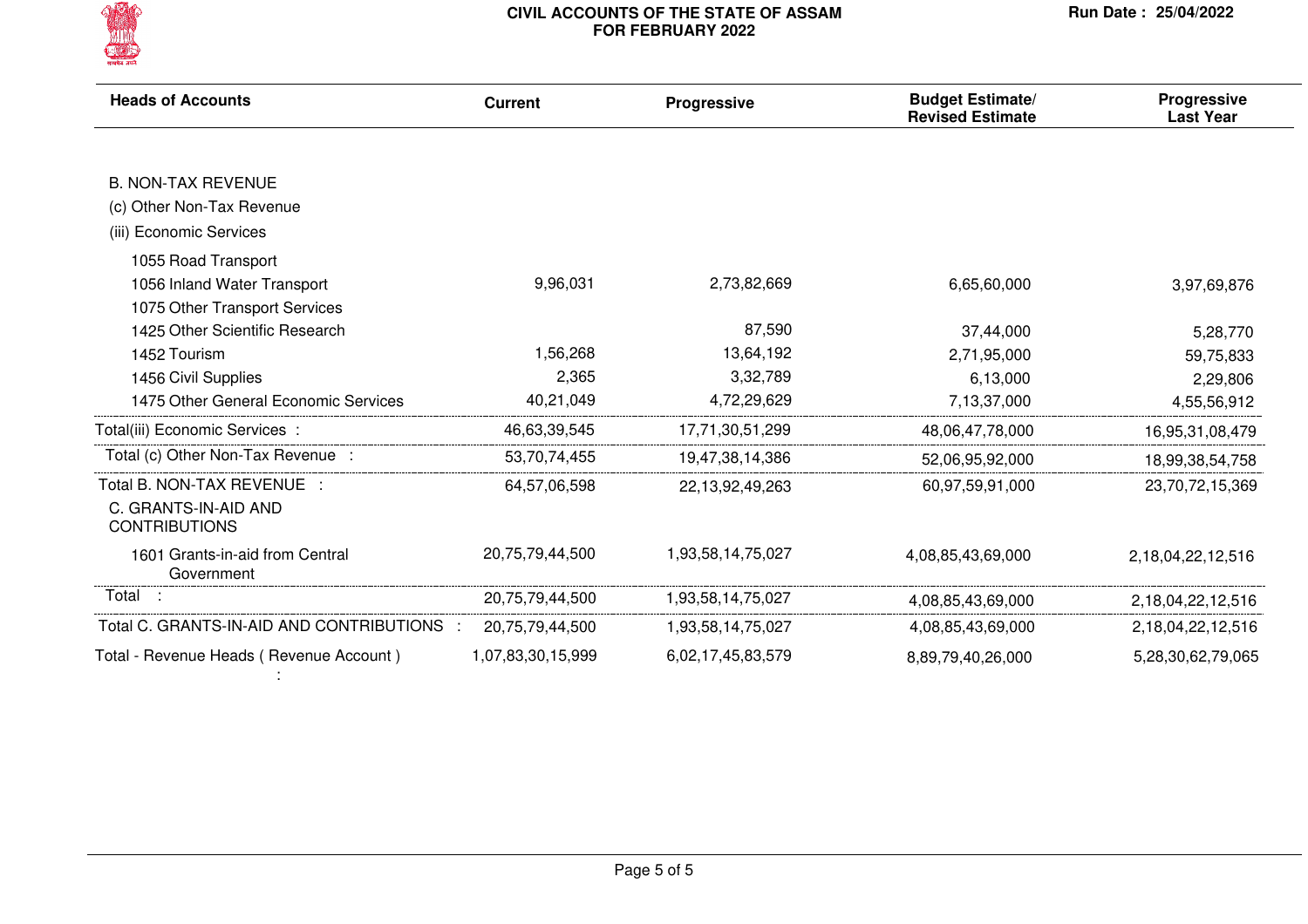# CIVIL ACCOUNTS OF THE STATE OF ASSAM
## FOR FEBRUARY 2022

Run Date : 25/04/2022

| Heads of Accounts | Current | Progressive | Budget Estimate/ Revised Estimate | Progressive Last Year |
|---|---|---|---|---|
| B. NON-TAX REVENUE | | | | |
| (c) Other Non-Tax Revenue | | | | |
| (iii) Economic Services | | | | |
| 1055 Road Transport | | | | |
| 1056 Inland Water Transport | 9,96,031 | 2,73,82,669 | 6,65,60,000 | 3,97,69,876 |
| 1075 Other Transport Services | | | | |
| 1425 Other Scientific Research | | 87,590 | 37,44,000 | 5,28,770 |
| 1452 Tourism | 1,56,268 | 13,64,192 | 2,71,95,000 | 59,75,833 |
| 1456 Civil Supplies | 2,365 | 3,32,789 | 6,13,000 | 2,29,806 |
| 1475 Other General Economic Services | 40,21,049 | 4,72,29,629 | 7,13,37,000 | 4,55,56,912 |
| Total(iii) Economic Services : | 46,63,39,545 | 17,71,30,51,299 | 48,06,47,78,000 | 16,95,31,08,479 |
| Total (c) Other Non-Tax Revenue : | 53,70,74,455 | 19,47,38,14,386 | 52,06,95,92,000 | 18,99,38,54,758 |
| Total B. NON-TAX REVENUE : | 64,57,06,598 | 22,13,92,49,263 | 60,97,59,91,000 | 23,70,72,15,369 |
| C. GRANTS-IN-AID AND CONTRIBUTIONS | | | | |
| 1601 Grants-in-aid from Central Government | 20,75,79,44,500 | 1,93,58,14,75,027 | 4,08,85,43,69,000 | 2,18,04,22,12,516 |
| Total : | 20,75,79,44,500 | 1,93,58,14,75,027 | 4,08,85,43,69,000 | 2,18,04,22,12,516 |
| Total C. GRANTS-IN-AID AND CONTRIBUTIONS : | 20,75,79,44,500 | 1,93,58,14,75,027 | 4,08,85,43,69,000 | 2,18,04,22,12,516 |
| Total - Revenue Heads ( Revenue Account ) : | 1,07,83,30,15,999 | 6,02,17,45,83,579 | 8,89,79,40,26,000 | 5,28,30,62,79,065 |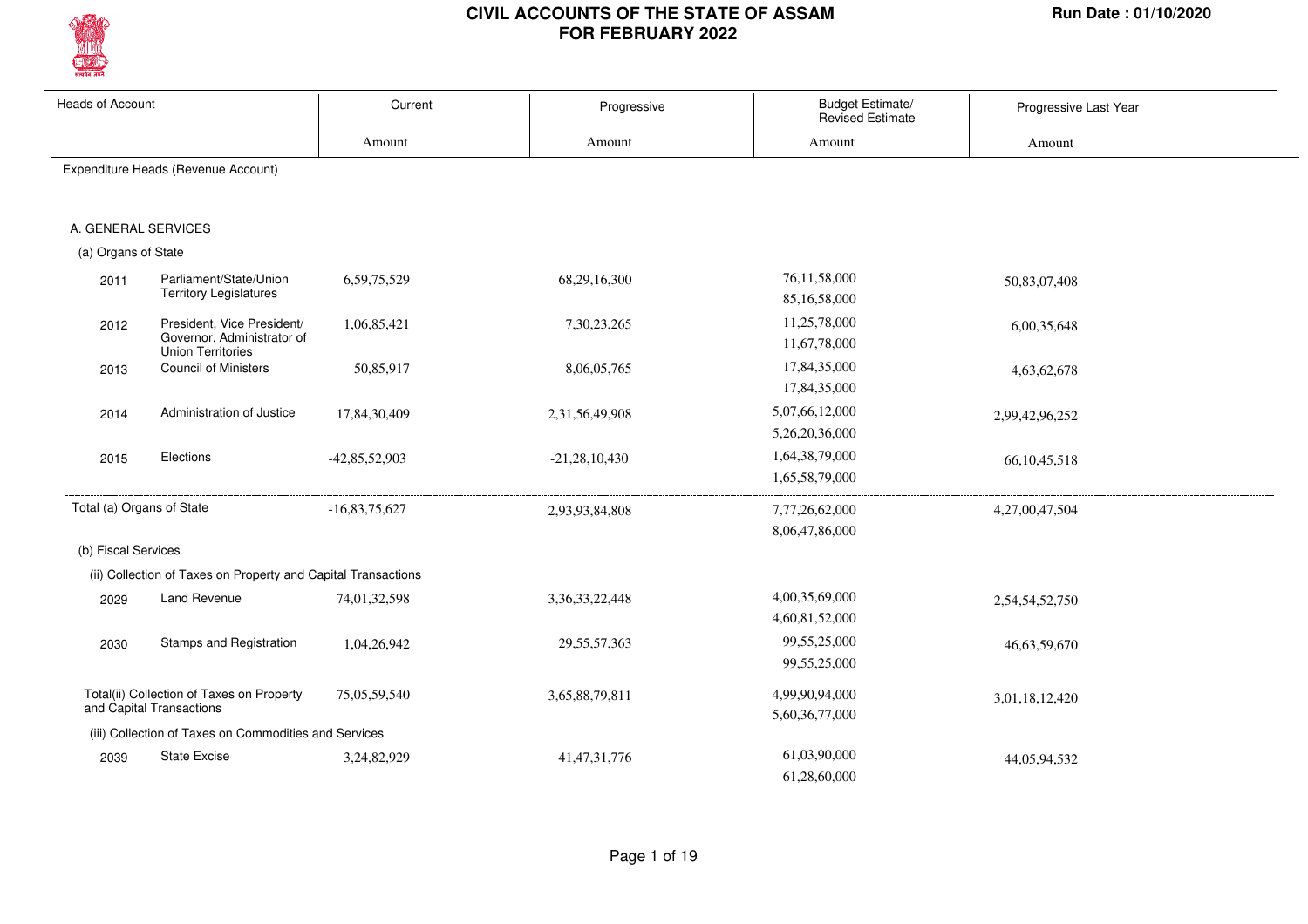# CIVIL ACCOUNTS OF THE STATE OF ASSAM
## FOR FEBRUARY 2022

Run Date : 01/10/2020

| Heads of Account | | Current | Progressive | Budget Estimate/ Revised Estimate | Progressive Last Year |
|---|---|---|---|---|---|
| | | Amount | Amount | Amount | Amount |
| **Expenditure Heads (Revenue Account)** | | | | | |
| **A. GENERAL SERVICES** | | | | | |
| **(a) Organs of State** | | | | | |
| 2011 | Parliament/State/Union Territory Legislatures | 6,59,75,529 | 68,29,16,300 | 76,11,58,000<br>85,16,58,000 | 50,83,07,408 |
| 2012 | President, Vice President/ Governor, Administrator of Union Territories | 1,06,85,421 | 7,30,23,265 | 11,25,78,000<br>11,67,78,000 | 6,00,35,648 |
| 2013 | Council of Ministers | 50,85,917 | 8,06,05,765 | 17,84,35,000<br>17,84,35,000 | 4,63,62,678 |
| 2014 | Administration of Justice | 17,84,30,409 | 2,31,56,49,908 | 5,07,66,12,000<br>5,26,20,36,000 | 2,99,42,96,252 |
| 2015 | Elections | -42,85,52,903 | -21,28,10,430 | 1,64,38,79,000<br>1,65,58,79,000 | 66,10,45,518 |
| Total (a) Organs of State | | -16,83,75,627 | 2,93,93,84,808 | 7,77,26,62,000<br>8,06,47,86,000 | 4,27,00,47,504 |
| **(b) Fiscal Services** | | | | | |
| (ii) Collection of Taxes on Property and Capital Transactions | | | | | |
| 2029 | Land Revenue | 74,01,32,598 | 3,36,33,22,448 | 4,00,35,69,000<br>4,60,81,52,000 | 2,54,54,52,750 |
| 2030 | Stamps and Registration | 1,04,26,942 | 29,55,57,363 | 99,55,25,000<br>99,55,25,000 | 46,63,59,670 |
| Total(ii) Collection of Taxes on Property and Capital Transactions | | 75,05,59,540 | 3,65,88,79,811 | 4,99,90,94,000<br>5,60,36,77,000 | 3,01,18,12,420 |
| (iii) Collection of Taxes on Commodities and Services | | | | | |
| 2039 | State Excise | 3,24,82,929 | 41,47,31,776 | 61,03,90,000<br>61,28,60,000 | 44,05,94,532 |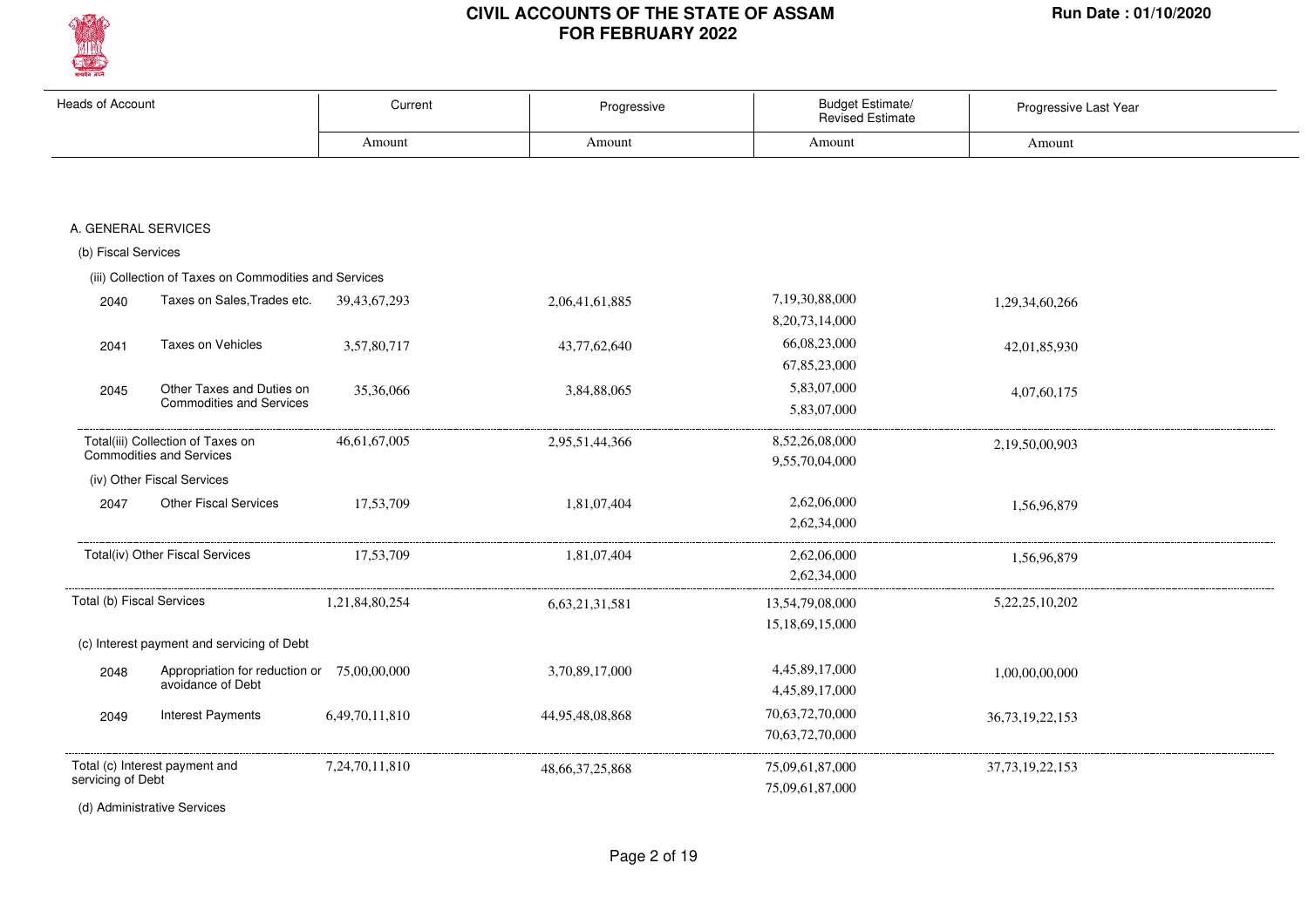# CIVIL ACCOUNTS OF THE STATE OF ASSAM
## FOR FEBRUARY 2022

Run Date : 01/10/2020

| Heads of Account | | Current | Progressive | Budget Estimate/ Revised Estimate | Progressive Last Year |
|---|---|---|---|---|---|
| | | Amount | Amount | Amount | Amount |
| **A. GENERAL SERVICES** | | | | | |
| (b) Fiscal Services | | | | | |
| (iii) Collection of Taxes on Commodities and Services | | | | | |
| 2040 | Taxes on Sales,Trades etc. | 39,43,67,293 | 2,06,41,61,885 | 7,19,30,88,000<br>8,20,73,14,000 | 1,29,34,60,266 |
| 2041 | Taxes on Vehicles | 3,57,80,717 | 43,77,62,640 | 66,08,23,000<br>67,85,23,000 | 42,01,85,930 |
| 2045 | Other Taxes and Duties on Commodities and Services | 35,36,066 | 3,84,88,065 | 5,83,07,000<br>5,83,07,000 | 4,07,60,175 |
| Total(iii) Collection of Taxes on Commodities and Services | | 46,61,67,005 | 2,95,51,44,366 | 8,52,26,08,000<br>9,55,70,04,000 | 2,19,50,00,903 |
| (iv) Other Fiscal Services | | | | | |
| 2047 | Other Fiscal Services | 17,53,709 | 1,81,07,404 | 2,62,06,000<br>2,62,34,000 | 1,56,96,879 |
| Total(iv) Other Fiscal Services | | 17,53,709 | 1,81,07,404 | 2,62,06,000<br>2,62,34,000 | 1,56,96,879 |
| Total (b) Fiscal Services | | 1,21,84,80,254 | 6,63,21,31,581 | 13,54,79,08,000<br>15,18,69,15,000 | 5,22,25,10,202 |
| (c) Interest payment and servicing of Debt | | | | | |
| 2048 | Appropriation for reduction or avoidance of Debt | 75,00,00,000 | 3,70,89,17,000 | 4,45,89,17,000<br>4,45,89,17,000 | 1,00,00,00,000 |
| 2049 | Interest Payments | 6,49,70,11,810 | 44,95,48,08,868 | 70,63,72,70,000<br>70,63,72,70,000 | 36,73,19,22,153 |
| Total (c) Interest payment and servicing of Debt | | 7,24,70,11,810 | 48,66,37,25,868 | 75,09,61,87,000<br>75,09,61,87,000 | 37,73,19,22,153 |
| (d) Administrative Services | | | | | |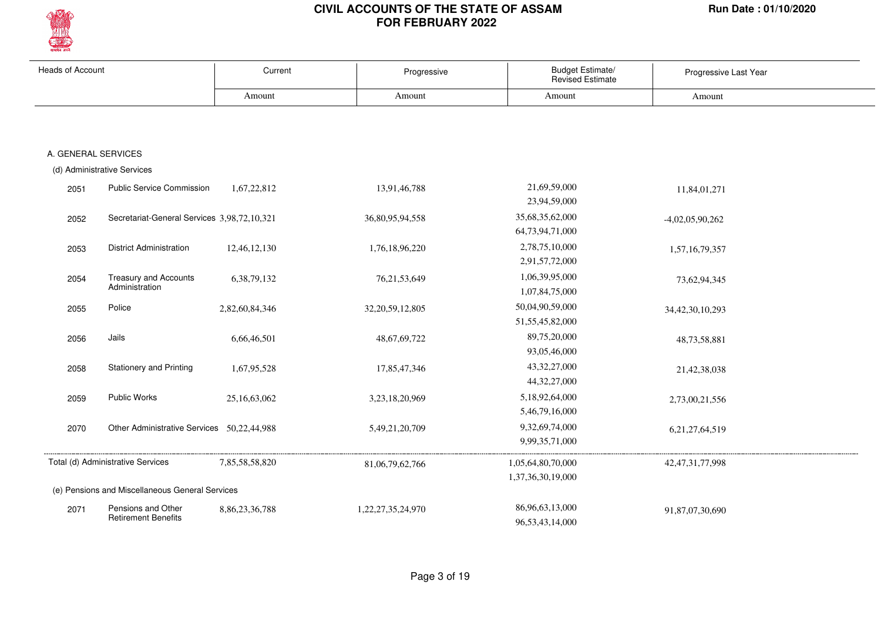# CIVIL ACCOUNTS OF THE STATE OF ASSAM
# FOR FEBRUARY 2022

Run Date : 01/10/2020

| Heads of Account | | Current | Progressive | Budget Estimate/ Revised Estimate | Progressive Last Year |
|---|---|---|---|---|---|
| | | Amount | Amount | Amount | Amount |
| **A. GENERAL SERVICES** | | | | | |
| (d) Administrative Services | | | | | |
| 2051 | Public Service Commission | 1,67,22,812 | 13,91,46,788 | 21,69,59,000<br>23,94,59,000 | 11,84,01,271 |
| 2052 | Secretariat-General Services | 3,98,72,10,321 | 36,80,95,94,558 | 35,68,35,62,000<br>64,73,94,71,000 | -4,02,05,90,262 |
| 2053 | District Administration | 12,46,12,130 | 1,76,18,96,220 | 2,78,75,10,000<br>2,91,57,72,000 | 1,57,16,79,357 |
| 2054 | Treasury and Accounts Administration | 6,38,79,132 | 76,21,53,649 | 1,06,39,95,000<br>1,07,84,75,000 | 73,62,94,345 |
| 2055 | Police | 2,82,60,84,346 | 32,20,59,12,805 | 50,04,90,59,000<br>51,55,45,82,000 | 34,42,30,10,293 |
| 2056 | Jails | 6,66,46,501 | 48,67,69,722 | 89,75,20,000<br>93,05,46,000 | 48,73,58,881 |
| 2058 | Stationery and Printing | 1,67,95,528 | 17,85,47,346 | 43,32,27,000<br>44,32,27,000 | 21,42,38,038 |
| 2059 | Public Works | 25,16,63,062 | 3,23,18,20,969 | 5,18,92,64,000<br>5,46,79,16,000 | 2,73,00,21,556 |
| 2070 | Other Administrative Services | 50,22,44,988 | 5,49,21,20,709 | 9,32,69,74,000<br>9,99,35,71,000 | 6,21,27,64,519 |
| Total (d) Administrative Services | | 7,85,58,58,820 | 81,06,79,62,766 | 1,05,64,80,70,000<br>1,37,36,30,19,000 | 42,47,31,77,998 |
| (e) Pensions and Miscellaneous General Services | | | | | |
| 2071 | Pensions and Other Retirement Benefits | 8,86,23,36,788 | 1,22,27,35,24,970 | 86,96,63,13,000<br>96,53,43,14,000 | 91,87,07,30,690 |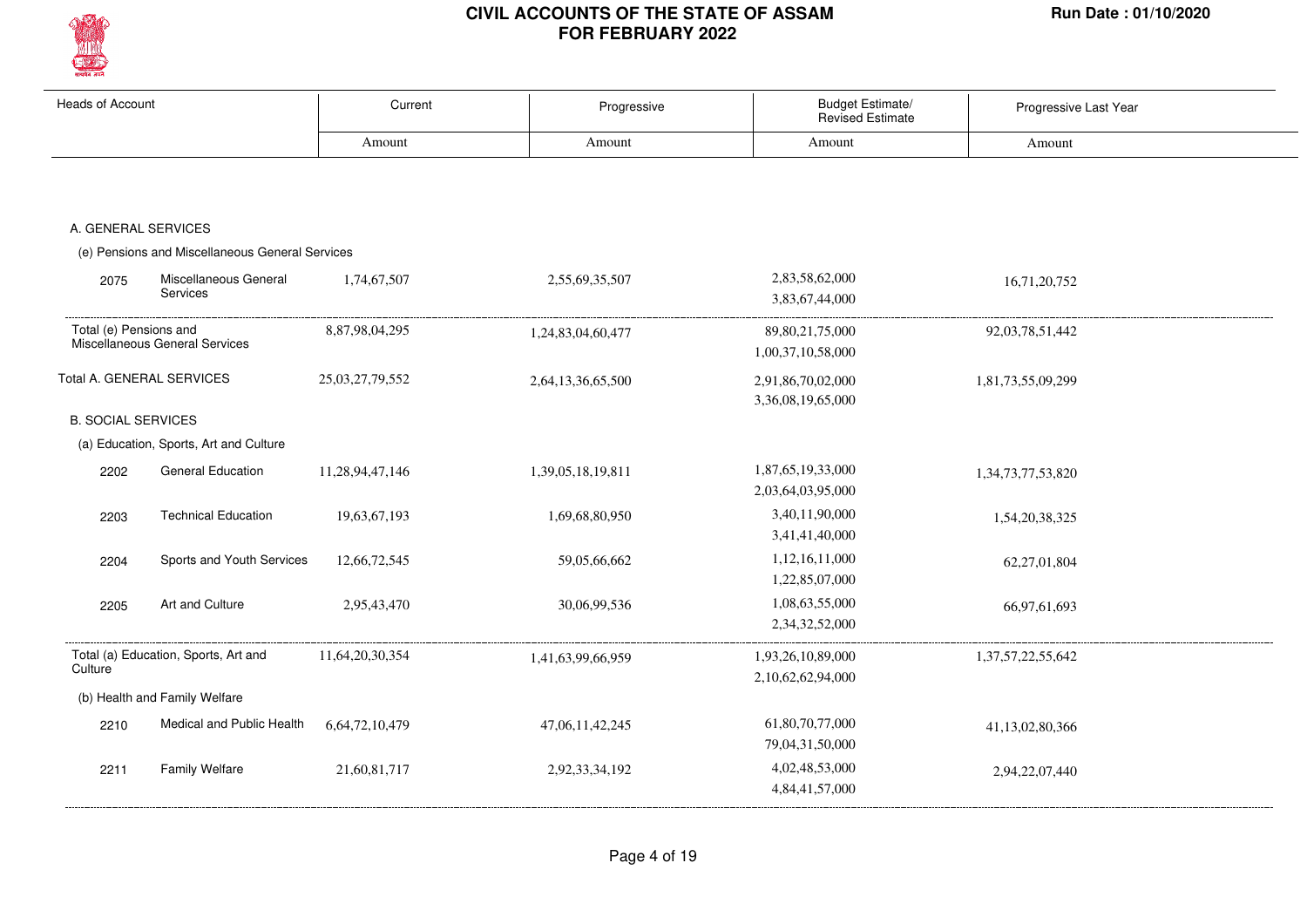# CIVIL ACCOUNTS OF THE STATE OF ASSAM FOR FEBRUARY 2022

Run Date : 01/10/2020

| Heads of Account | | Current | Progressive | Budget Estimate/ Revised Estimate | Progressive Last Year |
|---|---|---|---|---|---|
| | | Amount | Amount | Amount | Amount |
| **A. GENERAL SERVICES** | | | | | |
| (e) Pensions and Miscellaneous General Services | | | | | |
| 2075 | Miscellaneous General Services | 1,74,67,507 | 2,55,69,35,507 | 2,83,58,62,000<br>3,83,67,44,000 | 16,71,20,752 |
| Total (e) Pensions and Miscellaneous General Services | | 8,87,98,04,295 | 1,24,83,04,60,477 | 89,80,21,75,000<br>1,00,37,10,58,000 | 92,03,78,51,442 |
| Total A. GENERAL SERVICES | | 25,03,27,79,552 | 2,64,13,36,65,500 | 2,91,86,70,02,000<br>3,36,08,19,65,000 | 1,81,73,55,09,299 |
| **B. SOCIAL SERVICES** | | | | | |
| (a) Education, Sports, Art and Culture | | | | | |
| 2202 | General Education | 11,28,94,47,146 | 1,39,05,18,19,811 | 1,87,65,19,33,000<br>2,03,64,03,95,000 | 1,34,73,77,53,820 |
| 2203 | Technical Education | 19,63,67,193 | 1,69,68,80,950 | 3,40,11,90,000<br>3,41,41,40,000 | 1,54,20,38,325 |
| 2204 | Sports and Youth Services | 12,66,72,545 | 59,05,66,662 | 1,12,16,11,000<br>1,22,85,07,000 | 62,27,01,804 |
| 2205 | Art and Culture | 2,95,43,470 | 30,06,99,536 | 1,08,63,55,000<br>2,34,32,52,000 | 66,97,61,693 |
| Total (a) Education, Sports, Art and Culture | | 11,64,20,30,354 | 1,41,63,99,66,959 | 1,93,26,10,89,000<br>2,10,62,62,94,000 | 1,37,57,22,55,642 |
| (b) Health and Family Welfare | | | | | |
| 2210 | Medical and Public Health | 6,64,72,10,479 | 47,06,11,42,245 | 61,80,70,77,000<br>79,04,31,50,000 | 41,13,02,80,366 |
| 2211 | Family Welfare | 21,60,81,717 | 2,92,33,34,192 | 4,02,48,53,000<br>4,84,41,57,000 | 2,94,22,07,440 |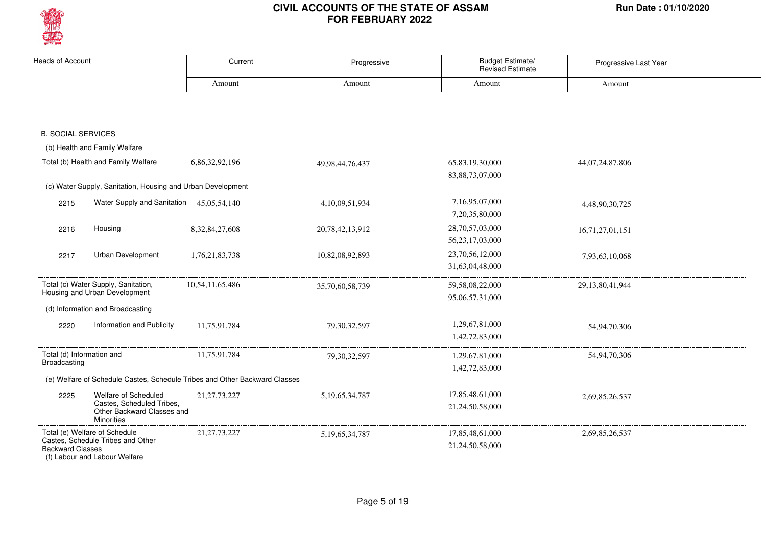# CIVIL ACCOUNTS OF THE STATE OF ASSAM
# FOR FEBRUARY 2022

Run Date : 01/10/2020

| Heads of Account | | Current | Progressive | Budget Estimate/ Revised Estimate | Progressive Last Year |
|---|---|---|---|---|---|
| | | Amount | Amount | Amount | Amount |
| **B. SOCIAL SERVICES** | | | | | |
| (b) Health and Family Welfare | | | | | |
| Total (b) Health and Family Welfare | | 6,86,32,92,196 | 49,98,44,76,437 | 65,83,19,30,000<br>83,88,73,07,000 | 44,07,24,87,806 |
| (c) Water Supply, Sanitation, Housing and Urban Development | | | | | |
| 2215 | Water Supply and Sanitation | 45,05,54,140 | 4,10,09,51,934 | 7,16,95,07,000<br>7,20,35,80,000 | 4,48,90,30,725 |
| 2216 | Housing | 8,32,84,27,608 | 20,78,42,13,912 | 28,70,57,03,000<br>56,23,17,03,000 | 16,71,27,01,151 |
| 2217 | Urban Development | 1,76,21,83,738 | 10,82,08,92,893 | 23,70,56,12,000<br>31,63,04,48,000 | 7,93,63,10,068 |
| Total (c) Water Supply, Sanitation, Housing and Urban Development | | 10,54,11,65,486 | 35,70,60,58,739 | 59,58,08,22,000<br>95,06,57,31,000 | 29,13,80,41,944 |
| (d) Information and Broadcasting | | | | | |
| 2220 | Information and Publicity | 11,75,91,784 | 79,30,32,597 | 1,29,67,81,000<br>1,42,72,83,000 | 54,94,70,306 |
| Total (d) Information and Broadcasting | | 11,75,91,784 | 79,30,32,597 | 1,29,67,81,000<br>1,42,72,83,000 | 54,94,70,306 |
| (e) Welfare of Schedule Castes, Schedule Tribes and Other Backward Classes | | | | | |
| 2225 | Welfare of Scheduled Castes, Scheduled Tribes, Other Backward Classes and Minorities | 21,27,73,227 | 5,19,65,34,787 | 17,85,48,61,000<br>21,24,50,58,000 | 2,69,85,26,537 |
| Total (e) Welfare of Schedule Castes, Schedule Tribes and Other Backward Classes | | 21,27,73,227 | 5,19,65,34,787 | 17,85,48,61,000<br>21,24,50,58,000 | 2,69,85,26,537 |
| (f) Labour and Labour Welfare | | | | | |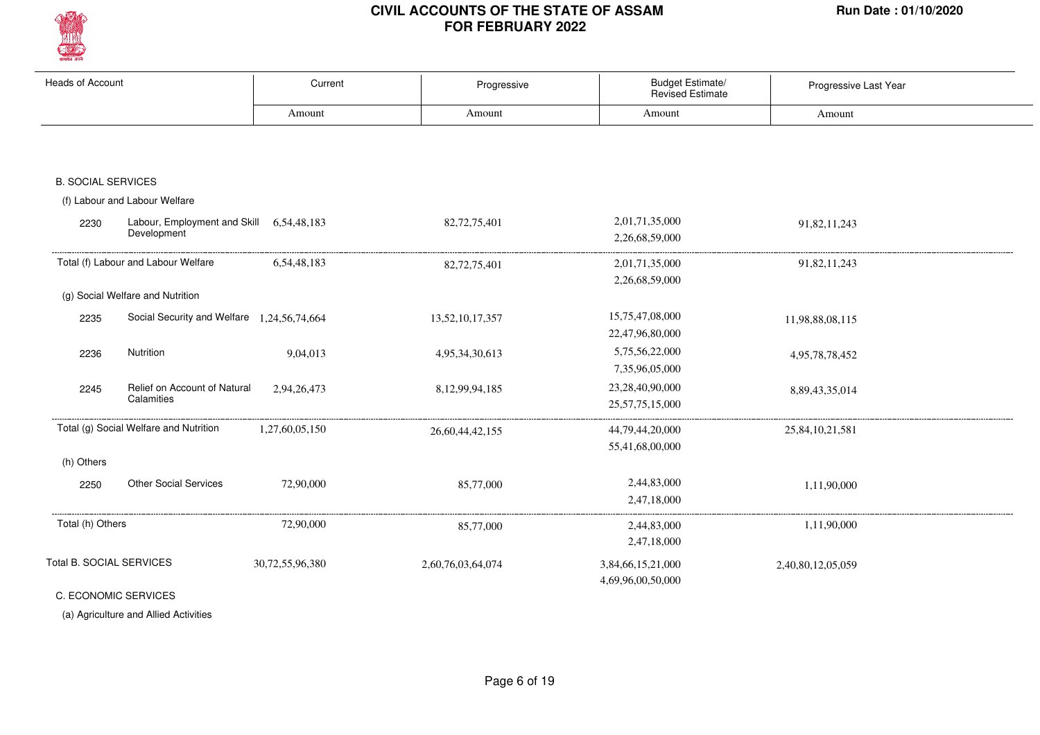| Heads of Account | | Current | Progressive | Budget Estimate/ Revised Estimate | Progressive Last Year |
|---|---|---|---|---|---|
| | | Amount | Amount | Amount | Amount |
| **B. SOCIAL SERVICES** | | | | | |
| (f) Labour and Labour Welfare | | | | | |
| 2230 | Labour, Employment and Skill Development | 6,54,48,183 | 82,72,75,401 | 2,01,71,35,000<br>2,26,68,59,000 | 91,82,11,243 |
| Total (f) Labour and Labour Welfare | | 6,54,48,183 | 82,72,75,401 | 2,01,71,35,000<br>2,26,68,59,000 | 91,82,11,243 |
| (g) Social Welfare and Nutrition | | | | | |
| 2235 | Social Security and Welfare | 1,24,56,74,664 | 13,52,10,17,357 | 15,75,47,08,000<br>22,47,96,80,000 | 11,98,88,08,115 |
| 2236 | Nutrition | 9,04,013 | 4,95,34,30,613 | 5,75,56,22,000<br>7,35,96,05,000 | 4,95,78,78,452 |
| 2245 | Relief on Account of Natural Calamities | 2,94,26,473 | 8,12,99,94,185 | 23,28,40,90,000<br>25,57,75,15,000 | 8,89,43,35,014 |
| Total (g) Social Welfare and Nutrition | | 1,27,60,05,150 | 26,60,44,42,155 | 44,79,44,20,000<br>55,41,68,00,000 | 25,84,10,21,581 |
| (h) Others | | | | | |
| 2250 | Other Social Services | 72,90,000 | 85,77,000 | 2,44,83,000<br>2,47,18,000 | 1,11,90,000 |
| Total (h) Others | | 72,90,000 | 85,77,000 | 2,44,83,000<br>2,47,18,000 | 1,11,90,000 |
| Total B. SOCIAL SERVICES | | 30,72,55,96,380 | 2,60,76,03,64,074 | 3,84,66,15,21,000<br>4,69,96,00,50,000 | 2,40,80,12,05,059 |
| **C. ECONOMIC SERVICES** | | | | | |
| (a) Agriculture and Allied Activities | | | | | |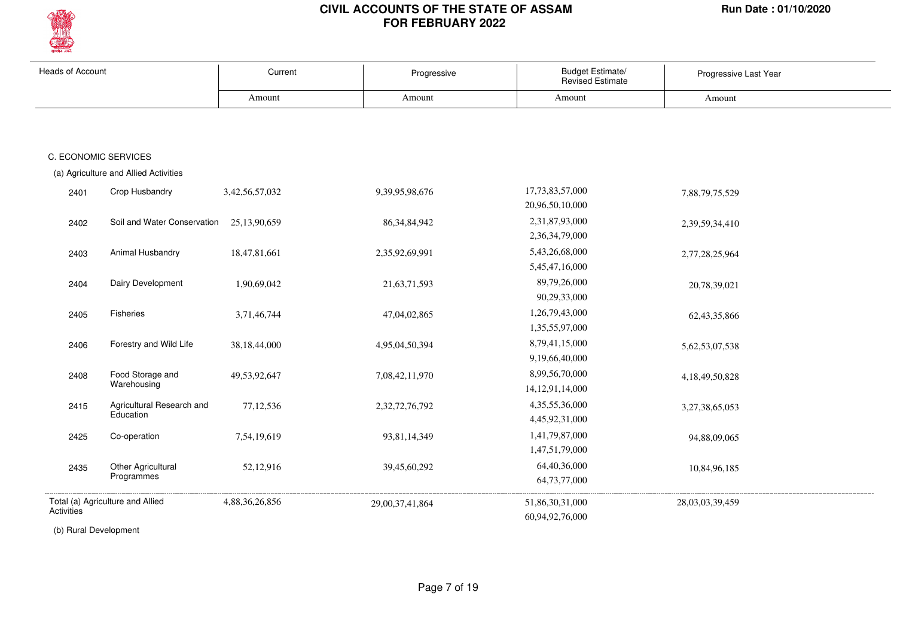# CIVIL ACCOUNTS OF THE STATE OF ASSAM
## FOR FEBRUARY 2022

Run Date : 01/10/2020

| Heads of Account | | Current | Progressive | Budget Estimate/ Revised Estimate | Progressive Last Year |
|---|---|---|---|---|---|
| | | Amount | Amount | Amount | Amount |
| **C. ECONOMIC SERVICES** | | | | | |
| (a) Agriculture and Allied Activities | | | | | |
| 2401 | Crop Husbandry | 3,42,56,57,032 | 9,39,95,98,676 | 17,73,83,57,000<br>20,96,50,10,000 | 7,88,79,75,529 |
| 2402 | Soil and Water Conservation | 25,13,90,659 | 86,34,84,942 | 2,31,87,93,000<br>2,36,34,79,000 | 2,39,59,34,410 |
| 2403 | Animal Husbandry | 18,47,81,661 | 2,35,92,69,991 | 5,43,26,68,000<br>5,45,47,16,000 | 2,77,28,25,964 |
| 2404 | Dairy Development | 1,90,69,042 | 21,63,71,593 | 89,79,26,000<br>90,29,33,000 | 20,78,39,021 |
| 2405 | Fisheries | 3,71,46,744 | 47,04,02,865 | 1,26,79,43,000<br>1,35,55,97,000 | 62,43,35,866 |
| 2406 | Forestry and Wild Life | 38,18,44,000 | 4,95,04,50,394 | 8,79,41,15,000<br>9,19,66,40,000 | 5,62,53,07,538 |
| 2408 | Food Storage and Warehousing | 49,53,92,647 | 7,08,42,11,970 | 8,99,56,70,000<br>14,12,91,14,000 | 4,18,49,50,828 |
| 2415 | Agricultural Research and Education | 77,12,536 | 2,32,72,76,792 | 4,35,55,36,000<br>4,45,92,31,000 | 3,27,38,65,053 |
| 2425 | Co-operation | 7,54,19,619 | 93,81,14,349 | 1,41,79,87,000<br>1,47,51,79,000 | 94,88,09,065 |
| 2435 | Other Agricultural Programmes | 52,12,916 | 39,45,60,292 | 64,40,36,000<br>64,73,77,000 | 10,84,96,185 |
| Total (a) Agriculture and Allied Activities | | 4,88,36,26,856 | 29,00,37,41,864 | 51,86,30,31,000<br>60,94,92,76,000 | 28,03,03,39,459 |

(b) Rural Development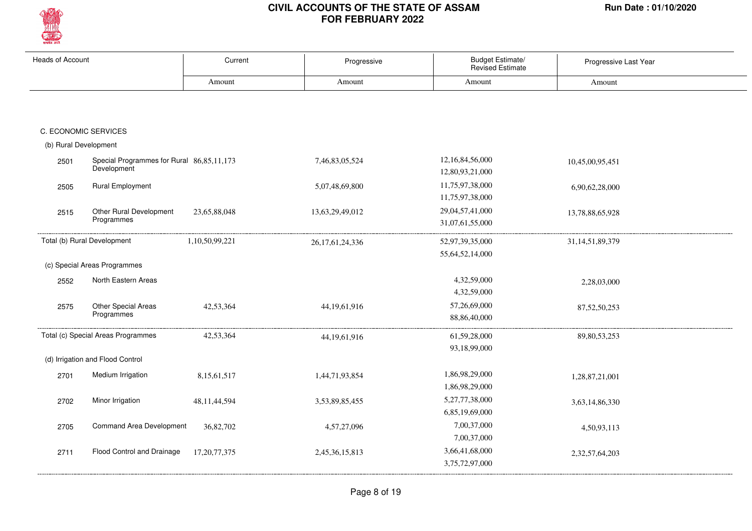# CIVIL ACCOUNTS OF THE STATE OF ASSAM
## FOR FEBRUARY 2022

Run Date : 01/10/2020

| Heads of Account | | Current | Progressive | Budget Estimate/ Revised Estimate | Progressive Last Year |
|---|---|---|---|---|---|
| | | Amount | Amount | Amount | Amount |
| **C. ECONOMIC SERVICES** | | | | | |
| (b) Rural Development | | | | | |
| 2501 | Special Programmes for Rural Development | 86,85,11,173 | 7,46,83,05,524 | 12,16,84,56,000<br>12,80,93,21,000 | 10,45,00,95,451 |
| 2505 | Rural Employment | | 5,07,48,69,800 | 11,75,97,38,000<br>11,75,97,38,000 | 6,90,62,28,000 |
| 2515 | Other Rural Development Programmes | 23,65,88,048 | 13,63,29,49,012 | 29,04,57,41,000<br>31,07,61,55,000 | 13,78,88,65,928 |
| Total (b) Rural Development | | 1,10,50,99,221 | 26,17,61,24,336 | 52,97,39,35,000<br>55,64,52,14,000 | 31,14,51,89,379 |
| (c) Special Areas Programmes | | | | | |
| 2552 | North Eastern Areas | | | 4,32,59,000<br>4,32,59,000 | 2,28,03,000 |
| 2575 | Other Special Areas Programmes | 42,53,364 | 44,19,61,916 | 57,26,69,000<br>88,86,40,000 | 87,52,50,253 |
| Total (c) Special Areas Programmes | | 42,53,364 | 44,19,61,916 | 61,59,28,000<br>93,18,99,000 | 89,80,53,253 |
| (d) Irrigation and Flood Control | | | | | |
| 2701 | Medium Irrigation | 8,15,61,517 | 1,44,71,93,854 | 1,86,98,29,000<br>1,86,98,29,000 | 1,28,87,21,001 |
| 2702 | Minor Irrigation | 48,11,44,594 | 3,53,89,85,455 | 5,27,77,38,000<br>6,85,19,69,000 | 3,63,14,86,330 |
| 2705 | Command Area Development | 36,82,702 | 4,57,27,096 | 7,00,37,000<br>7,00,37,000 | 4,50,93,113 |
| 2711 | Flood Control and Drainage | 17,20,77,375 | 2,45,36,15,813 | 3,66,41,68,000<br>3,75,72,97,000 | 2,32,57,64,203 |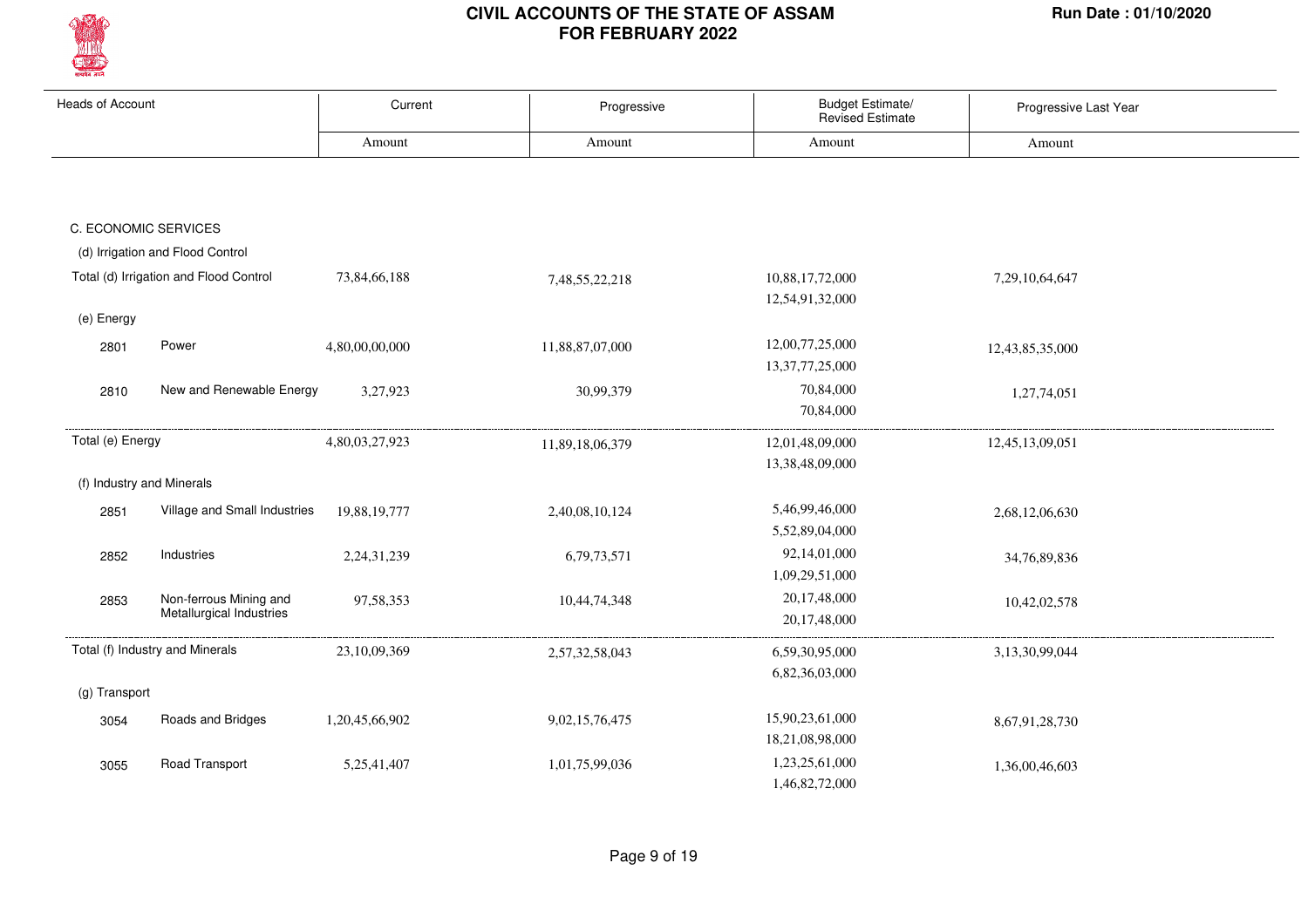# CIVIL ACCOUNTS OF THE STATE OF ASSAM
## FOR FEBRUARY 2022

| Heads of Account | | Current | Progressive | Budget Estimate/ Revised Estimate | Progressive Last Year |
|---|---|---|---|---|---|
| | | Amount | Amount | Amount | Amount |
| C. ECONOMIC SERVICES | | | | | |
| (d) Irrigation and Flood Control | | | | | |
| Total (d) Irrigation and Flood Control | | 73,84,66,188 | 7,48,55,22,218 | 10,88,17,72,000<br>12,54,91,32,000 | 7,29,10,64,647 |
| (e) Energy | | | | | |
| 2801 | Power | 4,80,00,00,000 | 11,88,87,07,000 | 12,00,77,25,000<br>13,37,77,25,000 | 12,43,85,35,000 |
| 2810 | New and Renewable Energy | 3,27,923 | 30,99,379 | 70,84,000<br>70,84,000 | 1,27,74,051 |
| Total (e) Energy | | 4,80,03,27,923 | 11,89,18,06,379 | 12,01,48,09,000<br>13,38,48,09,000 | 12,45,13,09,051 |
| (f) Industry and Minerals | | | | | |
| 2851 | Village and Small Industries | 19,88,19,777 | 2,40,08,10,124 | 5,46,99,46,000<br>5,52,89,04,000 | 2,68,12,06,630 |
| 2852 | Industries | 2,24,31,239 | 6,79,73,571 | 92,14,01,000<br>1,09,29,51,000 | 34,76,89,836 |
| 2853 | Non-ferrous Mining and Metallurgical Industries | 97,58,353 | 10,44,74,348 | 20,17,48,000<br>20,17,48,000 | 10,42,02,578 |
| Total (f) Industry and Minerals | | 23,10,09,369 | 2,57,32,58,043 | 6,59,30,95,000<br>6,82,36,03,000 | 3,13,30,99,044 |
| (g) Transport | | | | | |
| 3054 | Roads and Bridges | 1,20,45,66,902 | 9,02,15,76,475 | 15,90,23,61,000<br>18,21,08,98,000 | 8,67,91,28,730 |
| 3055 | Road Transport | 5,25,41,407 | 1,01,75,99,036 | 1,23,25,61,000<br>1,46,82,72,000 | 1,36,00,46,603 |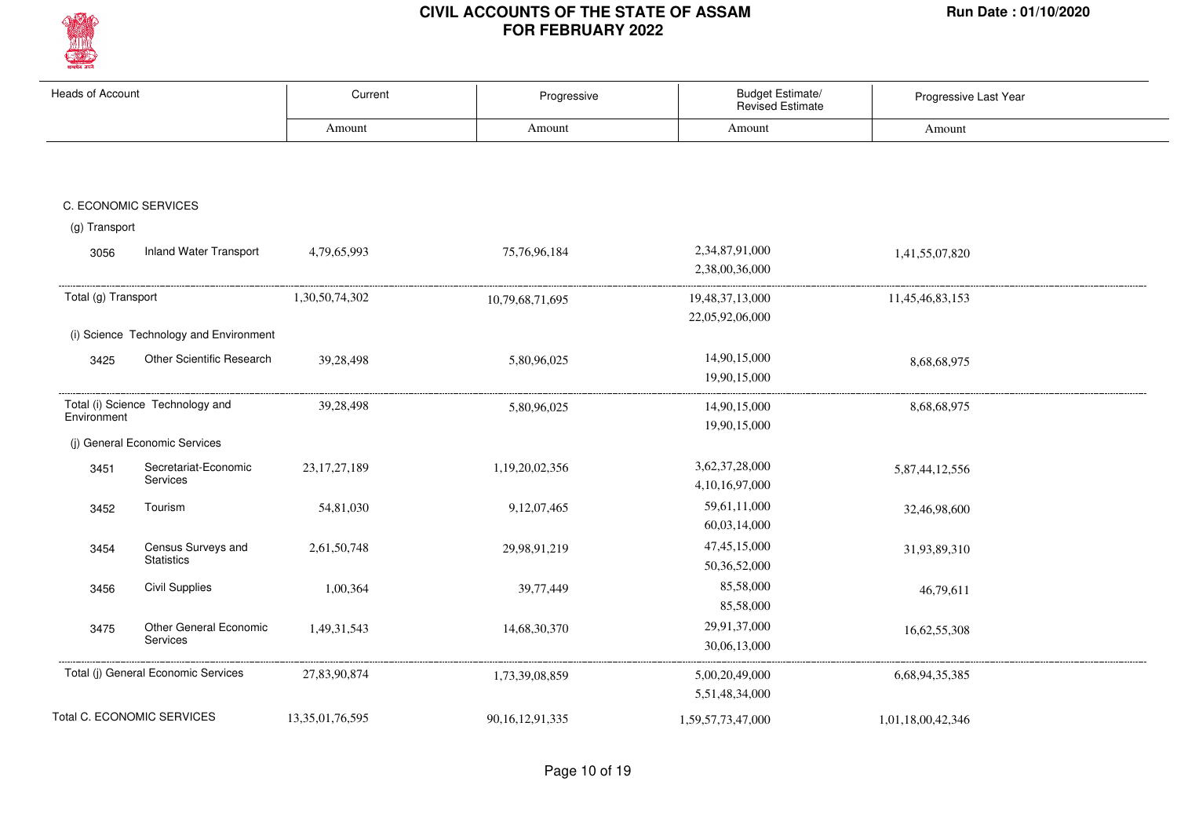# CIVIL ACCOUNTS OF THE STATE OF ASSAM
# FOR FEBRUARY 2022

Run Date : 01/10/2020

| Heads of Account | | Current | Progressive | Budget Estimate/ Revised Estimate | Progressive Last Year |
|---|---|---|---|---|---|
| | | Amount | Amount | Amount | Amount |
| **C. ECONOMIC SERVICES** | | | | | |
| (g) Transport | | | | | |
| 3056 | Inland Water Transport | 4,79,65,993 | 75,76,96,184 | 2,34,87,91,000<br>2,38,00,36,000 | 1,41,55,07,820 |
| Total (g) Transport | | 1,30,50,74,302 | 10,79,68,71,695 | 19,48,37,13,000<br>22,05,92,06,000 | 11,45,46,83,153 |
| (i) Science Technology and Environment | | | | | |
| 3425 | Other Scientific Research | 39,28,498 | 5,80,96,025 | 14,90,15,000<br>19,90,15,000 | 8,68,68,975 |
| Total (i) Science Technology and Environment | | 39,28,498 | 5,80,96,025 | 14,90,15,000<br>19,90,15,000 | 8,68,68,975 |
| (j) General Economic Services | | | | | |
| 3451 | Secretariat-Economic Services | 23,17,27,189 | 1,19,20,02,356 | 3,62,37,28,000<br>4,10,16,97,000 | 5,87,44,12,556 |
| 3452 | Tourism | 54,81,030 | 9,12,07,465 | 59,61,11,000<br>60,03,14,000 | 32,46,98,600 |
| 3454 | Census Surveys and Statistics | 2,61,50,748 | 29,98,91,219 | 47,45,15,000<br>50,36,52,000 | 31,93,89,310 |
| 3456 | Civil Supplies | 1,00,364 | 39,77,449 | 85,58,000<br>85,58,000 | 46,79,611 |
| 3475 | Other General Economic Services | 1,49,31,543 | 14,68,30,370 | 29,91,37,000<br>30,06,13,000 | 16,62,55,308 |
| Total (j) General Economic Services | | 27,83,90,874 | 1,73,39,08,859 | 5,00,20,49,000<br>5,51,48,34,000 | 6,68,94,35,385 |
| Total C. ECONOMIC SERVICES | | 13,35,01,76,595 | 90,16,12,91,335 | 1,59,57,73,47,000 | 1,01,18,00,42,346 |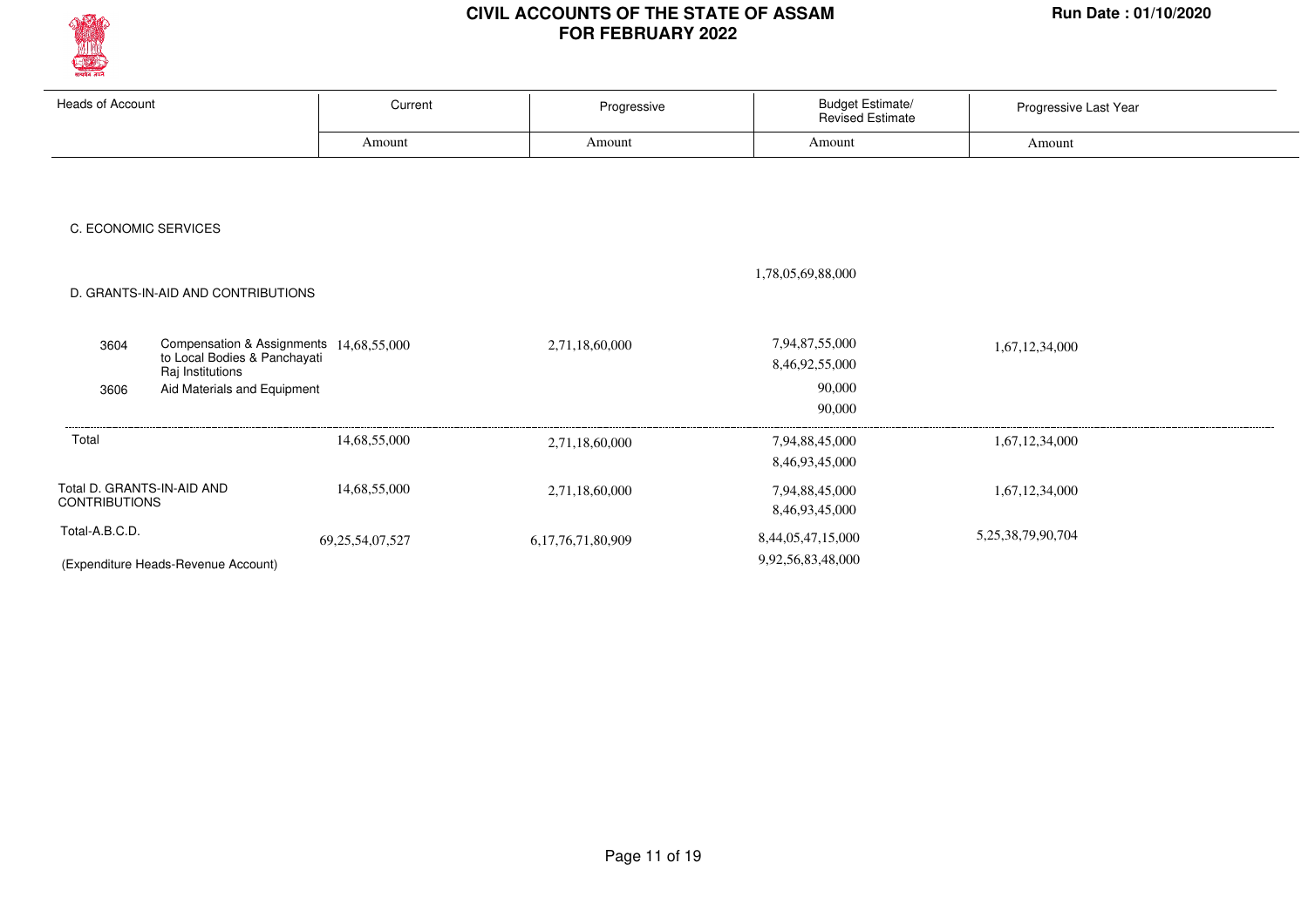# CIVIL ACCOUNTS OF THE STATE OF ASSAM
## FOR FEBRUARY 2022

Run Date : 01/10/2020

| Heads of Account | | Current | Progressive | Budget Estimate/ Revised Estimate | Progressive Last Year |
|---|---|---|---|---|---|
| | | Amount | Amount | Amount | Amount |
| C. ECONOMIC SERVICES | | | | | |
| | | | | 1,78,05,69,88,000 | |
| D. GRANTS-IN-AID AND CONTRIBUTIONS | | | | | |
| 3604 | Compensation & Assignments to Local Bodies & Panchayati Raj Institutions | 14,68,55,000 | 2,71,18,60,000 | 7,94,87,55,000<br>8,46,92,55,000 | 1,67,12,34,000 |
| 3606 | Aid Materials and Equipment | | | 90,000<br>90,000 | |
| Total | | 14,68,55,000 | 2,71,18,60,000 | 7,94,88,45,000<br>8,46,93,45,000 | 1,67,12,34,000 |
| Total D. GRANTS-IN-AID AND CONTRIBUTIONS | | 14,68,55,000 | 2,71,18,60,000 | 7,94,88,45,000<br>8,46,93,45,000 | 1,67,12,34,000 |
| Total-A.B.C.D. | | 69,25,54,07,527 | 6,17,76,71,80,909 | 8,44,05,47,15,000<br>9,92,56,83,48,000 | 5,25,38,79,90,704 |
| (Expenditure Heads-Revenue Account) | | | | | |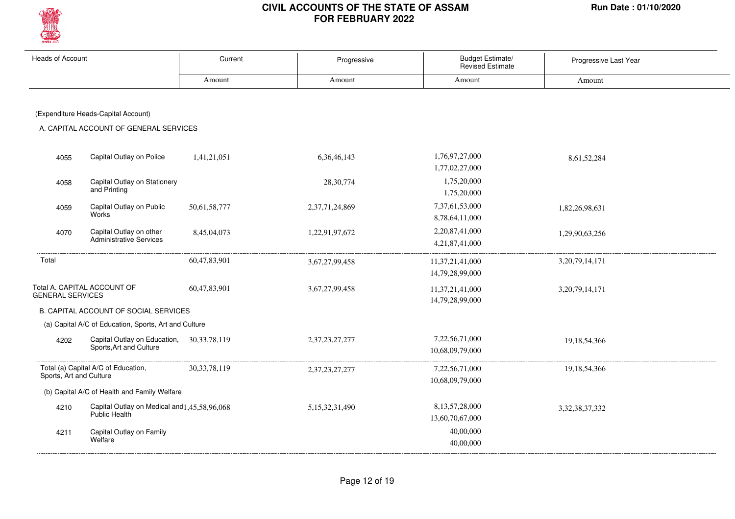# CIVIL ACCOUNTS OF THE STATE OF ASSAM
## FOR FEBRUARY 2022

Run Date : 01/10/2020

| Heads of Account | | Current | Progressive | Budget Estimate/ Revised Estimate | Progressive Last Year |
|---|---|---|---|---|---|
| | | Amount | Amount | Amount | Amount |
| (Expenditure Heads-Capital Account) | | | | | |
| A. CAPITAL ACCOUNT OF GENERAL SERVICES | | | | | |
| 4055 | Capital Outlay on Police | 1,41,21,051 | 6,36,46,143 | 1,76,97,27,000<br>1,77,02,27,000 | 8,61,52,284 |
| 4058 | Capital Outlay on Stationery and Printing | | 28,30,774 | 1,75,20,000<br>1,75,20,000 | |
| 4059 | Capital Outlay on Public Works | 50,61,58,777 | 2,37,71,24,869 | 7,37,61,53,000<br>8,78,64,11,000 | 1,82,26,98,631 |
| 4070 | Capital Outlay on other Administrative Services | 8,45,04,073 | 1,22,91,97,672 | 2,20,87,41,000<br>4,21,87,41,000 | 1,29,90,63,256 |
| Total | | 60,47,83,901 | 3,67,27,99,458 | 11,37,21,41,000<br>14,79,28,99,000 | 3,20,79,14,171 |
| Total A. CAPITAL ACCOUNT OF GENERAL SERVICES | | 60,47,83,901 | 3,67,27,99,458 | 11,37,21,41,000<br>14,79,28,99,000 | 3,20,79,14,171 |
| B. CAPITAL ACCOUNT OF SOCIAL SERVICES | | | | | |
| (a) Capital A/C of Education, Sports, Art and Culture | | | | | |
| 4202 | Capital Outlay on Education, Sports,Art and Culture | 30,33,78,119 | 2,37,23,27,277 | 7,22,56,71,000<br>10,68,09,79,000 | 19,18,54,366 |
| Total (a) Capital A/C of Education, Sports, Art and Culture | | 30,33,78,119 | 2,37,23,27,277 | 7,22,56,71,000<br>10,68,09,79,000 | 19,18,54,366 |
| (b) Capital A/C of Health and Family Welfare | | | | | |
| 4210 | Capital Outlay on Medical and Public Health | 1,45,58,96,068 | 5,15,32,31,490 | 8,13,57,28,000<br>13,60,70,67,000 | 3,32,38,37,332 |
| 4211 | Capital Outlay on Family Welfare | | | 40,00,000<br>40,00,000 | |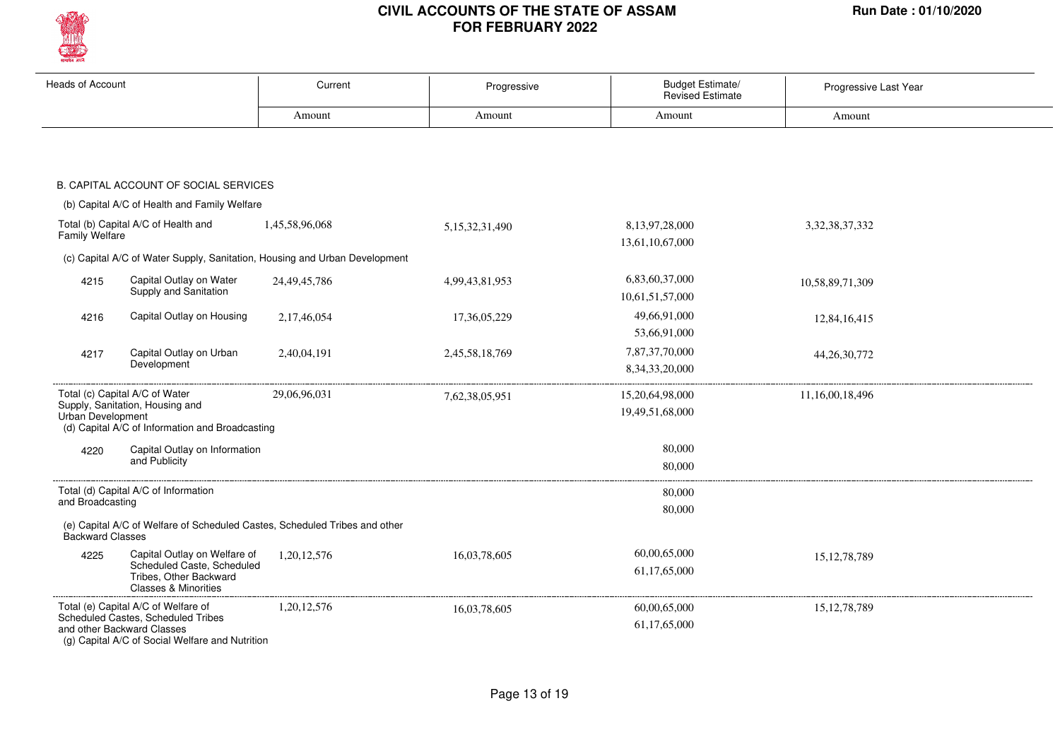# CIVIL ACCOUNTS OF THE STATE OF ASSAM
## FOR FEBRUARY 2022

Run Date : 01/10/2020

| Heads of Account | | Current | Progressive | Budget Estimate/ Revised Estimate | Progressive Last Year |
|---|---|---|---|---|---|
| | | Amount | Amount | Amount | Amount |
| **B. CAPITAL ACCOUNT OF SOCIAL SERVICES** | | | | | |
| (b) Capital A/C of Health and Family Welfare | | | | | |
| Total (b) Capital A/C of Health and Family Welfare | | 1,45,58,96,068 | 5,15,32,31,490 | 8,13,97,28,000<br>13,61,10,67,000 | 3,32,38,37,332 |
| (c) Capital A/C of Water Supply, Sanitation, Housing and Urban Development | | | | | |
| 4215 | Capital Outlay on Water Supply and Sanitation | 24,49,45,786 | 4,99,43,81,953 | 6,83,60,37,000<br>10,61,51,57,000 | 10,58,89,71,309 |
| 4216 | Capital Outlay on Housing | 2,17,46,054 | 17,36,05,229 | 49,66,91,000<br>53,66,91,000 | 12,84,16,415 |
| 4217 | Capital Outlay on Urban Development | 2,40,04,191 | 2,45,58,18,769 | 7,87,37,70,000<br>8,34,33,20,000 | 44,26,30,772 |
| Total (c) Capital A/C of Water Supply, Sanitation, Housing and Urban Development | | 29,06,96,031 | 7,62,38,05,951 | 15,20,64,98,000<br>19,49,51,68,000 | 11,16,00,18,496 |
| (d) Capital A/C of Information and Broadcasting | | | | | |
| 4220 | Capital Outlay on Information and Publicity | | | 80,000<br>80,000 | |
| Total (d) Capital A/C of Information and Broadcasting | | | | 80,000<br>80,000 | |
| (e) Capital A/C of Welfare of Scheduled Castes, Scheduled Tribes and other Backward Classes | | | | | |
| 4225 | Capital Outlay on Welfare of Scheduled Caste, Scheduled Tribes, Other Backward Classes & Minorities | 1,20,12,576 | 16,03,78,605 | 60,00,65,000<br>61,17,65,000 | 15,12,78,789 |
| Total (e) Capital A/C of Welfare of Scheduled Castes, Scheduled Tribes and other Backward Classes | | 1,20,12,576 | 16,03,78,605 | 60,00,65,000<br>61,17,65,000 | 15,12,78,789 |
| (g) Capital A/C of Social Welfare and Nutrition | | | | | |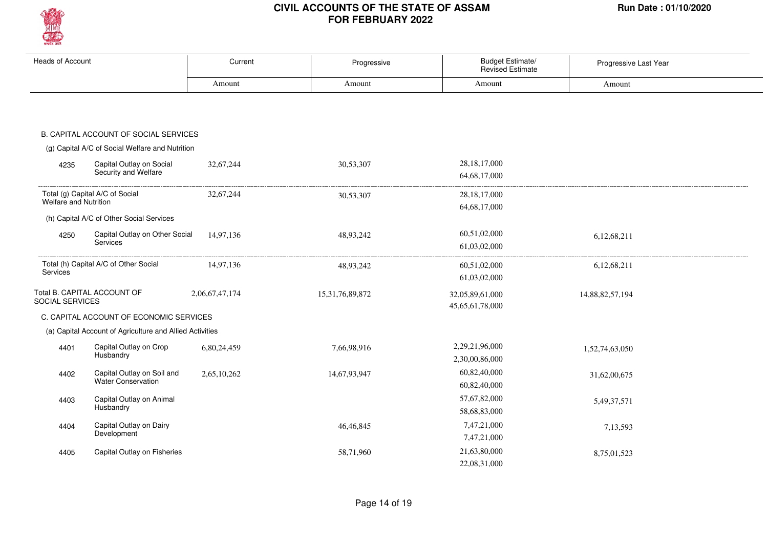# CIVIL ACCOUNTS OF THE STATE OF ASSAM
## FOR FEBRUARY 2022

Run Date : 01/10/2020

| Heads of Account | | Current | Progressive | Budget Estimate/ Revised Estimate | Progressive Last Year |
|---|---|---|---|---|---|
| | | Amount | Amount | Amount | Amount |
| **B. CAPITAL ACCOUNT OF SOCIAL SERVICES** | | | | | |
| (g) Capital A/C of Social Welfare and Nutrition | | | | | |
| 4235 | Capital Outlay on Social Security and Welfare | 32,67,244 | 30,53,307 | 28,18,17,000<br>64,68,17,000 | |
| Total (g) Capital A/C of Social Welfare and Nutrition | | 32,67,244 | 30,53,307 | 28,18,17,000<br>64,68,17,000 | |
| (h) Capital A/C of Other Social Services | | | | | |
| 4250 | Capital Outlay on Other Social Services | 14,97,136 | 48,93,242 | 60,51,02,000<br>61,03,02,000 | 6,12,68,211 |
| Total (h) Capital A/C of Other Social Services | | 14,97,136 | 48,93,242 | 60,51,02,000<br>61,03,02,000 | 6,12,68,211 |
| Total B. CAPITAL ACCOUNT OF SOCIAL SERVICES | | 2,06,67,47,174 | 15,31,76,89,872 | 32,05,89,61,000<br>45,65,61,78,000 | 14,88,82,57,194 |
| **C. CAPITAL ACCOUNT OF ECONOMIC SERVICES** | | | | | |
| (a) Capital Account of Agriculture and Allied Activities | | | | | |
| 4401 | Capital Outlay on Crop Husbandry | 6,80,24,459 | 7,66,98,916 | 2,29,21,96,000<br>2,30,00,86,000 | 1,52,74,63,050 |
| 4402 | Capital Outlay on Soil and Water Conservation | 2,65,10,262 | 14,67,93,947 | 60,82,40,000<br>60,82,40,000 | 31,62,00,675 |
| 4403 | Capital Outlay on Animal Husbandry | | | 57,67,82,000<br>58,68,83,000 | 5,49,37,571 |
| 4404 | Capital Outlay on Dairy Development | | 46,46,845 | 7,47,21,000<br>7,47,21,000 | 7,13,593 |
| 4405 | Capital Outlay on Fisheries | | 58,71,960 | 21,63,80,000<br>22,08,31,000 | 8,75,01,523 |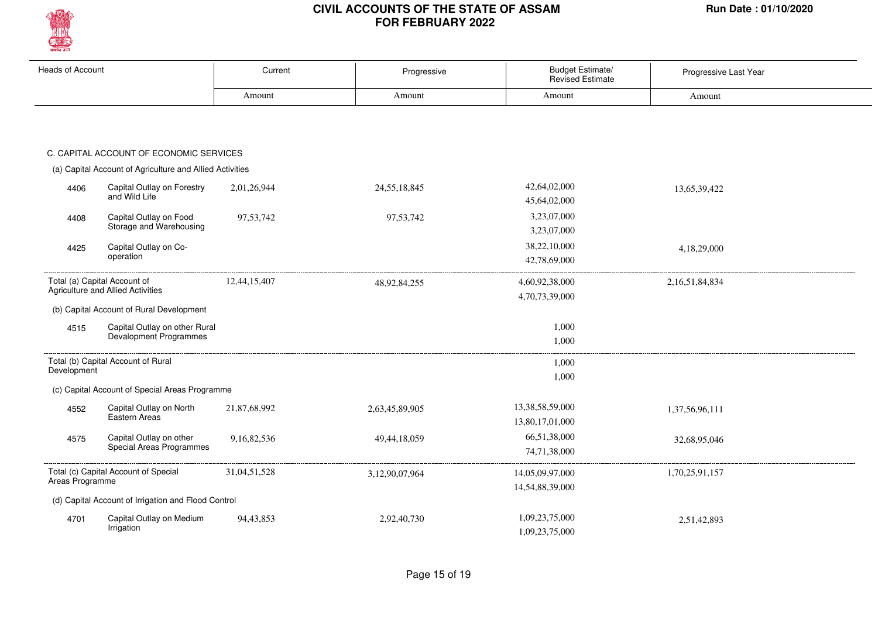| Heads of Account | | Current | Progressive | Budget Estimate/ Revised Estimate | Progressive Last Year |
|---|---|---|---|---|---|
| | | Amount | Amount | Amount | Amount |
| **C. CAPITAL ACCOUNT OF ECONOMIC SERVICES** | | | | | |
| (a) Capital Account of Agriculture and Allied Activities | | | | | |
| 4406 | Capital Outlay on Forestry and Wild Life | 2,01,26,944 | 24,55,18,845 | 42,64,02,000 45,64,02,000 | 13,65,39,422 |
| 4408 | Capital Outlay on Food Storage and Warehousing | 97,53,742 | 97,53,742 | 3,23,07,000 3,23,07,000 | |
| 4425 | Capital Outlay on Co-operation | | | 38,22,10,000 42,78,69,000 | 4,18,29,000 |
| Total (a) Capital Account of Agriculture and Allied Activities | | 12,44,15,407 | 48,92,84,255 | 4,60,92,38,000 4,70,73,39,000 | 2,16,51,84,834 |
| (b) Capital Account of Rural Development | | | | | |
| 4515 | Capital Outlay on other Rural Devalopment Programmes | | | 1,000 1,000 | |
| Total (b) Capital Account of Rural Development | | | | 1,000 1,000 | |
| (c) Capital Account of Special Areas Programme | | | | | |
| 4552 | Capital Outlay on North Eastern Areas | 21,87,68,992 | 2,63,45,89,905 | 13,38,58,59,000 13,80,17,01,000 | 1,37,56,96,111 |
| 4575 | Capital Outlay on other Special Areas Programmes | 9,16,82,536 | 49,44,18,059 | 66,51,38,000 74,71,38,000 | 32,68,95,046 |
| Total (c) Capital Account of Special Areas Programme | | 31,04,51,528 | 3,12,90,07,964 | 14,05,09,97,000 14,54,88,39,000 | 1,70,25,91,157 |
| (d) Capital Account of Irrigation and Flood Control | | | | | |
| 4701 | Capital Outlay on Medium Irrigation | 94,43,853 | 2,92,40,730 | 1,09,23,75,000 1,09,23,75,000 | 2,51,42,893 |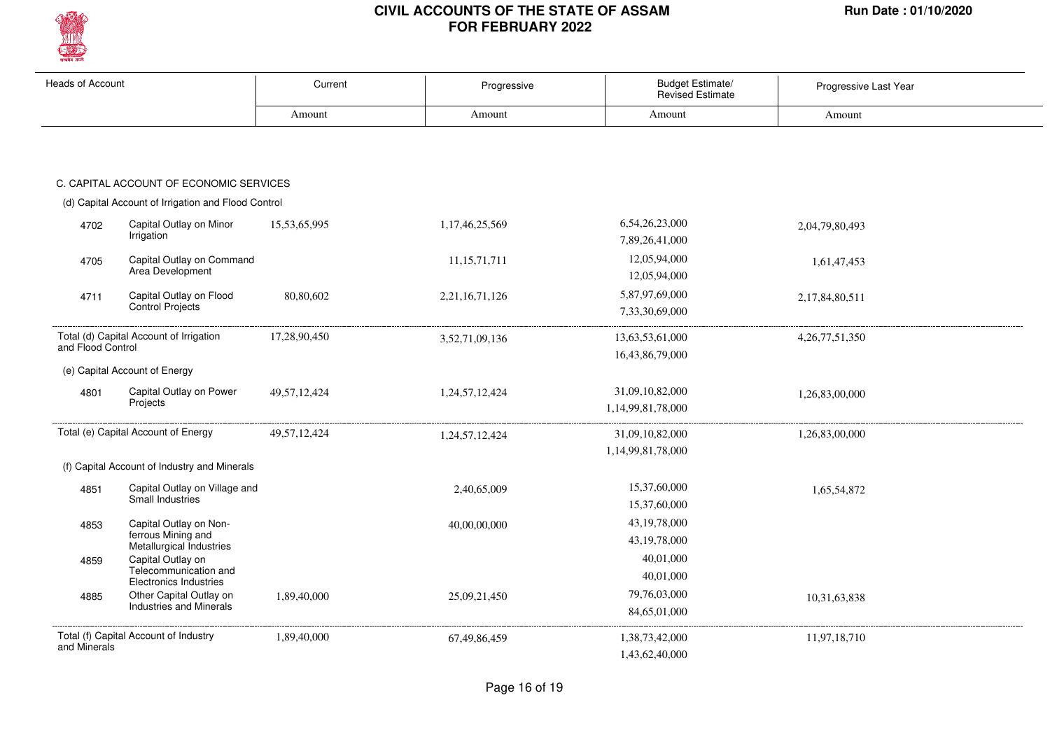| Heads of Account | | Current | Progressive | Budget Estimate/ Revised Estimate | Progressive Last Year |
|---|---|---|---|---|---|
| | | Amount | Amount | Amount | Amount |
| **C. CAPITAL ACCOUNT OF ECONOMIC SERVICES** | | | | | |
| (d) Capital Account of Irrigation and Flood Control | | | | | |
| 4702 | Capital Outlay on Minor Irrigation | 15,53,65,995 | 1,17,46,25,569 | 6,54,26,23,000<br>7,89,26,41,000 | 2,04,79,80,493 |
| 4705 | Capital Outlay on Command Area Development | | 11,15,71,711 | 12,05,94,000<br>12,05,94,000 | 1,61,47,453 |
| 4711 | Capital Outlay on Flood Control Projects | 80,80,602 | 2,21,16,71,126 | 5,87,97,69,000<br>7,33,30,69,000 | 2,17,84,80,511 |
| Total (d) Capital Account of Irrigation and Flood Control | | 17,28,90,450 | 3,52,71,09,136 | 13,63,53,61,000<br>16,43,86,79,000 | 4,26,77,51,350 |
| (e) Capital Account of Energy | | | | | |
| 4801 | Capital Outlay on Power Projects | 49,57,12,424 | 1,24,57,12,424 | 31,09,10,82,000<br>1,14,99,81,78,000 | 1,26,83,00,000 |
| Total (e) Capital Account of Energy | | 49,57,12,424 | 1,24,57,12,424 | 31,09,10,82,000<br>1,14,99,81,78,000 | 1,26,83,00,000 |
| (f) Capital Account of Industry and Minerals | | | | | |
| 4851 | Capital Outlay on Village and Small Industries | | 2,40,65,009 | 15,37,60,000<br>15,37,60,000 | 1,65,54,872 |
| 4853 | Capital Outlay on Non-ferrous Mining and Metallurgical Industries | | 40,00,00,000 | 43,19,78,000<br>43,19,78,000 | |
| 4859 | Capital Outlay on Telecommunication and Electronics Industries | | | 40,01,000<br>40,01,000 | |
| 4885 | Other Capital Outlay on Industries and Minerals | 1,89,40,000 | 25,09,21,450 | 79,76,03,000<br>84,65,01,000 | 10,31,63,838 |
| Total (f) Capital Account of Industry and Minerals | | 1,89,40,000 | 67,49,86,459 | 1,38,73,42,000<br>1,43,62,40,000 | 11,97,18,710 |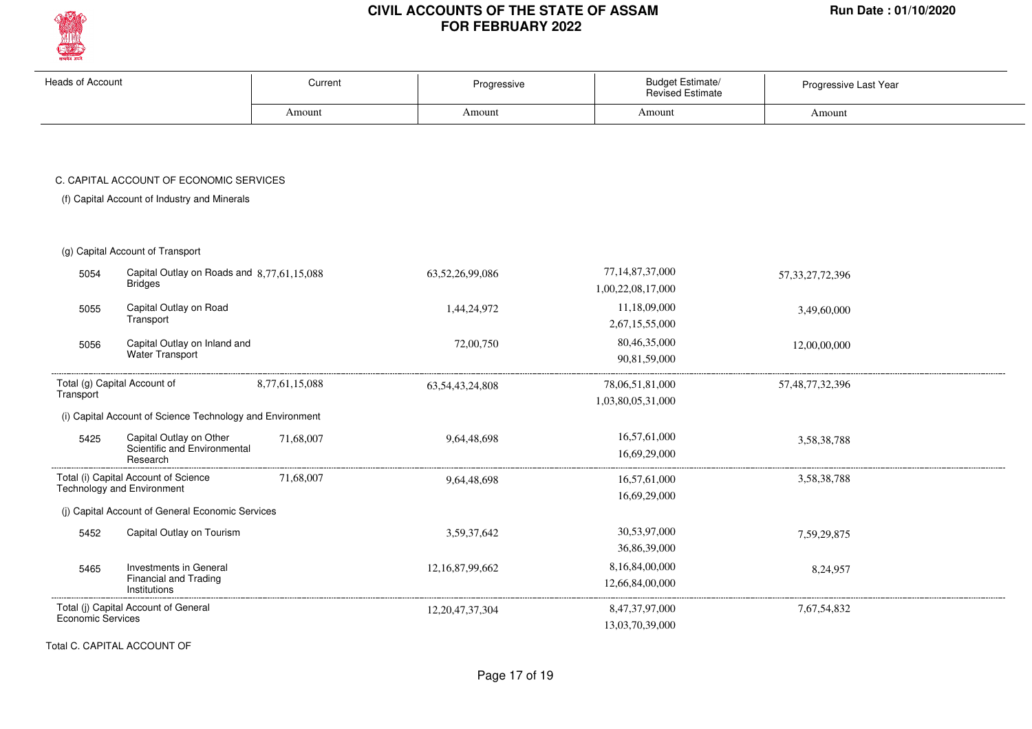# CIVIL ACCOUNTS OF THE STATE OF ASSAM
## FOR FEBRUARY 2022

Run Date : 01/10/2020

| Heads of Account | | Current | Progressive | Budget Estimate/ Revised Estimate | Progressive Last Year |
|---|---|---|---|---|---|
| | | Amount | Amount | Amount | Amount |
| **C. CAPITAL ACCOUNT OF ECONOMIC SERVICES** | | | | | |
| (f) Capital Account of Industry and Minerals | | | | | |
| (g) Capital Account of Transport | | | | | |
| 5054 | Capital Outlay on Roads and Bridges | 8,77,61,15,088 | 63,52,26,99,086 | 77,14,87,37,000<br>1,00,22,08,17,000 | 57,33,27,72,396 |
| 5055 | Capital Outlay on Road Transport | | 1,44,24,972 | 11,18,09,000<br>2,67,15,55,000 | 3,49,60,000 |
| 5056 | Capital Outlay on Inland and Water Transport | | 72,00,750 | 80,46,35,000<br>90,81,59,000 | 12,00,00,000 |
| Total (g) Capital Account of Transport | | 8,77,61,15,088 | 63,54,43,24,808 | 78,06,51,81,000<br>1,03,80,05,31,000 | 57,48,77,32,396 |
| (i) Capital Account of Science Technology and Environment | | | | | |
| 5425 | Capital Outlay on Other Scientific and Environmental Research | 71,68,007 | 9,64,48,698 | 16,57,61,000<br>16,69,29,000 | 3,58,38,788 |
| Total (i) Capital Account of Science Technology and Environment | | 71,68,007 | 9,64,48,698 | 16,57,61,000<br>16,69,29,000 | 3,58,38,788 |
| (j) Capital Account of General Economic Services | | | | | |
| 5452 | Capital Outlay on Tourism | | 3,59,37,642 | 30,53,97,000<br>36,86,39,000 | 7,59,29,875 |
| 5465 | Investments in General Financial and Trading Institutions | | 12,16,87,99,662 | 8,16,84,00,000<br>12,66,84,00,000 | 8,24,957 |
| Total (j) Capital Account of General Economic Services | | | 12,20,47,37,304 | 8,47,37,97,000<br>13,03,70,39,000 | 7,67,54,832 |

Total C. CAPITAL ACCOUNT OF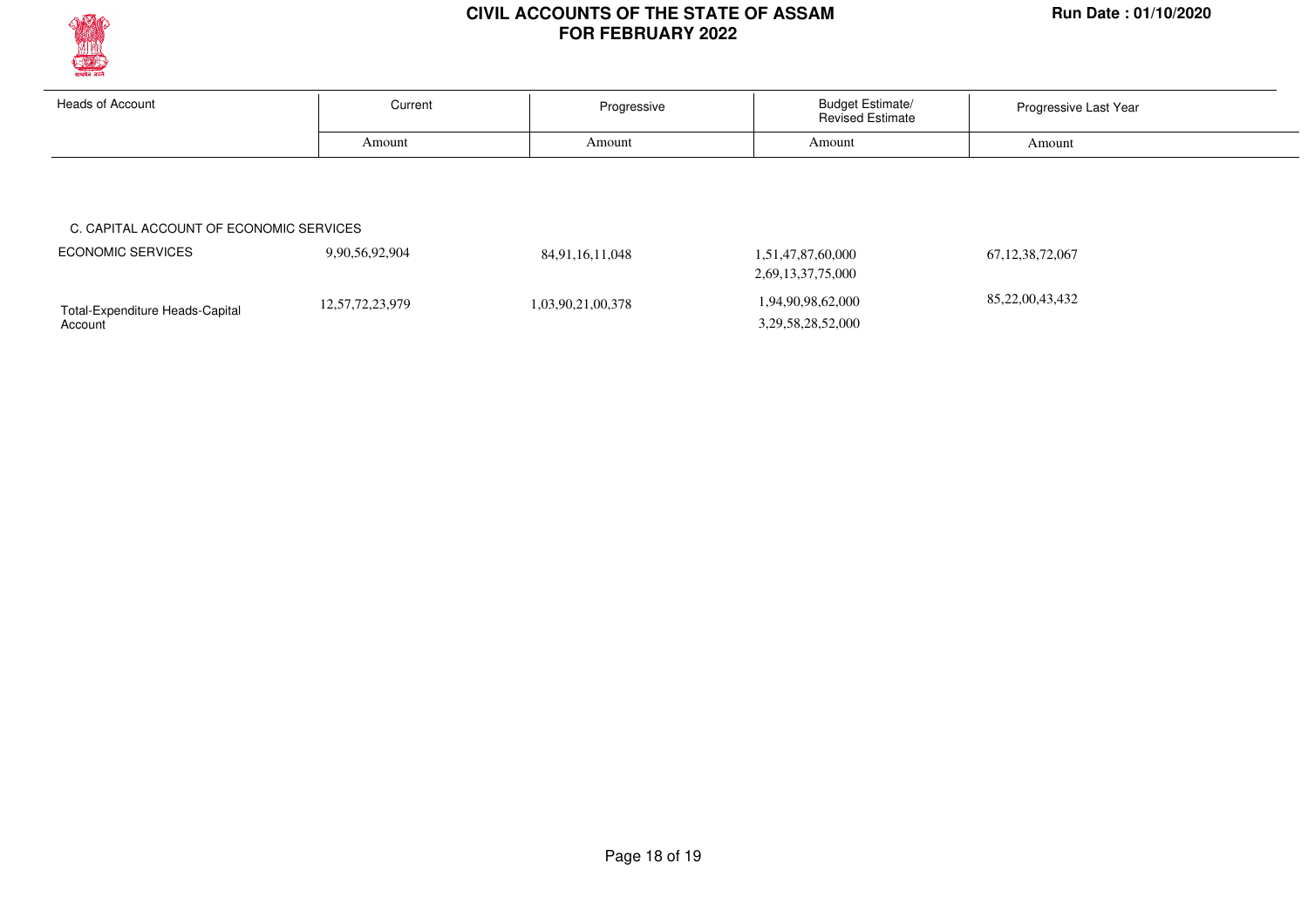# CIVIL ACCOUNTS OF THE STATE OF ASSAM
## FOR FEBRUARY 2022

Run Date : 01/10/2020

| Heads of Account | Current | Progressive | Budget Estimate/ Revised Estimate | Progressive Last Year |
|---|---|---|---|---|
| | Amount | Amount | Amount | Amount |
| C. CAPITAL ACCOUNT OF ECONOMIC SERVICES | | | | |
| ECONOMIC SERVICES | 9,90,56,92,904 | 84,91,16,11,048 | 1,51,47,87,60,000<br>2,69,13,37,75,000 | 67,12,38,72,067 |
| Total-Expenditure Heads-Capital Account | 12,57,72,23,979 | 1,03,90,21,00,378 | 1,94,90,98,62,000<br>3,29,58,28,52,000 | 85,22,00,43,432 |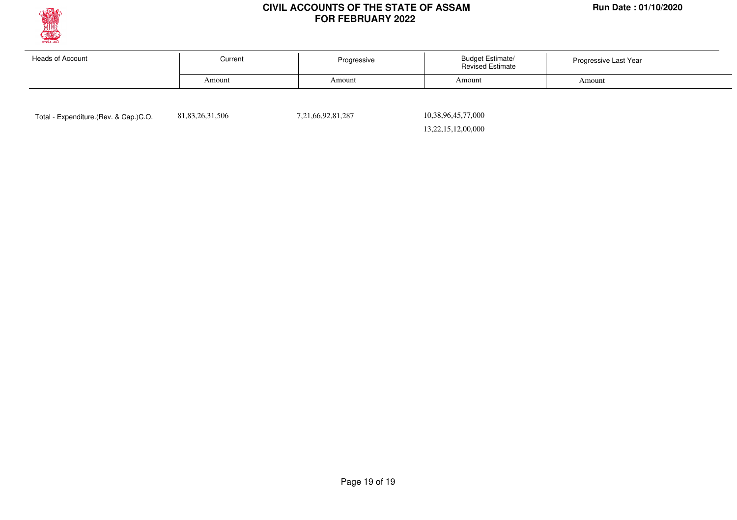# CIVIL ACCOUNTS OF THE STATE OF ASSAM
## FOR FEBRUARY 2022

Run Date : 01/10/2020

| Heads of Account | Current | Progressive | Budget Estimate/ Revised Estimate | Progressive Last Year |
|---|---|---|---|---|
| | Amount | Amount | Amount | Amount |
| Total - Expenditure.(Rev. & Cap.)C.O. | 81,83,26,31,506 | 7,21,66,92,81,287 | 10,38,96,45,77,000 | |
| | | | 13,22,15,12,00,000 | |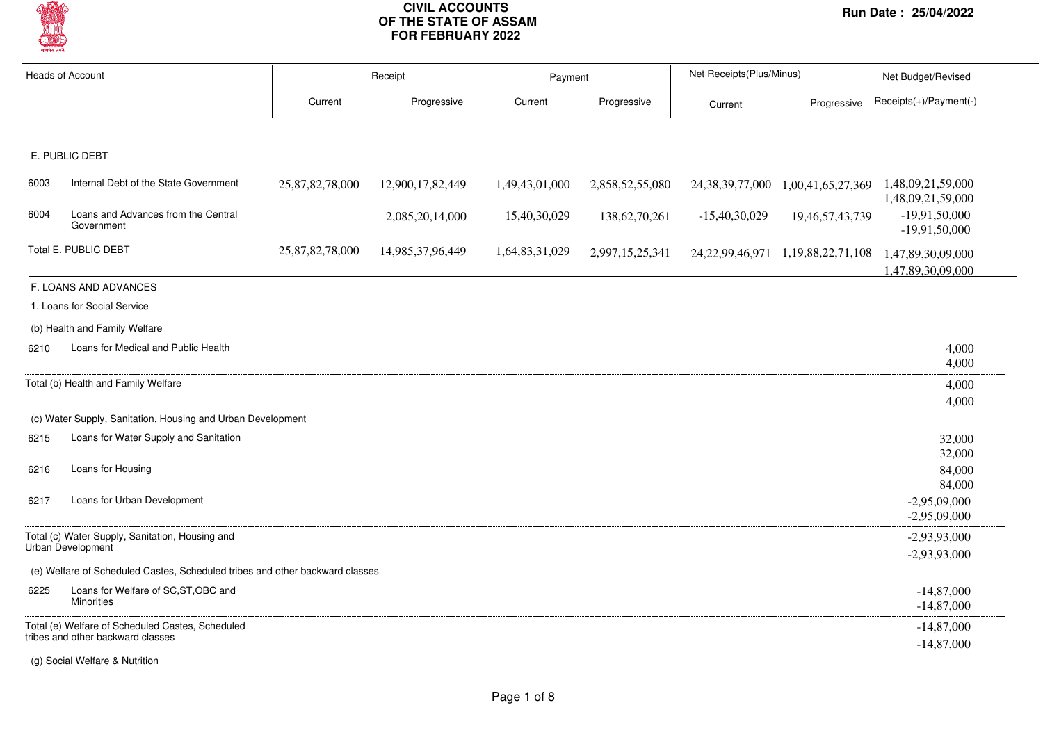# CIVIL ACCOUNTS OF THE STATE OF ASSAM FOR FEBRUARY 2022

Run Date : 25/04/2022

| Heads of Account | | Receipt | | Payment | | Net Receipts(Plus/Minus) | | Net Budget/Revised |
|---|---|---|---|---|---|---|---|---|
| | | Current | Progressive | Current | Progressive | Current | Progressive | Receipts(+)/Payment(-) |
| **E. PUBLIC DEBT** | | | | | | | | |
| 6003 | Internal Debt of the State Government | 25,87,82,78,000 | 12,900,17,82,449 | 1,49,43,01,000 | 2,858,52,55,080 | 24,38,39,77,000 | 1,00,41,65,27,369 | 1,48,09,21,59,000 / 1,48,09,21,59,000 |
| 6004 | Loans and Advances from the Central Government | | 2,085,20,14,000 | 15,40,30,029 | 138,62,70,261 | -15,40,30,029 | 19,46,57,43,739 | -19,91,50,000 / -19,91,50,000 |
| Total E. PUBLIC DEBT | | 25,87,82,78,000 | 14,985,37,96,449 | 1,64,83,31,029 | 2,997,15,25,341 | 24,22,99,46,971 | 1,19,88,22,71,108 | 1,47,89,30,09,000 / 1,47,89,30,09,000 |
| **F. LOANS AND ADVANCES** | | | | | | | | |
| 1. Loans for Social Service | | | | | | | | |
| (b) Health and Family Welfare | | | | | | | | |
| 6210 | Loans for Medical and Public Health | | | | | | | 4,000 / 4,000 |
| Total (b) Health and Family Welfare | | | | | | | | 4,000 / 4,000 |
| (c) Water Supply, Sanitation, Housing and Urban Development | | | | | | | | |
| 6215 | Loans for Water Supply and Sanitation | | | | | | | 32,000 / 32,000 |
| 6216 | Loans for Housing | | | | | | | 84,000 / 84,000 |
| 6217 | Loans for Urban Development | | | | | | | -2,95,09,000 / -2,95,09,000 |
| Total (c) Water Supply, Sanitation, Housing and Urban Development | | | | | | | | -2,93,93,000 / -2,93,93,000 |
| (e) Welfare of Scheduled Castes, Scheduled tribes and other backward classes | | | | | | | | |
| 6225 | Loans for Welfare of SC,ST,OBC and Minorities | | | | | | | -14,87,000 / -14,87,000 |
| Total (e) Welfare of Scheduled Castes, Scheduled tribes and other backward classes | | | | | | | | -14,87,000 / -14,87,000 |
| (g) Social Welfare & Nutrition | | | | | | | | |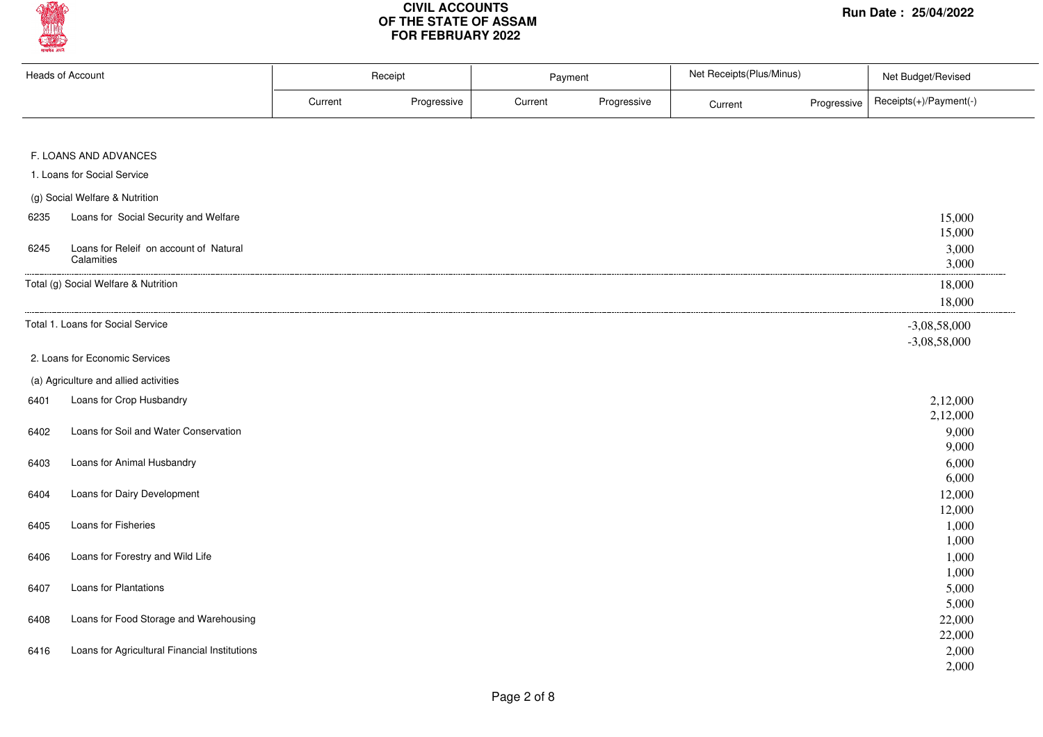# CIVIL ACCOUNTS OF THE STATE OF ASSAM FOR FEBRUARY 2022

Run Date : 25/04/2022

| Heads of Account | | Receipt | | Payment | | Net Receipts(Plus/Minus) | | Net Budget/Revised |
|---|---|---|---|---|---|---|---|---|
| | | Current | Progressive | Current | Progressive | Current | Progressive | Receipts(+)/Payment(-) |
| F. LOANS AND ADVANCES | | | | | | | | |
| 1. Loans for Social Service | | | | | | | | |
| (g) Social Welfare & Nutrition | | | | | | | | |
| 6235 | Loans for Social Security and Welfare | | | | | | | 15,000<br>15,000 |
| 6245 | Loans for Releif on account of Natural Calamities | | | | | | | 3,000<br>3,000 |
| Total (g) Social Welfare & Nutrition | | | | | | | | 18,000<br>18,000 |
| Total 1. Loans for Social Service | | | | | | | | -3,08,58,000<br>-3,08,58,000 |
| 2. Loans for Economic Services | | | | | | | | |
| (a) Agriculture and allied activities | | | | | | | | |
| 6401 | Loans for Crop Husbandry | | | | | | | 2,12,000<br>2,12,000 |
| 6402 | Loans for Soil and Water Conservation | | | | | | | 9,000<br>9,000 |
| 6403 | Loans for Animal Husbandry | | | | | | | 6,000<br>6,000 |
| 6404 | Loans for Dairy Development | | | | | | | 12,000<br>12,000 |
| 6405 | Loans for Fisheries | | | | | | | 1,000<br>1,000 |
| 6406 | Loans for Forestry and Wild Life | | | | | | | 1,000<br>1,000 |
| 6407 | Loans for Plantations | | | | | | | 5,000<br>5,000 |
| 6408 | Loans for Food Storage and Warehousing | | | | | | | 22,000<br>22,000 |
| 6416 | Loans for Agricultural Financial Institutions | | | | | | | 2,000<br>2,000 |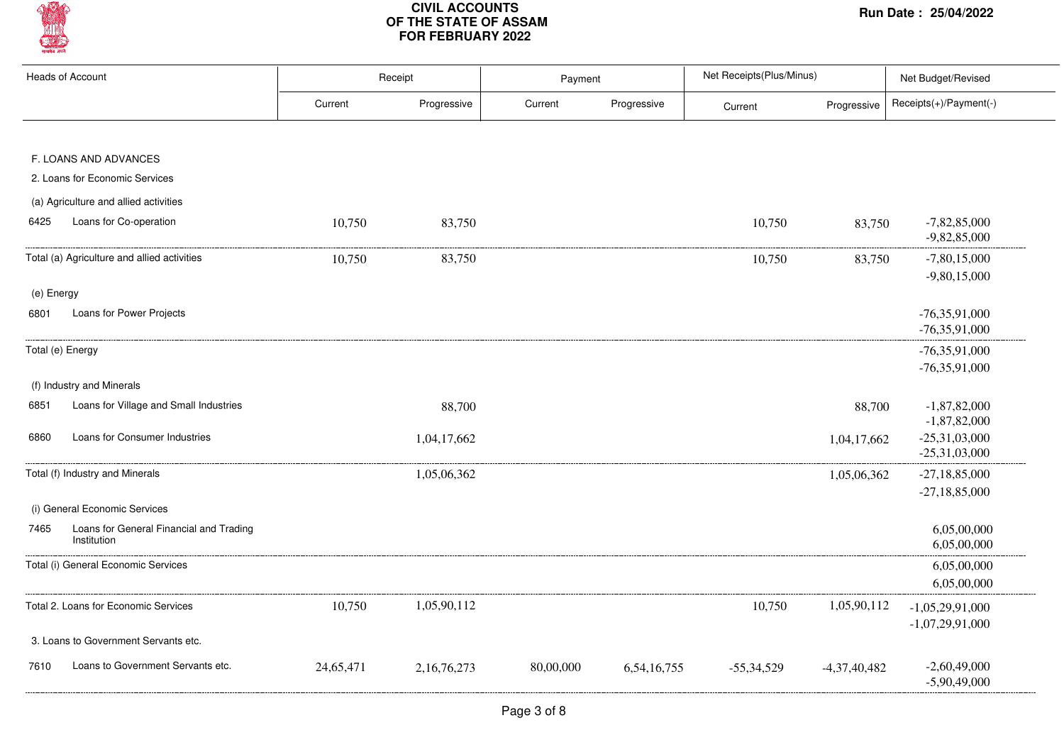# CIVIL ACCOUNTS OF THE STATE OF ASSAM FOR FEBRUARY 2022

Run Date : 25/04/2022

| Heads of Account | | Receipt | | Payment | | Net Receipts(Plus/Minus) | | Net Budget/Revised |
|---|---|---|---|---|---|---|---|---|
| | | Current | Progressive | Current | Progressive | Current | Progressive | Receipts(+)/Payment(-) |
| F. LOANS AND ADVANCES | | | | | | | | |
| 2. Loans for Economic Services | | | | | | | | |
| (a) Agriculture and allied activities | | | | | | | | |
| 6425 | Loans for Co-operation | 10,750 | 83,750 | | | 10,750 | 83,750 | -7,82,85,000<br>-9,82,85,000 |
| Total (a) Agriculture and allied activities | | 10,750 | 83,750 | | | 10,750 | 83,750 | -7,80,15,000<br>-9,80,15,000 |
| (e) Energy | | | | | | | | |
| 6801 | Loans for Power Projects | | | | | | | -76,35,91,000<br>-76,35,91,000 |
| Total (e) Energy | | | | | | | | -76,35,91,000<br>-76,35,91,000 |
| (f) Industry and Minerals | | | | | | | | |
| 6851 | Loans for Village and Small Industries | | 88,700 | | | | 88,700 | -1,87,82,000<br>-1,87,82,000 |
| 6860 | Loans for Consumer Industries | | 1,04,17,662 | | | | 1,04,17,662 | -25,31,03,000<br>-25,31,03,000 |
| Total (f) Industry and Minerals | | | 1,05,06,362 | | | | 1,05,06,362 | -27,18,85,000<br>-27,18,85,000 |
| (i) General Economic Services | | | | | | | | |
| 7465 | Loans for General Financial and Trading Institution | | | | | | | 6,05,00,000<br>6,05,00,000 |
| Total (i) General Economic Services | | | | | | | | 6,05,00,000<br>6,05,00,000 |
| Total 2. Loans for Economic Services | | 10,750 | 1,05,90,112 | | | 10,750 | 1,05,90,112 | -1,05,29,91,000<br>-1,07,29,91,000 |
| 3. Loans to Government Servants etc. | | | | | | | | |
| 7610 | Loans to Government Servants etc. | 24,65,471 | 2,16,76,273 | 80,00,000 | 6,54,16,755 | -55,34,529 | -4,37,40,482 | -2,60,49,000<br>-5,90,49,000 |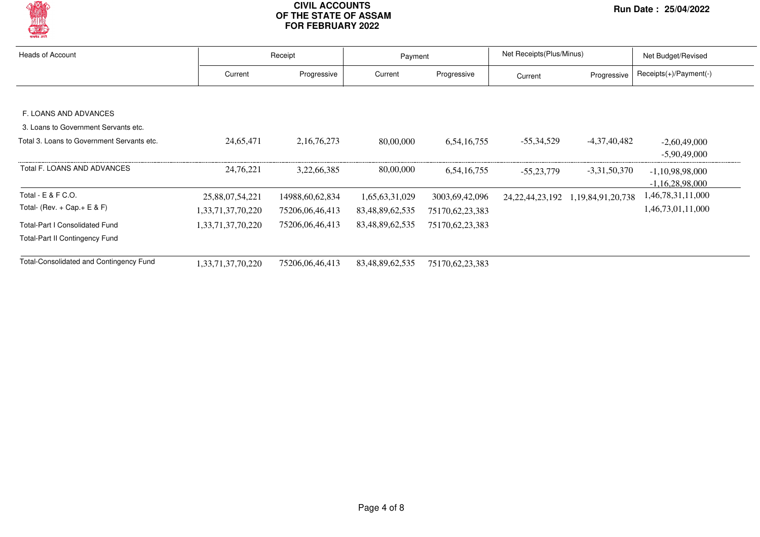# CIVIL ACCOUNTS OF THE STATE OF ASSAM FOR FEBRUARY 2022

Run Date : 25/04/2022

| Heads of Account | Receipt | | Payment | | Net Receipts(Plus/Minus) | | Net Budget/Revised |
|---|---|---|---|---|---|---|---|
| | Current | Progressive | Current | Progressive | Current | Progressive | Receipts(+)/Payment(-) |
| F. LOANS AND ADVANCES | | | | | | | |
| 3. Loans to Government Servants etc. | | | | | | | |
| Total 3. Loans to Government Servants etc. | 24,65,471 | 2,16,76,273 | 80,00,000 | 6,54,16,755 | -55,34,529 | -4,37,40,482 | -2,60,49,000<br>-5,90,49,000 |
| Total F. LOANS AND ADVANCES | 24,76,221 | 3,22,66,385 | 80,00,000 | 6,54,16,755 | -55,23,779 | -3,31,50,370 | -1,10,98,98,000<br>-1,16,28,98,000 |
| Total - E & F C.O. | 25,88,07,54,221 | 14988,60,62,834 | 1,65,63,31,029 | 3003,69,42,096 | 24,22,44,23,192 | 1,19,84,91,20,738 | 1,46,78,31,11,000 |
| Total- (Rev. + Cap.+ E & F) | 1,33,71,37,70,220 | 75206,06,46,413 | 83,48,89,62,535 | 75170,62,23,383 | | | 1,46,73,01,11,000 |
| Total-Part I Consolidated Fund | 1,33,71,37,70,220 | 75206,06,46,413 | 83,48,89,62,535 | 75170,62,23,383 | | | |
| Total-Part II Contingency Fund | | | | | | | |
| Total-Consolidated and Contingency Fund | 1,33,71,37,70,220 | 75206,06,46,413 | 83,48,89,62,535 | 75170,62,23,383 | | | |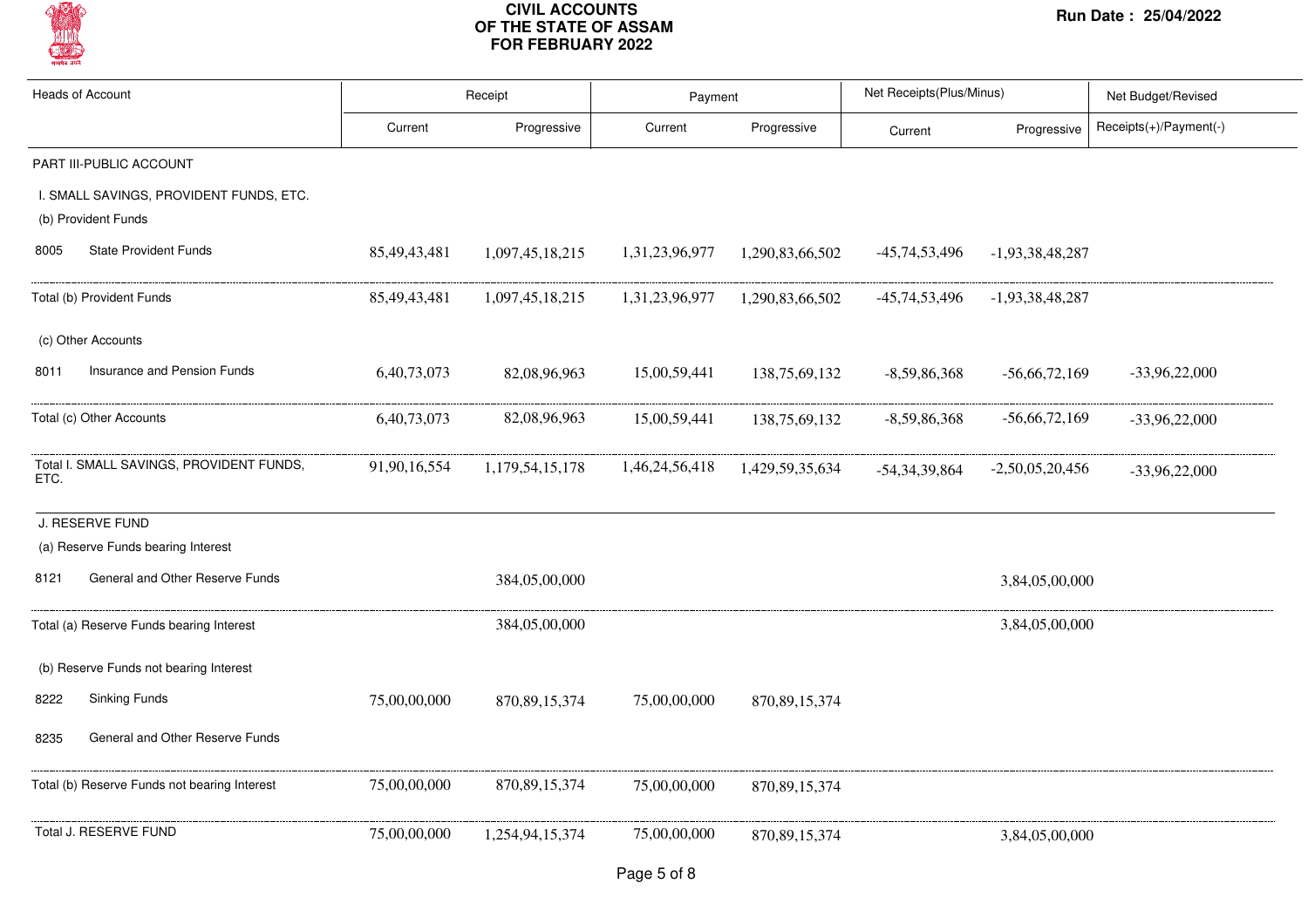# CIVIL ACCOUNTS OF THE STATE OF ASSAM FOR FEBRUARY 2022

Run Date : 25/04/2022

| Heads of Account | | Receipt | | Payment | | Net Receipts(Plus/Minus) | | Net Budget/Revised |
|---|---|---|---|---|---|---|---|---|
| | | Current | Progressive | Current | Progressive | Current | Progressive | Receipts(+)/Payment(-) |
| PART III-PUBLIC ACCOUNT | | | | | | | | |
| I. SMALL SAVINGS, PROVIDENT FUNDS, ETC. | | | | | | | | |
| (b) Provident Funds | | | | | | | | |
| 8005 | State Provident Funds | 85,49,43,481 | 1,097,45,18,215 | 1,31,23,96,977 | 1,290,83,66,502 | -45,74,53,496 | -1,93,38,48,287 | |
| Total (b) Provident Funds | | 85,49,43,481 | 1,097,45,18,215 | 1,31,23,96,977 | 1,290,83,66,502 | -45,74,53,496 | -1,93,38,48,287 | |
| (c) Other Accounts | | | | | | | | |
| 8011 | Insurance and Pension Funds | 6,40,73,073 | 82,08,96,963 | 15,00,59,441 | 138,75,69,132 | -8,59,86,368 | -56,66,72,169 | -33,96,22,000 |
| Total (c) Other Accounts | | 6,40,73,073 | 82,08,96,963 | 15,00,59,441 | 138,75,69,132 | -8,59,86,368 | -56,66,72,169 | -33,96,22,000 |
| Total I. SMALL SAVINGS, PROVIDENT FUNDS, ETC. | | 91,90,16,554 | 1,179,54,15,178 | 1,46,24,56,418 | 1,429,59,35,634 | -54,34,39,864 | -2,50,05,20,456 | -33,96,22,000 |
| J. RESERVE FUND | | | | | | | | |
| (a) Reserve Funds bearing Interest | | | | | | | | |
| 8121 | General and Other Reserve Funds | | 384,05,00,000 | | | | 3,84,05,00,000 | |
| Total (a) Reserve Funds bearing Interest | | | 384,05,00,000 | | | | 3,84,05,00,000 | |
| (b) Reserve Funds not bearing Interest | | | | | | | | |
| 8222 | Sinking Funds | 75,00,00,000 | 870,89,15,374 | 75,00,00,000 | 870,89,15,374 | | | |
| 8235 | General and Other Reserve Funds | | | | | | | |
| Total (b) Reserve Funds not bearing Interest | | 75,00,00,000 | 870,89,15,374 | 75,00,00,000 | 870,89,15,374 | | | |
| Total J. RESERVE FUND | | 75,00,00,000 | 1,254,94,15,374 | 75,00,00,000 | 870,89,15,374 | | 3,84,05,00,000 | |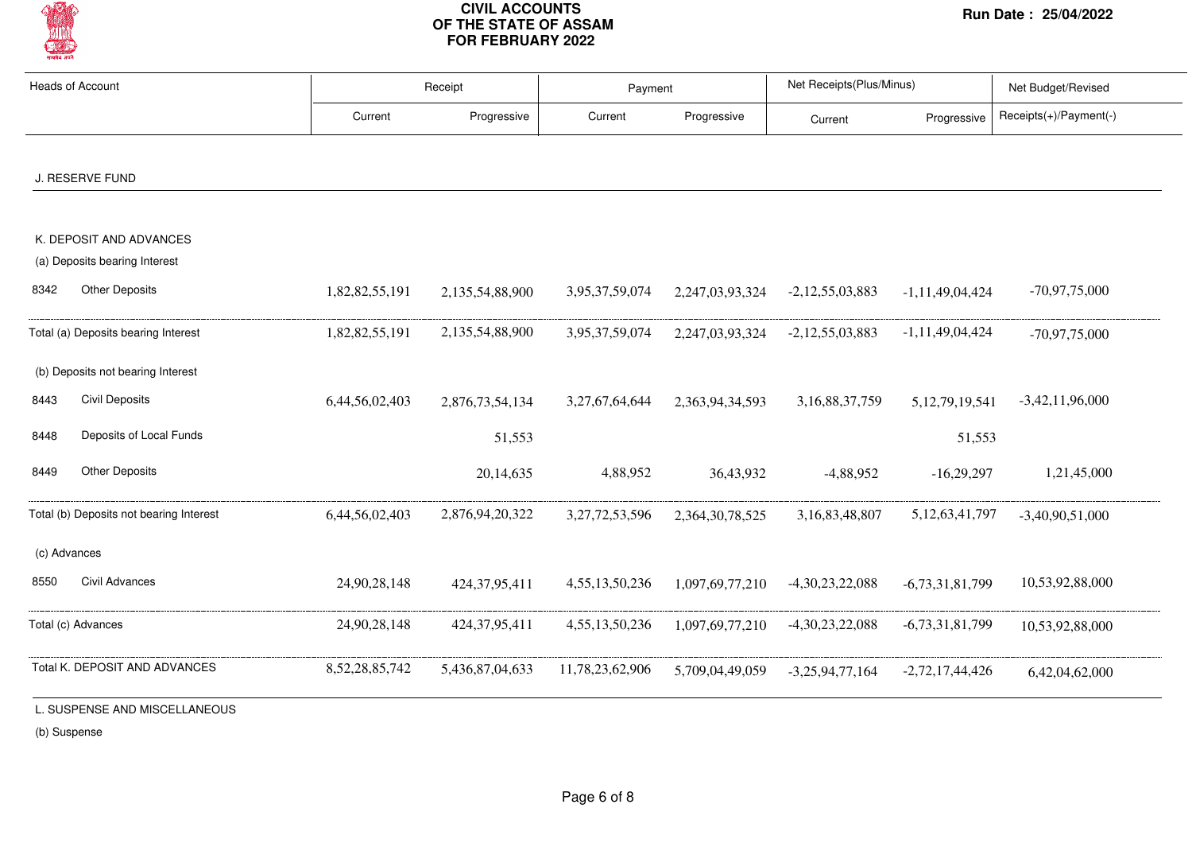# CIVIL ACCOUNTS OF THE STATE OF ASSAM FOR FEBRUARY 2022

Run Date : 25/04/2022

| Heads of Account | | Receipt | | Payment | | Net Receipts(Plus/Minus) | | Net Budget/Revised |
|---|---|---|---|---|---|---|---|---|
| | | Current | Progressive | Current | Progressive | Current | Progressive | Receipts(+)/Payment(-) |
| **J. RESERVE FUND** | | | | | | | | |
| **K. DEPOSIT AND ADVANCES** | | | | | | | | |
| (a) Deposits bearing Interest | | | | | | | | |
| 8342 | Other Deposits | 1,82,82,55,191 | 2,135,54,88,900 | 3,95,37,59,074 | 2,247,03,93,324 | -2,12,55,03,883 | -1,11,49,04,424 | -70,97,75,000 |
| Total (a) Deposits bearing Interest | | 1,82,82,55,191 | 2,135,54,88,900 | 3,95,37,59,074 | 2,247,03,93,324 | -2,12,55,03,883 | -1,11,49,04,424 | -70,97,75,000 |
| (b) Deposits not bearing Interest | | | | | | | | |
| 8443 | Civil Deposits | 6,44,56,02,403 | 2,876,73,54,134 | 3,27,67,64,644 | 2,363,94,34,593 | 3,16,88,37,759 | 5,12,79,19,541 | -3,42,11,96,000 |
| 8448 | Deposits of Local Funds | | 51,553 | | | | 51,553 | |
| 8449 | Other Deposits | | 20,14,635 | 4,88,952 | 36,43,932 | -4,88,952 | -16,29,297 | 1,21,45,000 |
| Total (b) Deposits not bearing Interest | | 6,44,56,02,403 | 2,876,94,20,322 | 3,27,72,53,596 | 2,364,30,78,525 | 3,16,83,48,807 | 5,12,63,41,797 | -3,40,90,51,000 |
| (c) Advances | | | | | | | | |
| 8550 | Civil Advances | 24,90,28,148 | 424,37,95,411 | 4,55,13,50,236 | 1,097,69,77,210 | -4,30,23,22,088 | -6,73,31,81,799 | 10,53,92,88,000 |
| Total (c) Advances | | 24,90,28,148 | 424,37,95,411 | 4,55,13,50,236 | 1,097,69,77,210 | -4,30,23,22,088 | -6,73,31,81,799 | 10,53,92,88,000 |
| Total K. DEPOSIT AND ADVANCES | | 8,52,28,85,742 | 5,436,87,04,633 | 11,78,23,62,906 | 5,709,04,49,059 | -3,25,94,77,164 | -2,72,17,44,426 | 6,42,04,62,000 |
| **L. SUSPENSE AND MISCELLANEOUS** | | | | | | | | |
| (b) Suspense | | | | | | | | |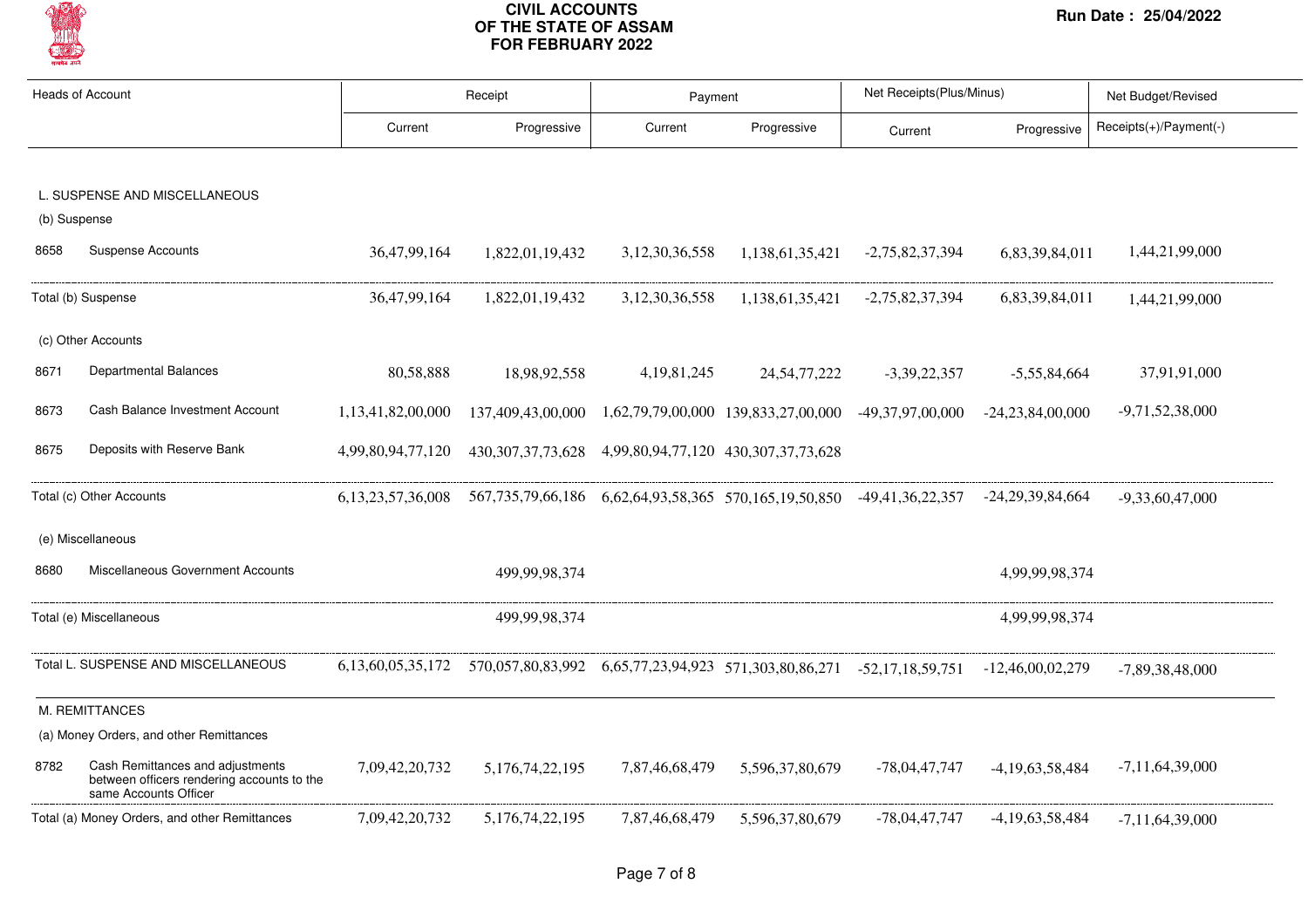# CIVIL ACCOUNTS OF THE STATE OF ASSAM FOR FEBRUARY 2022

Run Date : 25/04/2022

| Heads of Account | | Receipt | | Payment | | Net Receipts(Plus/Minus) | | Net Budget/Revised |
|---|---|---|---|---|---|---|---|---|
| | | Current | Progressive | Current | Progressive | Current | Progressive | Receipts(+)/Payment(-) |
| L. SUSPENSE AND MISCELLANEOUS | | | | | | | | |
| (b) Suspense | | | | | | | | |
| 8658 | Suspense Accounts | 36,47,99,164 | 1,822,01,19,432 | 3,12,30,36,558 | 1,138,61,35,421 | -2,75,82,37,394 | 6,83,39,84,011 | 1,44,21,99,000 |
| Total (b) Suspense | | 36,47,99,164 | 1,822,01,19,432 | 3,12,30,36,558 | 1,138,61,35,421 | -2,75,82,37,394 | 6,83,39,84,011 | 1,44,21,99,000 |
| (c) Other Accounts | | | | | | | | |
| 8671 | Departmental Balances | 80,58,888 | 18,98,92,558 | 4,19,81,245 | 24,54,77,222 | -3,39,22,357 | -5,55,84,664 | 37,91,91,000 |
| 8673 | Cash Balance Investment Account | 1,13,41,82,00,000 | 137,409,43,00,000 | 1,62,79,79,00,000 | 139,833,27,00,000 | -49,37,97,00,000 | -24,23,84,00,000 | -9,71,52,38,000 |
| 8675 | Deposits with Reserve Bank | 4,99,80,94,77,120 | 430,307,37,73,628 | 4,99,80,94,77,120 | 430,307,37,73,628 | | | |
| Total (c) Other Accounts | | 6,13,23,57,36,008 | 567,735,79,66,186 | 6,62,64,93,58,365 | 570,165,19,50,850 | -49,41,36,22,357 | -24,29,39,84,664 | -9,33,60,47,000 |
| (e) Miscellaneous | | | | | | | | |
| 8680 | Miscellaneous Government Accounts | | 499,99,98,374 | | | | 4,99,99,98,374 | |
| Total (e) Miscellaneous | | | 499,99,98,374 | | | | 4,99,99,98,374 | |
| Total L. SUSPENSE AND MISCELLANEOUS | | 6,13,60,05,35,172 | 570,057,80,83,992 | 6,65,77,23,94,923 | 571,303,80,86,271 | -52,17,18,59,751 | -12,46,00,02,279 | -7,89,38,48,000 |
| M. REMITTANCES | | | | | | | | |
| (a) Money Orders, and other Remittances | | | | | | | | |
| 8782 | Cash Remittances and adjustments between officers rendering accounts to the same Accounts Officer | 7,09,42,20,732 | 5,176,74,22,195 | 7,87,46,68,479 | 5,596,37,80,679 | -78,04,47,747 | -4,19,63,58,484 | -7,11,64,39,000 |
| Total (a) Money Orders, and other Remittances | | 7,09,42,20,732 | 5,176,74,22,195 | 7,87,46,68,479 | 5,596,37,80,679 | -78,04,47,747 | -4,19,63,58,484 | -7,11,64,39,000 |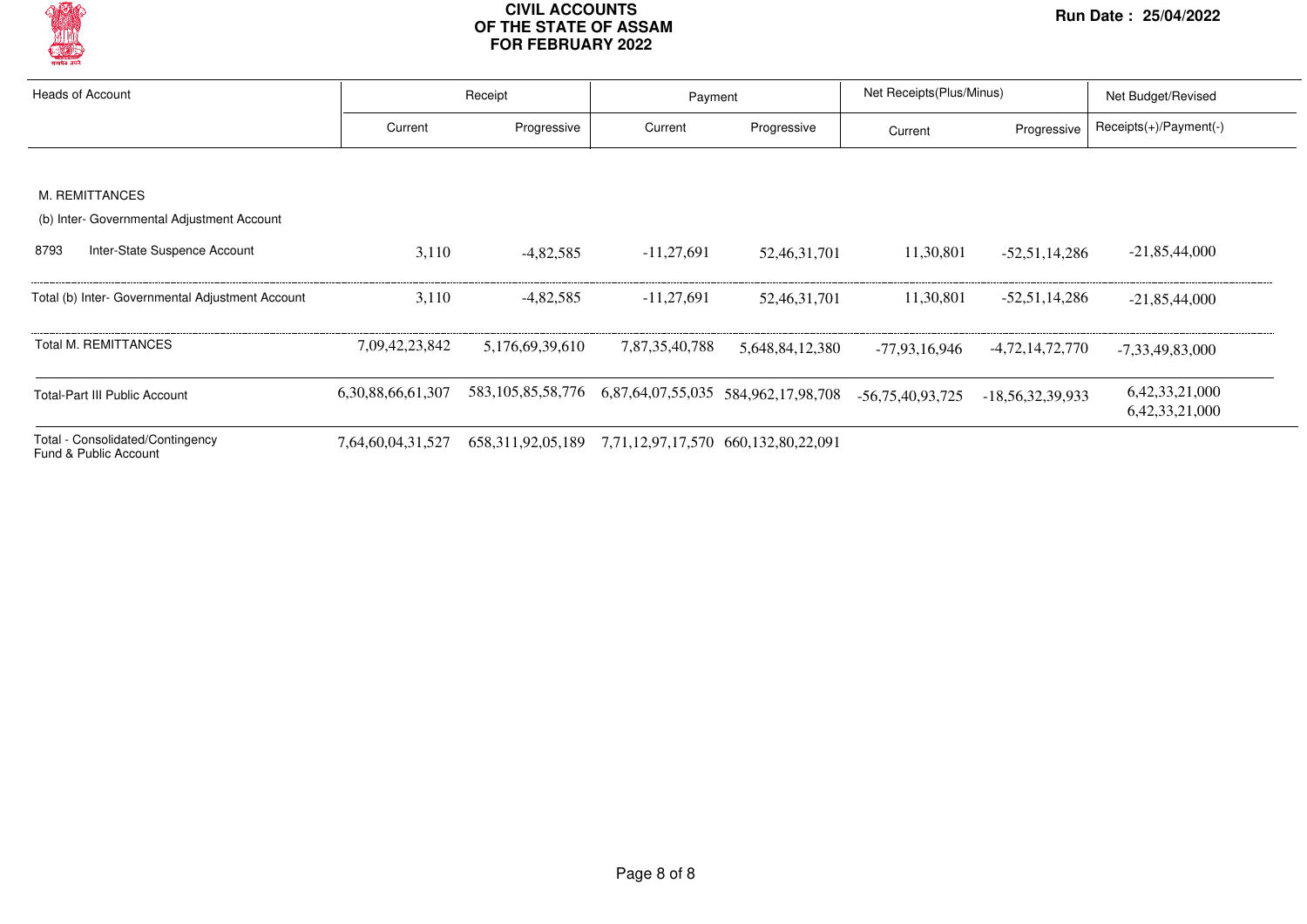# CIVIL ACCOUNTS OF THE STATE OF ASSAM FOR FEBRUARY 2022

Run Date : 25/04/2022

| Heads of Account | Receipt | | Payment | | Net Receipts(Plus/Minus) | | Net Budget/Revised |
|---|---|---|---|---|---|---|---|
| | Current | Progressive | Current | Progressive | Current | Progressive | Receipts(+)/Payment(-) |
| M. REMITTANCES | | | | | | | |
| (b) Inter- Governmental Adjustment Account | | | | | | | |
| 8793 Inter-State Suspence Account | 3,110 | -4,82,585 | -11,27,691 | 52,46,31,701 | 11,30,801 | -52,51,14,286 | -21,85,44,000 |
| Total (b) Inter- Governmental Adjustment Account | 3,110 | -4,82,585 | -11,27,691 | 52,46,31,701 | 11,30,801 | -52,51,14,286 | -21,85,44,000 |
| Total M. REMITTANCES | 7,09,42,23,842 | 5,176,69,39,610 | 7,87,35,40,788 | 5,648,84,12,380 | -77,93,16,946 | -4,72,14,72,770 | -7,33,49,83,000 |
| Total-Part III Public Account | 6,30,88,66,61,307 | 583,105,85,58,776 | 6,87,64,07,55,035 | 584,962,17,98,708 | -56,75,40,93,725 | -18,56,32,39,933 | 6,42,33,21,000<br>6,42,33,21,000 |
| Total - Consolidated/Contingency Fund & Public Account | 7,64,60,04,31,527 | 658,311,92,05,189 | 7,71,12,97,17,570 | 660,132,80,22,091 | | | |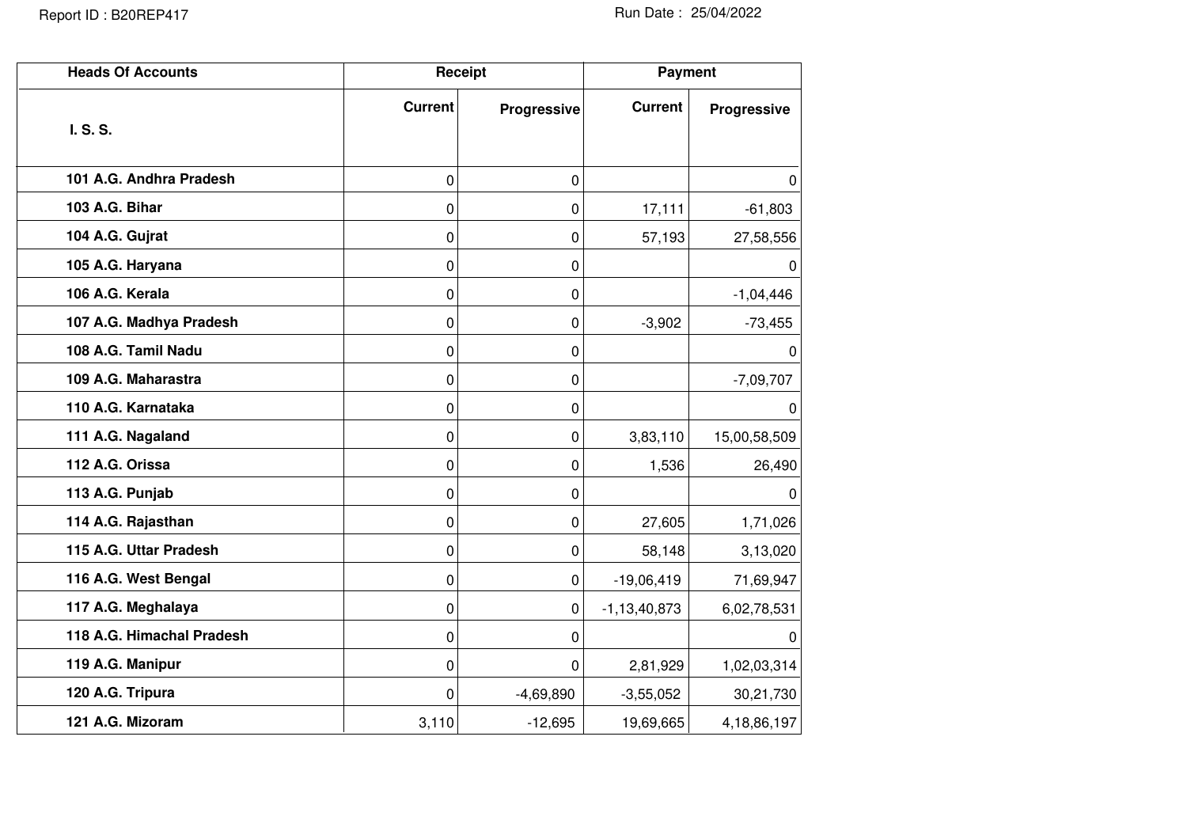Report ID : B20REP417

Run Date : 25/04/2022

| Heads Of Accounts | Receipt | | Payment | |
|---|---|---|---|---|
| I. S. S. | Current | Progressive | Current | Progressive |
| 101 A.G. Andhra Pradesh | 0 | 0 | | 0 |
| 103 A.G. Bihar | 0 | 0 | 17,111 | -61,803 |
| 104 A.G. Gujrat | 0 | 0 | 57,193 | 27,58,556 |
| 105 A.G. Haryana | 0 | 0 | | 0 |
| 106 A.G. Kerala | 0 | 0 | | -1,04,446 |
| 107 A.G. Madhya Pradesh | 0 | 0 | -3,902 | -73,455 |
| 108 A.G. Tamil Nadu | 0 | 0 | | 0 |
| 109 A.G. Maharastra | 0 | 0 | | -7,09,707 |
| 110 A.G. Karnataka | 0 | 0 | | 0 |
| 111 A.G. Nagaland | 0 | 0 | 3,83,110 | 15,00,58,509 |
| 112 A.G. Orissa | 0 | 0 | 1,536 | 26,490 |
| 113 A.G. Punjab | 0 | 0 | | 0 |
| 114 A.G. Rajasthan | 0 | 0 | 27,605 | 1,71,026 |
| 115 A.G. Uttar Pradesh | 0 | 0 | 58,148 | 3,13,020 |
| 116 A.G. West Bengal | 0 | 0 | -19,06,419 | 71,69,947 |
| 117 A.G. Meghalaya | 0 | 0 | -1,13,40,873 | 6,02,78,531 |
| 118 A.G. Himachal Pradesh | 0 | 0 | | 0 |
| 119 A.G. Manipur | 0 | 0 | 2,81,929 | 1,02,03,314 |
| 120 A.G. Tripura | 0 | -4,69,890 | -3,55,052 | 30,21,730 |
| 121 A.G. Mizoram | 3,110 | -12,695 | 19,69,665 | 4,18,86,197 |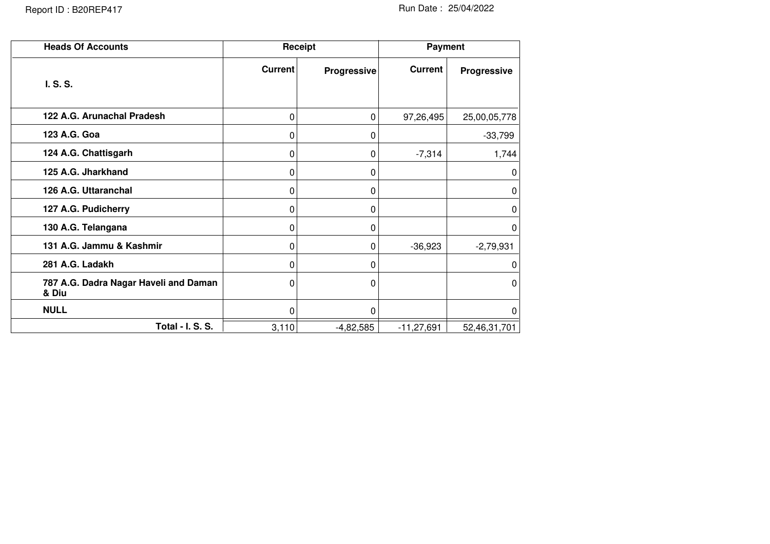| Heads Of Accounts | Receipt | | Payment | |
|---|---|---|---|---|
| **I. S. S.** | **Current** | **Progressive** | **Current** | **Progressive** |
| **122 A.G. Arunachal Pradesh** | 0 | 0 | 97,26,495 | 25,00,05,778 |
| **123 A.G. Goa** | 0 | 0 | | -33,799 |
| **124 A.G. Chattisgarh** | 0 | 0 | -7,314 | 1,744 |
| **125 A.G. Jharkhand** | 0 | 0 | | 0 |
| **126 A.G. Uttaranchal** | 0 | 0 | | 0 |
| **127 A.G. Pudicherry** | 0 | 0 | | 0 |
| **130 A.G. Telangana** | 0 | 0 | | 0 |
| **131 A.G. Jammu & Kashmir** | 0 | 0 | -36,923 | -2,79,931 |
| **281 A.G. Ladakh** | 0 | 0 | | 0 |
| **787 A.G. Dadra Nagar Haveli and Daman & Diu** | 0 | 0 | | 0 |
| **NULL** | 0 | 0 | | 0 |
| **Total - I. S. S.** | 3,110 | -4,82,585 | -11,27,691 | 52,46,31,701 |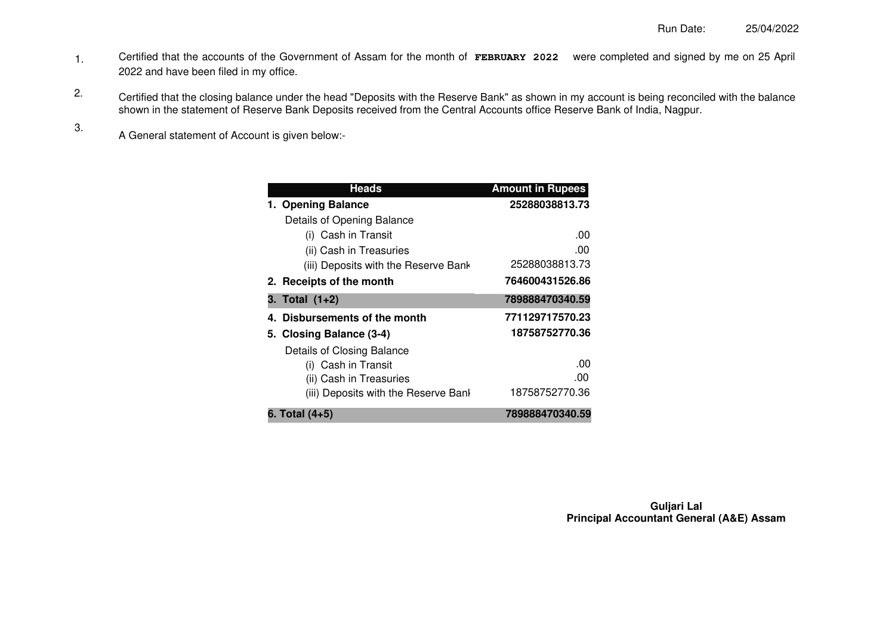Run Date: 25/04/2022

1. Certified that the accounts of the Government of Assam for the month of **FEBRUARY 2022** were completed and signed by me on 25 April 2022 and have been filed in my office.

2. Certified that the closing balance under the head "Deposits with the Reserve Bank" as shown in my account is being reconciled with the balance shown in the statement of Reserve Bank Deposits received from the Central Accounts office Reserve Bank of India, Nagpur.

3. A General statement of Account is given below:-

| Heads | Amount in Rupees |
|---|---|
| **1. Opening Balance** | **25288038813.73** |
| Details of Opening Balance | |
| (i) Cash in Transit | .00 |
| (ii) Cash in Treasuries | .00 |
| (iii) Deposits with the Reserve Bank | 25288038813.73 |
| **2. Receipts of the month** | **764600431526.86** |
| **3. Total (1+2)** | **789888470340.59** |
| **4. Disbursements of the month** | **771129717570.23** |
| **5. Closing Balance (3-4)** | **18758752770.36** |
| Details of Closing Balance | |
| (i) Cash in Transit | .00 |
| (ii) Cash in Treasuries | .00 |
| (iii) Deposits with the Reserve Bank | 18758752770.36 |
| **6. Total (4+5)** | **789888470340.59** |

**Guljari Lal**
**Principal Accountant General (A&E) Assam**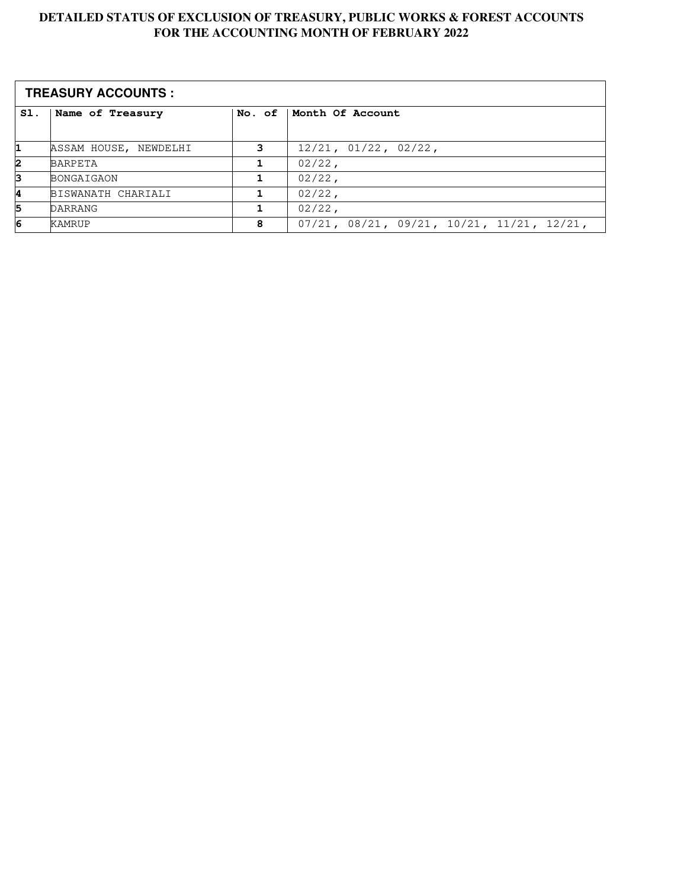# DETAILED STATUS OF EXCLUSION OF TREASURY, PUBLIC WORKS & FOREST ACCOUNTS FOR THE ACCOUNTING MONTH OF FEBRUARY 2022

**TREASURY ACCOUNTS :**

| Sl. | Name of Treasury | No. of | Month Of Account |
|---|---|---|---|
| 1 | ASSAM HOUSE, NEWDELHI | 3 | 12/21, 01/22, 02/22, |
| 2 | BARPETA | 1 | 02/22, |
| 3 | BONGAIGAON | 1 | 02/22, |
| 4 | BISWANATH CHARIALI | 1 | 02/22, |
| 5 | DARRANG | 1 | 02/22, |
| 6 | KAMRUP | 8 | 07/21, 08/21, 09/21, 10/21, 11/21, 12/21, |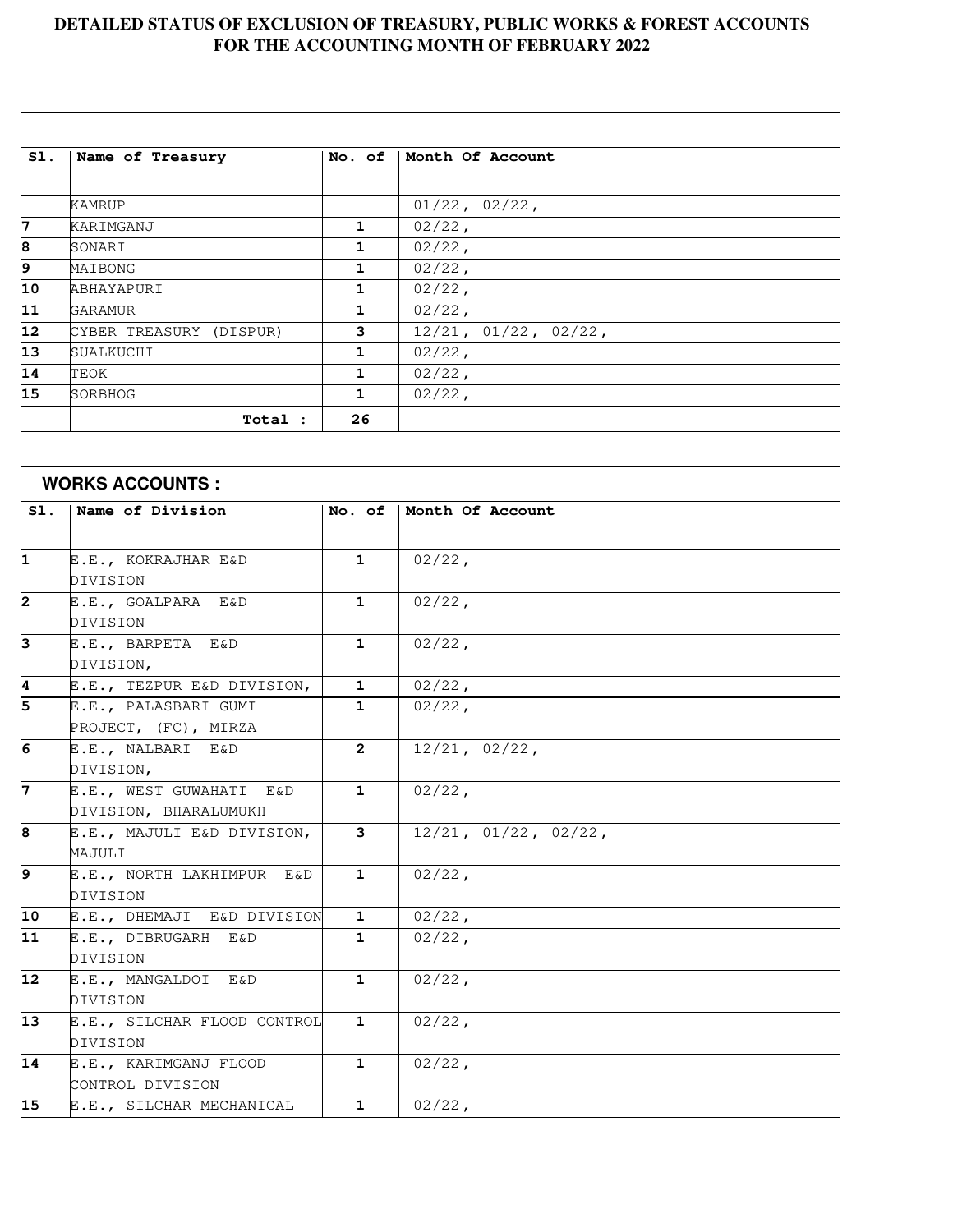# DETAILED STATUS OF EXCLUSION OF TREASURY, PUBLIC WORKS & FOREST ACCOUNTS FOR THE ACCOUNTING MONTH OF FEBRUARY 2022

| Sl. | Name of Treasury | No. of | Month Of Account |
|---|---|---|---|
| | KAMRUP | | 01/22, 02/22, |
| 7 | KARIMGANJ | 1 | 02/22, |
| 8 | SONARI | 1 | 02/22, |
| 9 | MAIBONG | 1 | 02/22, |
| 10 | ABHAYAPURI | 1 | 02/22, |
| 11 | GARAMUR | 1 | 02/22, |
| 12 | CYBER TREASURY (DISPUR) | 3 | 12/21, 01/22, 02/22, |
| 13 | SUALKUCHI | 1 | 02/22, |
| 14 | TEOK | 1 | 02/22, |
| 15 | SORBHOG | 1 | 02/22, |
| | Total : | 26 | |

## WORKS ACCOUNTS :

| Sl. | Name of Division | No. of | Month Of Account |
|---|---|---|---|
| 1 | E.E., KOKRAJHAR E&D DIVISION | 1 | 02/22, |
| 2 | E.E., GOALPARA E&D DIVISION | 1 | 02/22, |
| 3 | E.E., BARPETA E&D DIVISION, | 1 | 02/22, |
| 4 | E.E., TEZPUR E&D DIVISION, | 1 | 02/22, |
| 5 | E.E., PALASBARI GUMI PROJECT, (FC), MIRZA | 1 | 02/22, |
| 6 | E.E., NALBARI E&D DIVISION, | 2 | 12/21, 02/22, |
| 7 | E.E., WEST GUWAHATI E&D DIVISION, BHARALUMUKH | 1 | 02/22, |
| 8 | E.E., MAJULI E&D DIVISION, MAJULI | 3 | 12/21, 01/22, 02/22, |
| 9 | E.E., NORTH LAKHIMPUR E&D DIVISION | 1 | 02/22, |
| 10 | E.E., DHEMAJI E&D DIVISION | 1 | 02/22, |
| 11 | E.E., DIBRUGARH E&D DIVISION | 1 | 02/22, |
| 12 | E.E., MANGALDOI E&D DIVISION | 1 | 02/22, |
| 13 | E.E., SILCHAR FLOOD CONTROL DIVISION | 1 | 02/22, |
| 14 | E.E., KARIMGANJ FLOOD CONTROL DIVISION | 1 | 02/22, |
| 15 | E.E., SILCHAR MECHANICAL | 1 | 02/22, |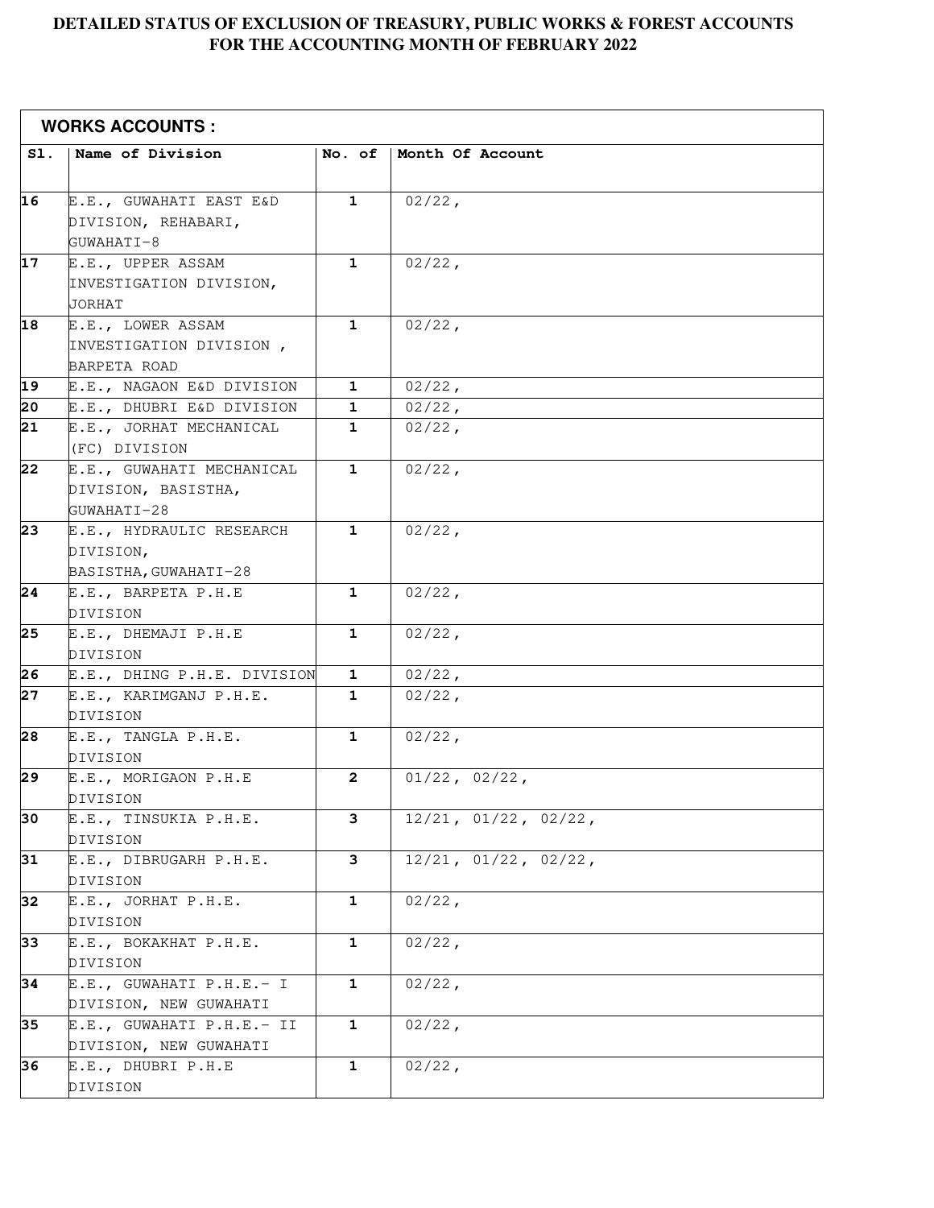# DETAILED STATUS OF EXCLUSION OF TREASURY, PUBLIC WORKS & FOREST ACCOUNTS FOR THE ACCOUNTING MONTH OF FEBRUARY 2022

| WORKS ACCOUNTS : | | | |
|---|---|---|---|
| Sl. | Name of Division | No. of | Month Of Account |
| 16 | E.E., GUWAHATI EAST E&D DIVISION, REHABARI, GUWAHATI-8 | 1 | 02/22, |
| 17 | E.E., UPPER ASSAM INVESTIGATION DIVISION, JORHAT | 1 | 02/22, |
| 18 | E.E., LOWER ASSAM INVESTIGATION DIVISION , BARPETA ROAD | 1 | 02/22, |
| 19 | E.E., NAGAON E&D DIVISION | 1 | 02/22, |
| 20 | E.E., DHUBRI E&D DIVISION | 1 | 02/22, |
| 21 | E.E., JORHAT MECHANICAL (FC) DIVISION | 1 | 02/22, |
| 22 | E.E., GUWAHATI MECHANICAL DIVISION, BASISTHA, GUWAHATI-28 | 1 | 02/22, |
| 23 | E.E., HYDRAULIC RESEARCH DIVISION, BASISTHA,GUWAHATI-28 | 1 | 02/22, |
| 24 | E.E., BARPETA P.H.E DIVISION | 1 | 02/22, |
| 25 | E.E., DHEMAJI P.H.E DIVISION | 1 | 02/22, |
| 26 | E.E., DHING P.H.E. DIVISION | 1 | 02/22, |
| 27 | E.E., KARIMGANJ P.H.E. DIVISION | 1 | 02/22, |
| 28 | E.E., TANGLA P.H.E. DIVISION | 1 | 02/22, |
| 29 | E.E., MORIGAON P.H.E DIVISION | 2 | 01/22, 02/22, |
| 30 | E.E., TINSUKIA P.H.E. DIVISION | 3 | 12/21, 01/22, 02/22, |
| 31 | E.E., DIBRUGARH P.H.E. DIVISION | 3 | 12/21, 01/22, 02/22, |
| 32 | E.E., JORHAT P.H.E. DIVISION | 1 | 02/22, |
| 33 | E.E., BOKAKHAT P.H.E. DIVISION | 1 | 02/22, |
| 34 | E.E., GUWAHATI P.H.E.- I DIVISION, NEW GUWAHATI | 1 | 02/22, |
| 35 | E.E., GUWAHATI P.H.E.- II DIVISION, NEW GUWAHATI | 1 | 02/22, |
| 36 | E.E., DHUBRI P.H.E DIVISION | 1 | 02/22, |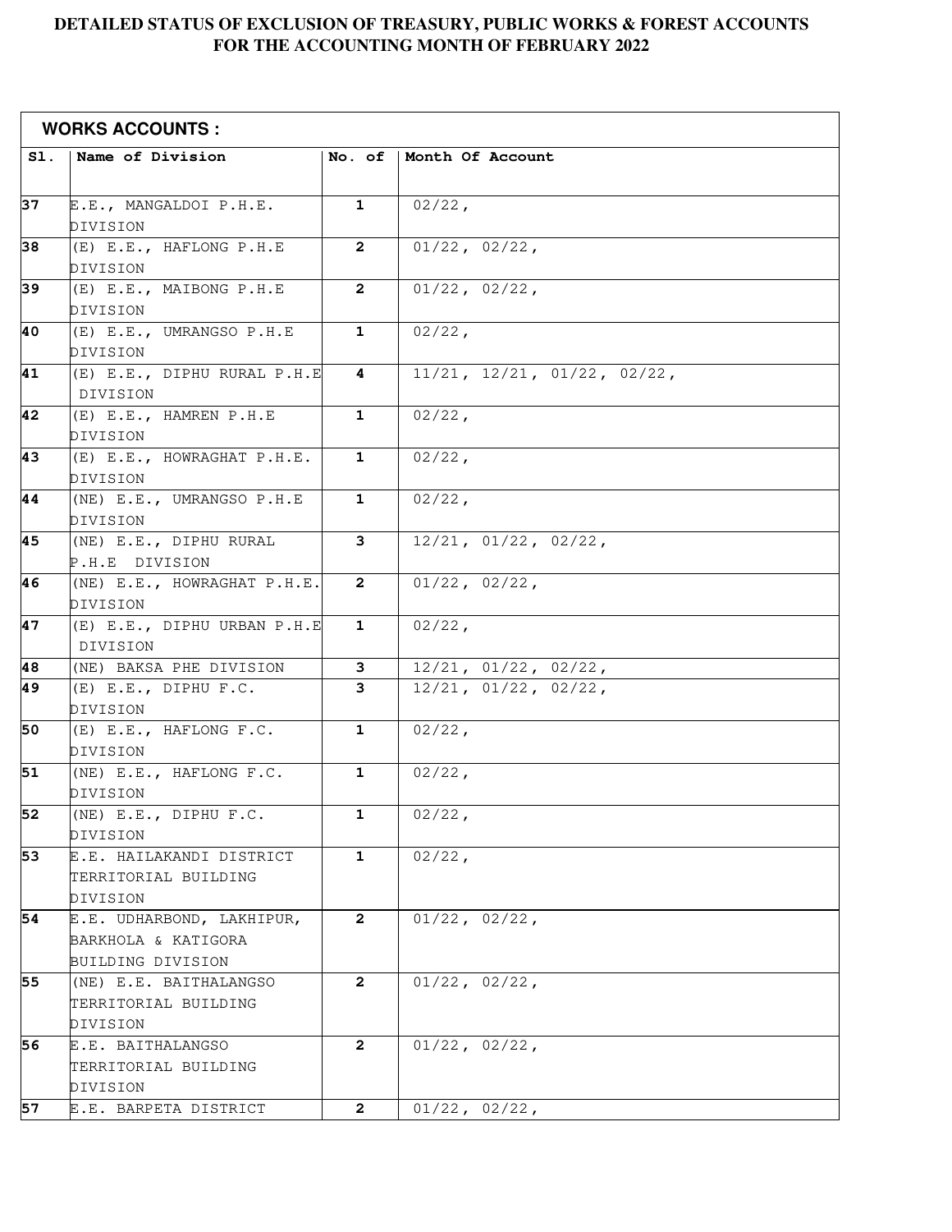# DETAILED STATUS OF EXCLUSION OF TREASURY, PUBLIC WORKS & FOREST ACCOUNTS FOR THE ACCOUNTING MONTH OF FEBRUARY 2022

**WORKS ACCOUNTS :**

| Sl. | Name of Division | No. of | Month Of Account |
|---|---|---|---|
| 37 | E.E., MANGALDOI P.H.E. DIVISION | 1 | 02/22, |
| 38 | (E) E.E., HAFLONG P.H.E DIVISION | 2 | 01/22, 02/22, |
| 39 | (E) E.E., MAIBONG P.H.E DIVISION | 2 | 01/22, 02/22, |
| 40 | (E) E.E., UMRANGSO P.H.E DIVISION | 1 | 02/22, |
| 41 | (E) E.E., DIPHU RURAL P.H.E DIVISION | 4 | 11/21, 12/21, 01/22, 02/22, |
| 42 | (E) E.E., HAMREN P.H.E DIVISION | 1 | 02/22, |
| 43 | (E) E.E., HOWRAGHAT P.H.E. DIVISION | 1 | 02/22, |
| 44 | (NE) E.E., UMRANGSO P.H.E DIVISION | 1 | 02/22, |
| 45 | (NE) E.E., DIPHU RURAL P.H.E DIVISION | 3 | 12/21, 01/22, 02/22, |
| 46 | (NE) E.E., HOWRAGHAT P.H.E. DIVISION | 2 | 01/22, 02/22, |
| 47 | (E) E.E., DIPHU URBAN P.H.E DIVISION | 1 | 02/22, |
| 48 | (NE) BAKSA PHE DIVISION | 3 | 12/21, 01/22, 02/22, |
| 49 | (E) E.E., DIPHU F.C. DIVISION | 3 | 12/21, 01/22, 02/22, |
| 50 | (E) E.E., HAFLONG F.C. DIVISION | 1 | 02/22, |
| 51 | (NE) E.E., HAFLONG F.C. DIVISION | 1 | 02/22, |
| 52 | (NE) E.E., DIPHU F.C. DIVISION | 1 | 02/22, |
| 53 | E.E. HAILAKANDI DISTRICT TERRITORIAL BUILDING DIVISION | 1 | 02/22, |
| 54 | E.E. UDHARBOND, LAKHIPUR, BARKHOLA & KATIGORA BUILDING DIVISION | 2 | 01/22, 02/22, |
| 55 | (NE) E.E. BAITHALANGSO TERRITORIAL BUILDING DIVISION | 2 | 01/22, 02/22, |
| 56 | E.E. BAITHALANGSO TERRITORIAL BUILDING DIVISION | 2 | 01/22, 02/22, |
| 57 | E.E. BARPETA DISTRICT | 2 | 01/22, 02/22, |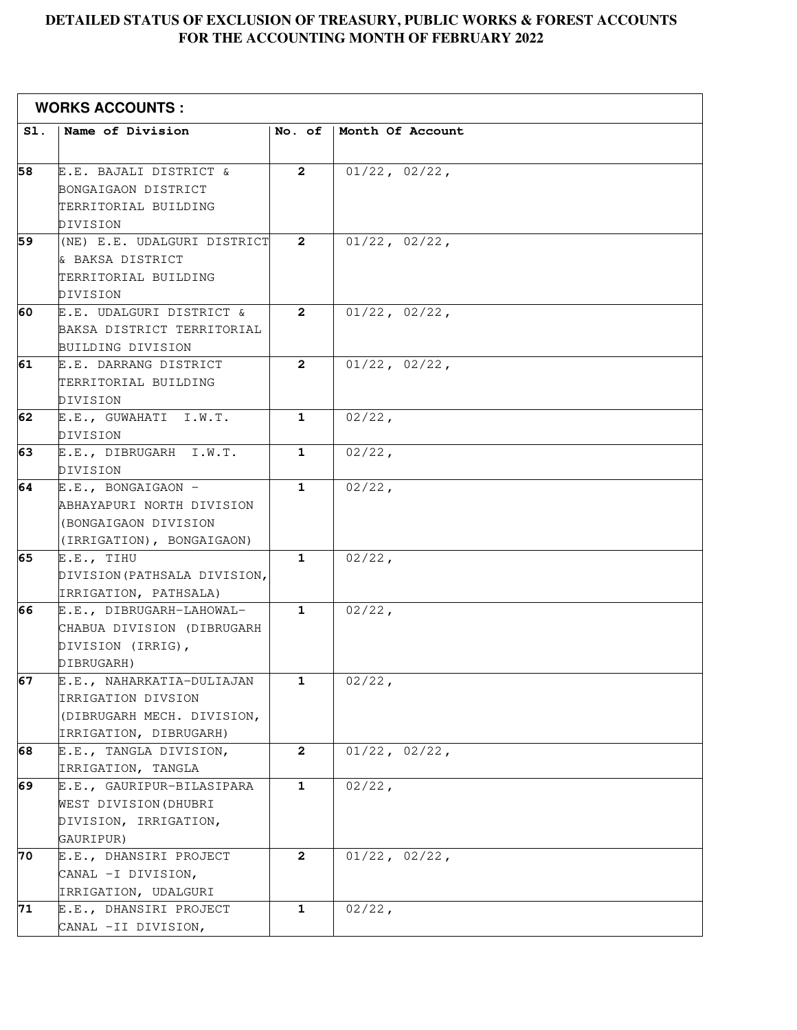# DETAILED STATUS OF EXCLUSION OF TREASURY, PUBLIC WORKS & FOREST ACCOUNTS FOR THE ACCOUNTING MONTH OF FEBRUARY 2022

**WORKS ACCOUNTS :**

| Sl. | Name of Division | No. of | Month Of Account |
|---|---|---|---|
| 58 | E.E. BAJALI DISTRICT & BONGAIGAON DISTRICT TERRITORIAL BUILDING DIVISION | 2 | 01/22, 02/22, |
| 59 | (NE) E.E. UDALGURI DISTRICT & BAKSA DISTRICT TERRITORIAL BUILDING DIVISION | 2 | 01/22, 02/22, |
| 60 | E.E. UDALGURI DISTRICT & BAKSA DISTRICT TERRITORIAL BUILDING DIVISION | 2 | 01/22, 02/22, |
| 61 | E.E. DARRANG DISTRICT TERRITORIAL BUILDING DIVISION | 2 | 01/22, 02/22, |
| 62 | E.E., GUWAHATI I.W.T. DIVISION | 1 | 02/22, |
| 63 | E.E., DIBRUGARH I.W.T. DIVISION | 1 | 02/22, |
| 64 | E.E., BONGAIGAON - ABHAYAPURI NORTH DIVISION (BONGAIGAON DIVISION (IRRIGATION), BONGAIGAON) | 1 | 02/22, |
| 65 | E.E., TIHU DIVISION(PATHSALA DIVISION, IRRIGATION, PATHSALA) | 1 | 02/22, |
| 66 | E.E., DIBRUGARH-LAHOWAL-CHABUA DIVISION (DIBRUGARH DIVISION (IRRIG), DIBRUGARH) | 1 | 02/22, |
| 67 | E.E., NAHARKATIA-DULIAJAN IRRIGATION DIVSION (DIBRUGARH MECH. DIVISION, IRRIGATION, DIBRUGARH) | 1 | 02/22, |
| 68 | E.E., TANGLA DIVISION, IRRIGATION, TANGLA | 2 | 01/22, 02/22, |
| 69 | E.E., GAURIPUR-BILASIPARA WEST DIVISION(DHUBRI DIVISION, IRRIGATION, GAURIPUR) | 1 | 02/22, |
| 70 | E.E., DHANSIRI PROJECT CANAL -I DIVISION, IRRIGATION, UDALGURI | 2 | 01/22, 02/22, |
| 71 | E.E., DHANSIRI PROJECT CANAL -II DIVISION, | 1 | 02/22, |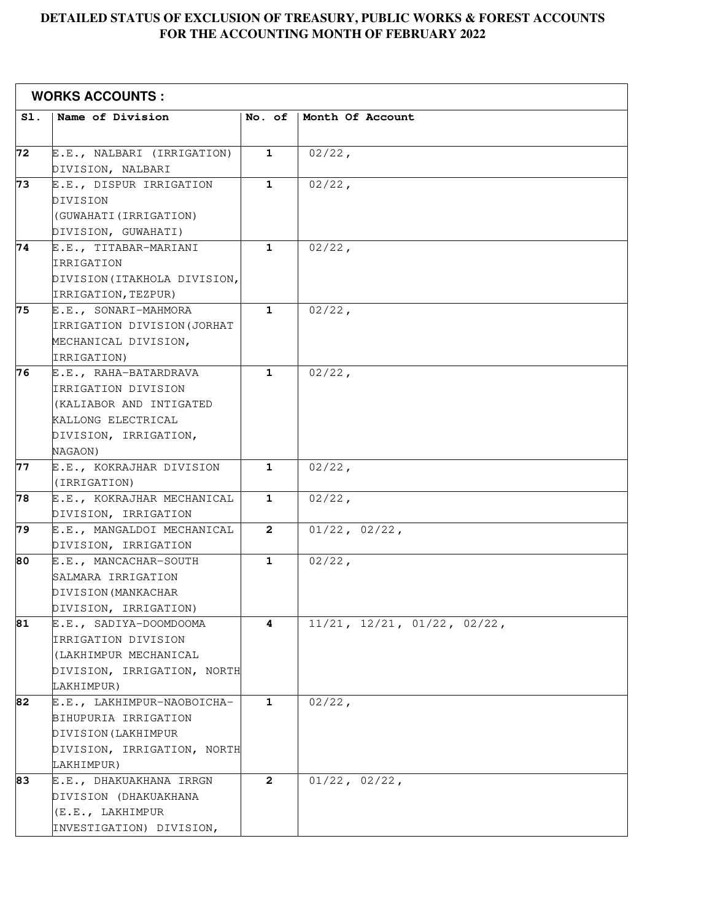# DETAILED STATUS OF EXCLUSION OF TREASURY, PUBLIC WORKS & FOREST ACCOUNTS FOR THE ACCOUNTING MONTH OF FEBRUARY 2022

| **WORKS ACCOUNTS :** | | | |
|---|---|---|---|
| **Sl.** | **Name of Division** | **No. of** | **Month Of Account** |
| **72** | E.E., NALBARI (IRRIGATION) DIVISION, NALBARI | **1** | 02/22, |
| **73** | E.E., DISPUR IRRIGATION DIVISION (GUWAHATI(IRRIGATION) DIVISION, GUWAHATI) | **1** | 02/22, |
| **74** | E.E., TITABAR-MARIANI IRRIGATION DIVISION(ITAKHOLA DIVISION, IRRIGATION,TEZPUR) | **1** | 02/22, |
| **75** | E.E., SONARI-MAHMORA IRRIGATION DIVISION(JORHAT MECHANICAL DIVISION, IRRIGATION) | **1** | 02/22, |
| **76** | E.E., RAHA-BATARDRAVA IRRIGATION DIVISION (KALIABOR AND INTIGATED KALLONG ELECTRICAL DIVISION, IRRIGATION, NAGAON) | **1** | 02/22, |
| **77** | E.E., KOKRAJHAR DIVISION (IRRIGATION) | **1** | 02/22, |
| **78** | E.E., KOKRAJHAR MECHANICAL DIVISION, IRRIGATION | **1** | 02/22, |
| **79** | E.E., MANGALDOI MECHANICAL DIVISION, IRRIGATION | **2** | 01/22, 02/22, |
| **80** | E.E., MANCACHAR-SOUTH SALMARA IRRIGATION DIVISION(MANKACHAR DIVISION, IRRIGATION) | **1** | 02/22, |
| **81** | E.E., SADIYA-DOOMDOOMA IRRIGATION DIVISION (LAKHIMPUR MECHANICAL DIVISION, IRRIGATION, NORTH LAKHIMPUR) | **4** | 11/21, 12/21, 01/22, 02/22, |
| **82** | E.E., LAKHIMPUR-NAOBOICHA-BIHUPURIA IRRIGATION DIVISION(LAKHIMPUR DIVISION, IRRIGATION, NORTH LAKHIMPUR) | **1** | 02/22, |
| **83** | E.E., DHAKUAKHANA IRRGN DIVISION (DHAKUAKHANA (E.E., LAKHIMPUR INVESTIGATION) DIVISION, | **2** | 01/22, 02/22, |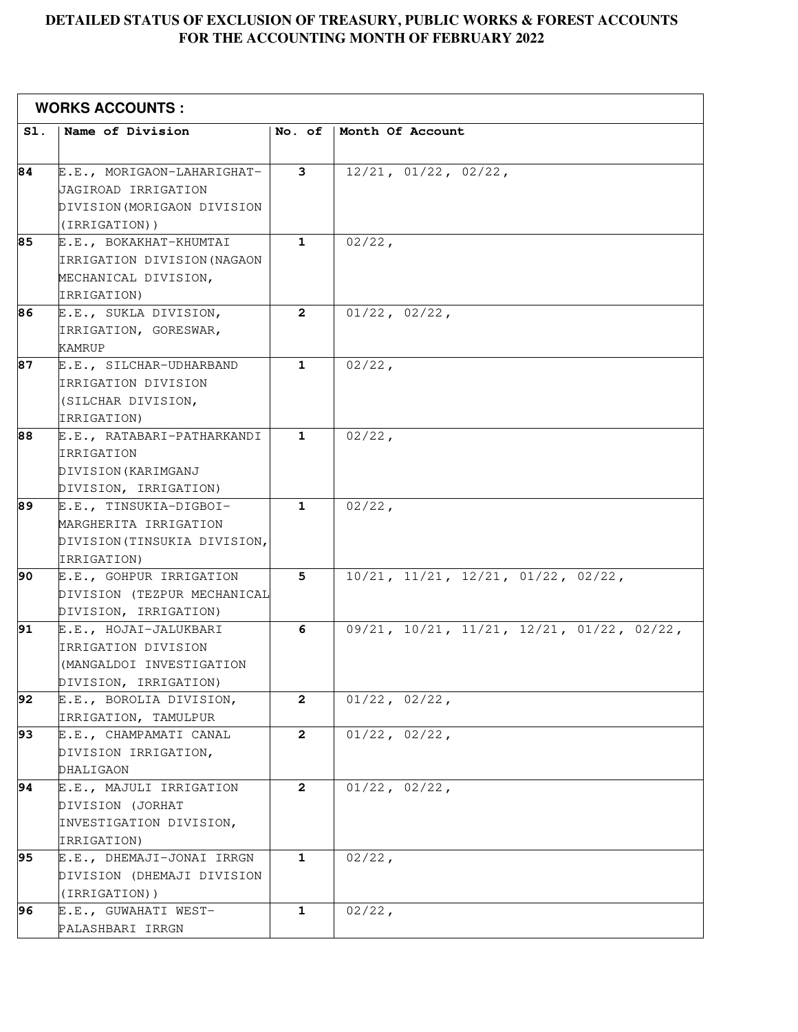**DETAILED STATUS OF EXCLUSION OF TREASURY, PUBLIC WORKS & FOREST ACCOUNTS FOR THE ACCOUNTING MONTH OF FEBRUARY 2022**

**WORKS ACCOUNTS :**

| Sl. | Name of Division | No. of | Month Of Account |
|---|---|---|---|
| 84 | E.E., MORIGAON-LAHARIGHAT-JAGIROAD IRRIGATION DIVISION(MORIGAON DIVISION (IRRIGATION)) | 3 | 12/21, 01/22, 02/22, |
| 85 | E.E., BOKAKHAT-KHUMTAI IRRIGATION DIVISION(NAGAON MECHANICAL DIVISION, IRRIGATION) | 1 | 02/22, |
| 86 | E.E., SUKLA DIVISION, IRRIGATION, GORESWAR, KAMRUP | 2 | 01/22, 02/22, |
| 87 | E.E., SILCHAR-UDHARBAND IRRIGATION DIVISION (SILCHAR DIVISION, IRRIGATION) | 1 | 02/22, |
| 88 | E.E., RATABARI-PATHARKANDI IRRIGATION DIVISION(KARIMGANJ DIVISION, IRRIGATION) | 1 | 02/22, |
| 89 | E.E., TINSUKIA-DIGBOI-MARGHERITA IRRIGATION DIVISION(TINSUKIA DIVISION, IRRIGATION) | 1 | 02/22, |
| 90 | E.E., GOHPUR IRRIGATION DIVISION (TEZPUR MECHANICAL DIVISION, IRRIGATION) | 5 | 10/21, 11/21, 12/21, 01/22, 02/22, |
| 91 | E.E., HOJAI-JALUKBARI IRRIGATION DIVISION (MANGALDOI INVESTIGATION DIVISION, IRRIGATION) | 6 | 09/21, 10/21, 11/21, 12/21, 01/22, 02/22, |
| 92 | E.E., BOROLIA DIVISION, IRRIGATION, TAMULPUR | 2 | 01/22, 02/22, |
| 93 | E.E., CHAMPAMATI CANAL DIVISION IRRIGATION, DHALIGAON | 2 | 01/22, 02/22, |
| 94 | E.E., MAJULI IRRIGATION DIVISION (JORHAT INVESTIGATION DIVISION, IRRIGATION) | 2 | 01/22, 02/22, |
| 95 | E.E., DHEMAJI-JONAI IRRGN DIVISION (DHEMAJI DIVISION (IRRIGATION)) | 1 | 02/22, |
| 96 | E.E., GUWAHATI WEST-PALASHBARI IRRGN | 1 | 02/22, |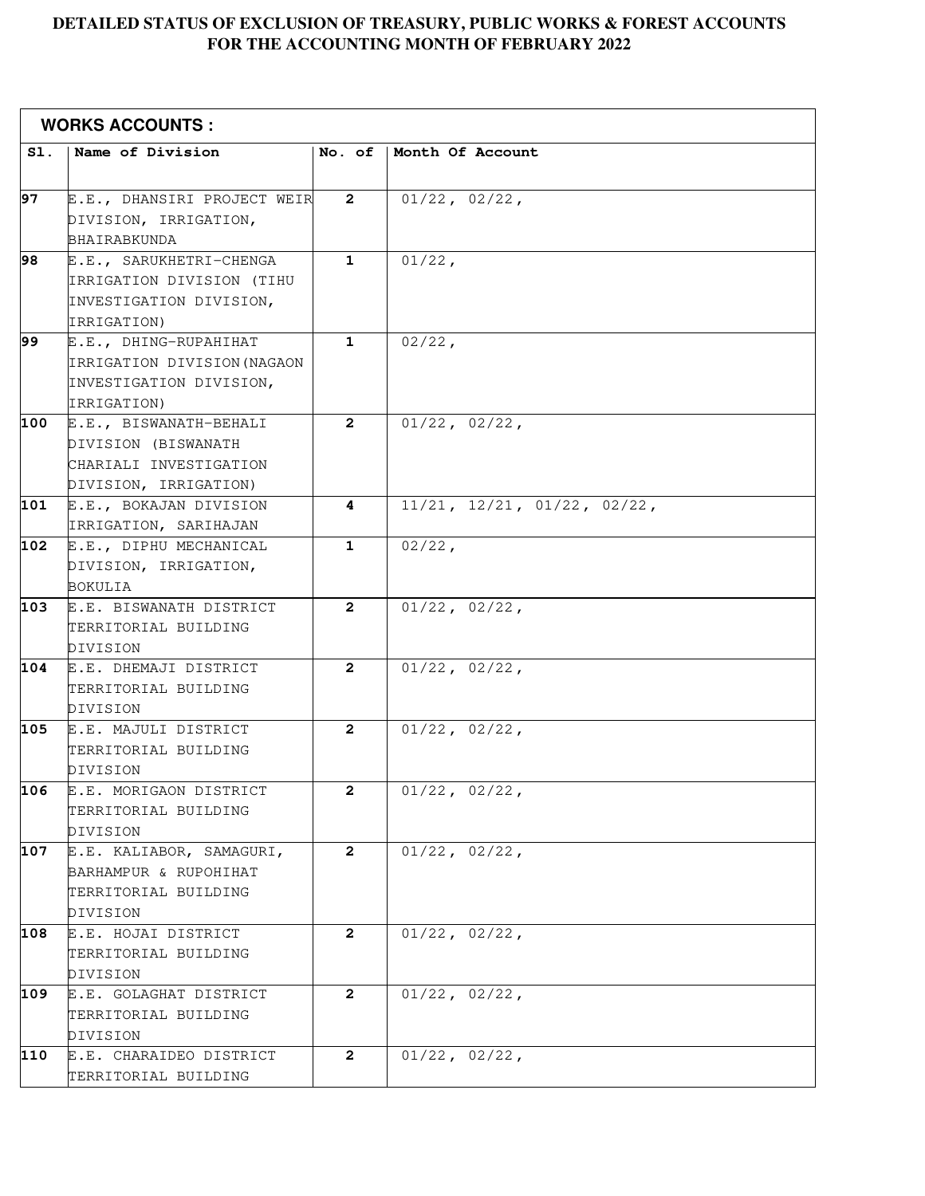# DETAILED STATUS OF EXCLUSION OF TREASURY, PUBLIC WORKS & FOREST ACCOUNTS FOR THE ACCOUNTING MONTH OF FEBRUARY 2022

| WORKS ACCOUNTS : | | | |
|---|---|---|---|
| **Sl.** | **Name of Division** | **No. of** | **Month Of Account** |
| **97** | E.E., DHANSIRI PROJECT WEIR DIVISION, IRRIGATION, BHAIRABKUNDA | **2** | 01/22, 02/22, |
| **98** | E.E., SARUKHETRI-CHENGA IRRIGATION DIVISION (TIHU INVESTIGATION DIVISION, IRRIGATION) | **1** | 01/22, |
| **99** | E.E., DHING-RUPAHIHAT IRRIGATION DIVISION(NAGAON INVESTIGATION DIVISION, IRRIGATION) | **1** | 02/22, |
| **100** | E.E., BISWANATH-BEHALI DIVISION (BISWANATH CHARIALI INVESTIGATION DIVISION, IRRIGATION) | **2** | 01/22, 02/22, |
| **101** | E.E., BOKAJAN DIVISION IRRIGATION, SARIHAJAN | **4** | 11/21, 12/21, 01/22, 02/22, |
| **102** | E.E., DIPHU MECHANICAL DIVISION, IRRIGATION, BOKULIA | **1** | 02/22, |
| **103** | E.E. BISWANATH DISTRICT TERRITORIAL BUILDING DIVISION | **2** | 01/22, 02/22, |
| **104** | E.E. DHEMAJI DISTRICT TERRITORIAL BUILDING DIVISION | **2** | 01/22, 02/22, |
| **105** | E.E. MAJULI DISTRICT TERRITORIAL BUILDING DIVISION | **2** | 01/22, 02/22, |
| **106** | E.E. MORIGAON DISTRICT TERRITORIAL BUILDING DIVISION | **2** | 01/22, 02/22, |
| **107** | E.E. KALIABOR, SAMAGURI, BARHAMPUR & RUPOHIHAT TERRITORIAL BUILDING DIVISION | **2** | 01/22, 02/22, |
| **108** | E.E. HOJAI DISTRICT TERRITORIAL BUILDING DIVISION | **2** | 01/22, 02/22, |
| **109** | E.E. GOLAGHAT DISTRICT TERRITORIAL BUILDING DIVISION | **2** | 01/22, 02/22, |
| **110** | E.E. CHARAIDEO DISTRICT TERRITORIAL BUILDING | **2** | 01/22, 02/22, |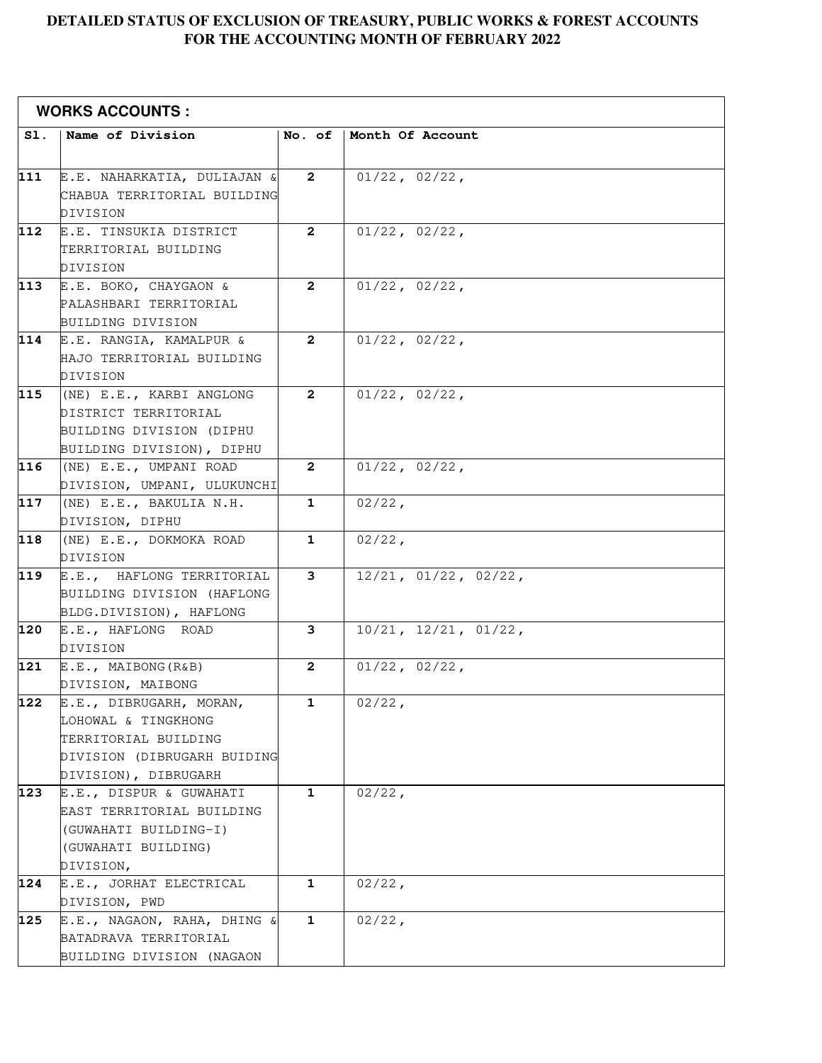# DETAILED STATUS OF EXCLUSION OF TREASURY, PUBLIC WORKS & FOREST ACCOUNTS FOR THE ACCOUNTING MONTH OF FEBRUARY 2022

**WORKS ACCOUNTS :**

| Sl. | Name of Division | No. of | Month Of Account |
|---|---|---|---|
| 111 | E.E. NAHARKATIA, DULIAJAN & CHABUA TERRITORIAL BUILDING DIVISION | 2 | 01/22, 02/22, |
| 112 | E.E. TINSUKIA DISTRICT TERRITORIAL BUILDING DIVISION | 2 | 01/22, 02/22, |
| 113 | E.E. BOKO, CHAYGAON & PALASHBARI TERRITORIAL BUILDING DIVISION | 2 | 01/22, 02/22, |
| 114 | E.E. RANGIA, KAMALPUR & HAJO TERRITORIAL BUILDING DIVISION | 2 | 01/22, 02/22, |
| 115 | (NE) E.E., KARBI ANGLONG DISTRICT TERRITORIAL BUILDING DIVISION (DIPHU BUILDING DIVISION), DIPHU | 2 | 01/22, 02/22, |
| 116 | (NE) E.E., UMPANI ROAD DIVISION, UMPANI, ULUKUNCHI | 2 | 01/22, 02/22, |
| 117 | (NE) E.E., BAKULIA N.H. DIVISION, DIPHU | 1 | 02/22, |
| 118 | (NE) E.E., DOKMOKA ROAD DIVISION | 1 | 02/22, |
| 119 | E.E., HAFLONG TERRITORIAL BUILDING DIVISION (HAFLONG BLDG.DIVISION), HAFLONG | 3 | 12/21, 01/22, 02/22, |
| 120 | E.E., HAFLONG ROAD DIVISION | 3 | 10/21, 12/21, 01/22, |
| 121 | E.E., MAIBONG(R&B) DIVISION, MAIBONG | 2 | 01/22, 02/22, |
| 122 | E.E., DIBRUGARH, MORAN, LOHOWAL & TINGKHONG TERRITORIAL BUILDING DIVISION (DIBRUGARH BUIDING DIVISION), DIBRUGARH | 1 | 02/22, |
| 123 | E.E., DISPUR & GUWAHATI EAST TERRITORIAL BUILDING (GUWAHATI BUILDING-I) (GUWAHATI BUILDING) DIVISION, | 1 | 02/22, |
| 124 | E.E., JORHAT ELECTRICAL DIVISION, PWD | 1 | 02/22, |
| 125 | E.E., NAGAON, RAHA, DHING & BATADRAVA TERRITORIAL BUILDING DIVISION (NAGAON | 1 | 02/22, |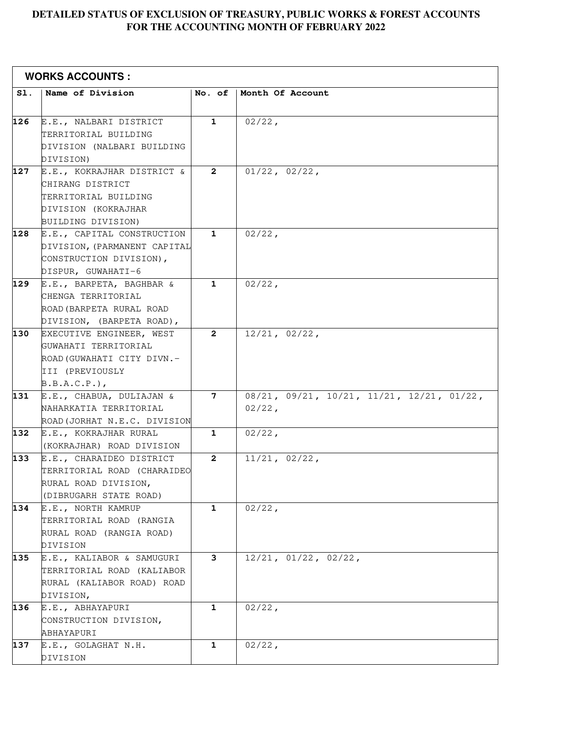# DETAILED STATUS OF EXCLUSION OF TREASURY, PUBLIC WORKS & FOREST ACCOUNTS FOR THE ACCOUNTING MONTH OF FEBRUARY 2022

**WORKS ACCOUNTS :**

| Sl. | Name of Division | No. of | Month Of Account |
|---|---|---|---|
| 126 | E.E., NALBARI DISTRICT TERRITORIAL BUILDING DIVISION (NALBARI BUILDING DIVISION) | 1 | 02/22, |
| 127 | E.E., KOKRAJHAR DISTRICT & CHIRANG DISTRICT TERRITORIAL BUILDING DIVISION (KOKRAJHAR BUILDING DIVISION) | 2 | 01/22, 02/22, |
| 128 | E.E., CAPITAL CONSTRUCTION DIVISION,(PARMANENT CAPITAL CONSTRUCTION DIVISION), DISPUR, GUWAHATI-6 | 1 | 02/22, |
| 129 | E.E., BARPETA, BAGHBAR & CHENGA TERRITORIAL ROAD(BARPETA RURAL ROAD DIVISION, (BARPETA ROAD), | 1 | 02/22, |
| 130 | EXECUTIVE ENGINEER, WEST GUWAHATI TERRITORIAL ROAD(GUWAHATI CITY DIVN.-III (PREVIOUSLY B.B.A.C.P.), | 2 | 12/21, 02/22, |
| 131 | E.E., CHABUA, DULIAJAN & NAHARKATIA TERRITORIAL ROAD(JORHAT N.E.C. DIVISION | 7 | 08/21, 09/21, 10/21, 11/21, 12/21, 01/22, 02/22, |
| 132 | E.E., KOKRAJHAR RURAL (KOKRAJHAR) ROAD DIVISION | 1 | 02/22, |
| 133 | E.E., CHARAIDEO DISTRICT TERRITORIAL ROAD (CHARAIDEO RURAL ROAD DIVISION, (DIBRUGARH STATE ROAD) | 2 | 11/21, 02/22, |
| 134 | E.E., NORTH KAMRUP TERRITORIAL ROAD (RANGIA RURAL ROAD (RANGIA ROAD) DIVISION | 1 | 02/22, |
| 135 | E.E., KALIABOR & SAMUGURI TERRITORIAL ROAD (KALIABOR RURAL (KALIABOR ROAD) ROAD DIVISION, | 3 | 12/21, 01/22, 02/22, |
| 136 | E.E., ABHAYAPURI CONSTRUCTION DIVISION, ABHAYAPURI | 1 | 02/22, |
| 137 | E.E., GOLAGHAT N.H. DIVISION | 1 | 02/22, |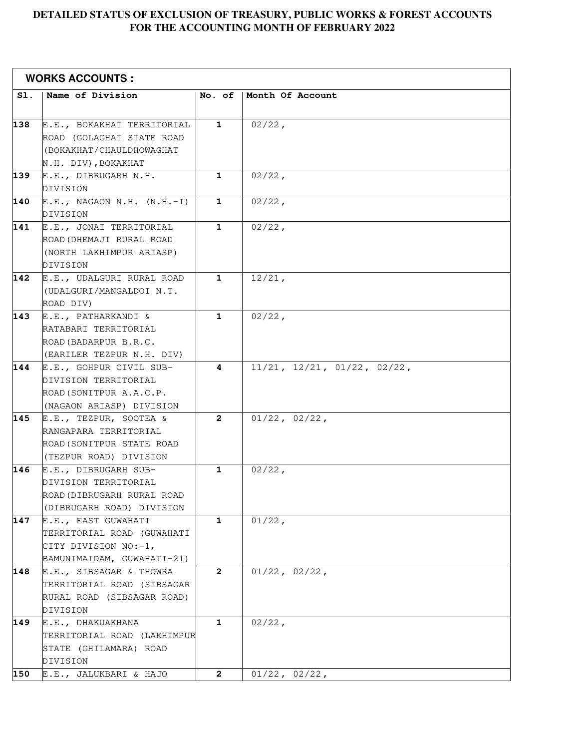# DETAILED STATUS OF EXCLUSION OF TREASURY, PUBLIC WORKS & FOREST ACCOUNTS FOR THE ACCOUNTING MONTH OF FEBRUARY 2022

**WORKS ACCOUNTS :**

| Sl. | Name of Division | No. of | Month Of Account |
|---|---|---|---|
| 138 | E.E., BOKAKHAT TERRITORIAL ROAD (GOLAGHAT STATE ROAD (BOKAKHAT/CHAULDHOWAGHAT N.H. DIV),BOKAKHAT | 1 | 02/22, |
| 139 | E.E., DIBRUGARH N.H. DIVISION | 1 | 02/22, |
| 140 | E.E., NAGAON N.H. (N.H.-I) DIVISION | 1 | 02/22, |
| 141 | E.E., JONAI TERRITORIAL ROAD(DHEMAJI RURAL ROAD (NORTH LAKHIMPUR ARIASP) DIVISION | 1 | 02/22, |
| 142 | E.E., UDALGURI RURAL ROAD (UDALGURI/MANGALDOI N.T. ROAD DIV) | 1 | 12/21, |
| 143 | E.E., PATHARKANDI & RATABARI TERRITORIAL ROAD(BADARPUR B.R.C. (EARILER TEZPUR N.H. DIV) | 1 | 02/22, |
| 144 | E.E., GOHPUR CIVIL SUB-DIVISION TERRITORIAL ROAD(SONITPUR A.A.C.P. (NAGAON ARIASP) DIVISION | 4 | 11/21, 12/21, 01/22, 02/22, |
| 145 | E.E., TEZPUR, SOOTEA & RANGAPARA TERRITORIAL ROAD(SONITPUR STATE ROAD (TEZPUR ROAD) DIVISION | 2 | 01/22, 02/22, |
| 146 | E.E., DIBRUGARH SUB-DIVISION TERRITORIAL ROAD(DIBRUGARH RURAL ROAD (DIBRUGARH ROAD) DIVISION | 1 | 02/22, |
| 147 | E.E., EAST GUWAHATI TERRITORIAL ROAD (GUWAHATI CITY DIVISION NO:-1, BAMUNIMAIDAM, GUWAHATI-21) | 1 | 01/22, |
| 148 | E.E., SIBSAGAR & THOWRA TERRITORIAL ROAD (SIBSAGAR RURAL ROAD (SIBSAGAR ROAD) DIVISION | 2 | 01/22, 02/22, |
| 149 | E.E., DHAKUAKHANA TERRITORIAL ROAD (LAKHIMPUR STATE (GHILAMARA) ROAD DIVISION | 1 | 02/22, |
| 150 | E.E., JALUKBARI & HAJO | 2 | 01/22, 02/22, |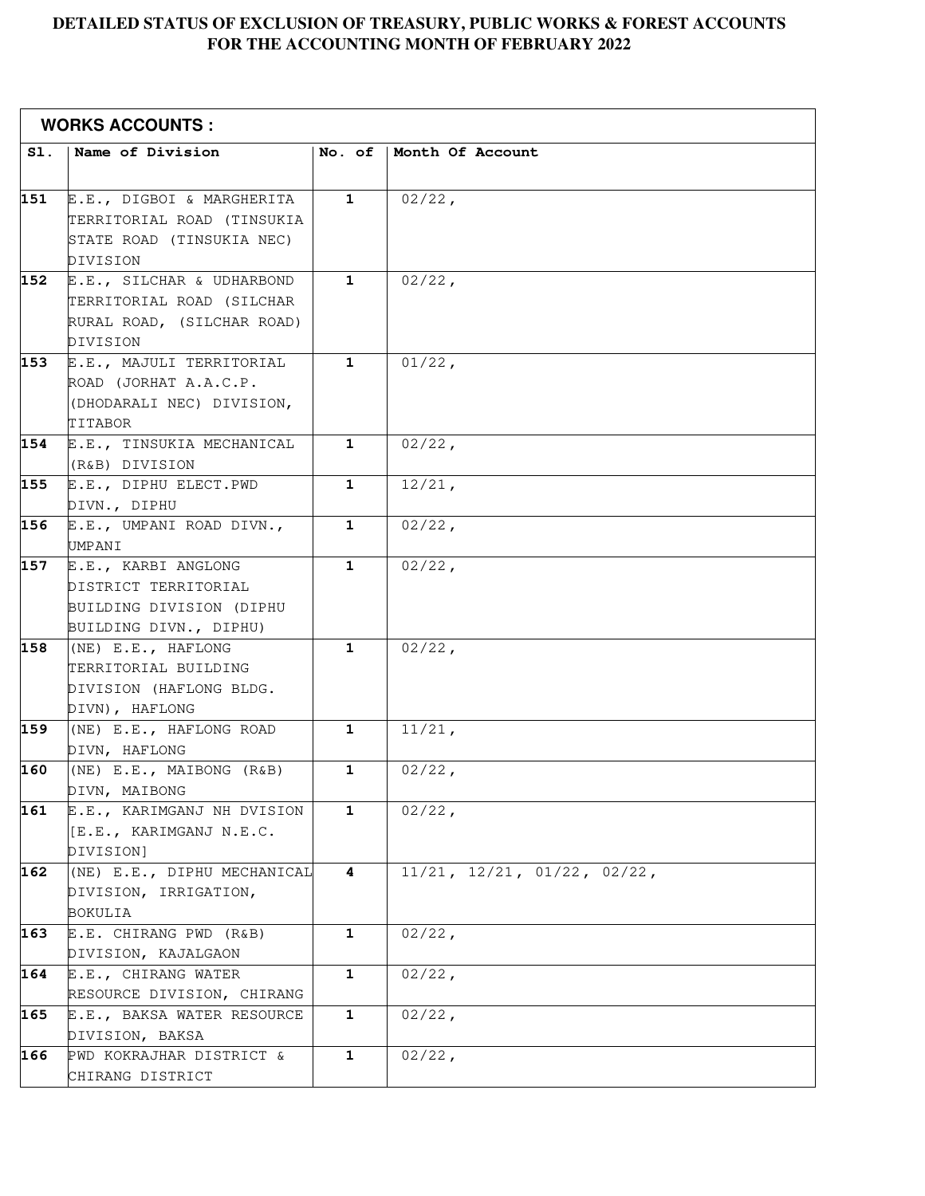# DETAILED STATUS OF EXCLUSION OF TREASURY, PUBLIC WORKS & FOREST ACCOUNTS FOR THE ACCOUNTING MONTH OF FEBRUARY 2022

**WORKS ACCOUNTS :**

| Sl. | Name of Division | No. of | Month Of Account |
|---|---|---|---|
| 151 | E.E., DIGBOI & MARGHERITA TERRITORIAL ROAD (TINSUKIA STATE ROAD (TINSUKIA NEC) DIVISION | 1 | 02/22, |
| 152 | E.E., SILCHAR & UDHARBOND TERRITORIAL ROAD (SILCHAR RURAL ROAD, (SILCHAR ROAD) DIVISION | 1 | 02/22, |
| 153 | E.E., MAJULI TERRITORIAL ROAD (JORHAT A.A.C.P. (DHODARALI NEC) DIVISION, TITABOR | 1 | 01/22, |
| 154 | E.E., TINSUKIA MECHANICAL (R&B) DIVISION | 1 | 02/22, |
| 155 | E.E., DIPHU ELECT.PWD DIVN., DIPHU | 1 | 12/21, |
| 156 | E.E., UMPANI ROAD DIVN., UMPANI | 1 | 02/22, |
| 157 | E.E., KARBI ANGLONG DISTRICT TERRITORIAL BUILDING DIVISION (DIPHU BUILDING DIVN., DIPHU) | 1 | 02/22, |
| 158 | (NE) E.E., HAFLONG TERRITORIAL BUILDING DIVISION (HAFLONG BLDG. DIVN), HAFLONG | 1 | 02/22, |
| 159 | (NE) E.E., HAFLONG ROAD DIVN, HAFLONG | 1 | 11/21, |
| 160 | (NE) E.E., MAIBONG (R&B) DIVN, MAIBONG | 1 | 02/22, |
| 161 | E.E., KARIMGANJ NH DVISION [E.E., KARIMGANJ N.E.C. DIVISION] | 1 | 02/22, |
| 162 | (NE) E.E., DIPHU MECHANICAL DIVISION, IRRIGATION, BOKULIA | 4 | 11/21, 12/21, 01/22, 02/22, |
| 163 | E.E. CHIRANG PWD (R&B) DIVISION, KAJALGAON | 1 | 02/22, |
| 164 | E.E., CHIRANG WATER RESOURCE DIVISION, CHIRANG | 1 | 02/22, |
| 165 | E.E., BAKSA WATER RESOURCE DIVISION, BAKSA | 1 | 02/22, |
| 166 | PWD KOKRAJHAR DISTRICT & CHIRANG DISTRICT | 1 | 02/22, |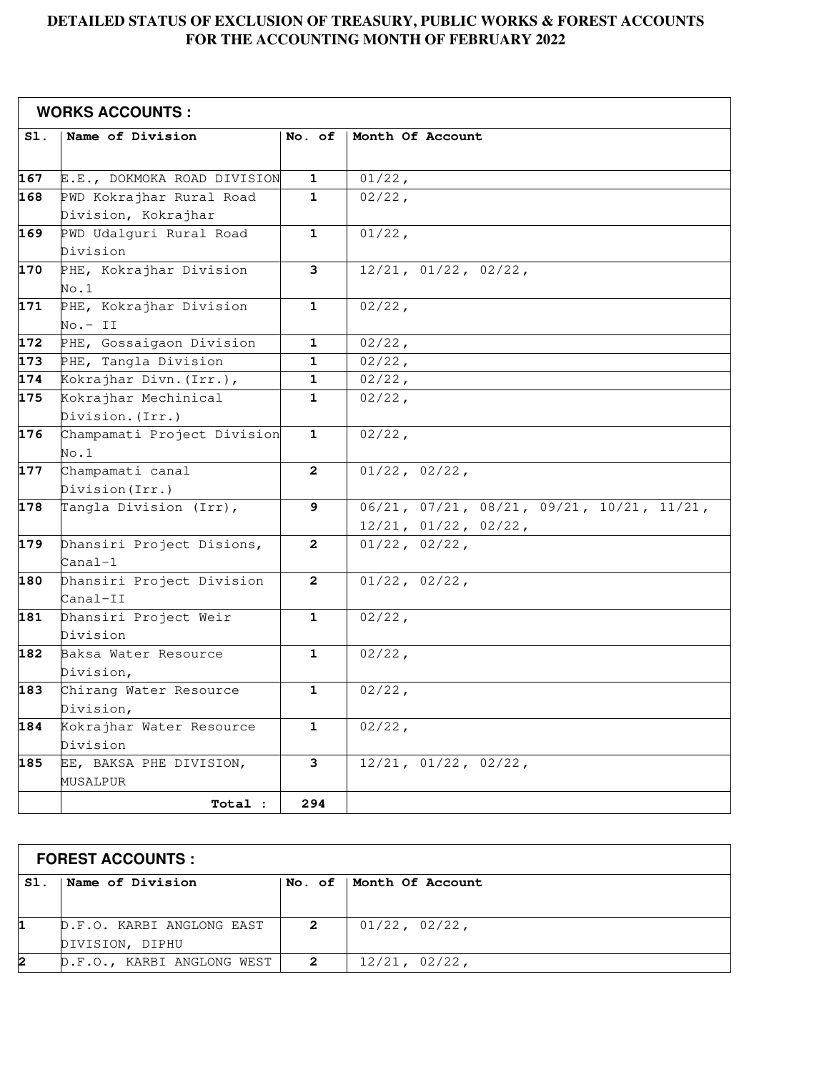# DETAILED STATUS OF EXCLUSION OF TREASURY, PUBLIC WORKS & FOREST ACCOUNTS FOR THE ACCOUNTING MONTH OF FEBRUARY 2022

## WORKS ACCOUNTS :

| Sl. | Name of Division | No. of | Month Of Account |
|---|---|---|---|
| 167 | E.E., DOKMOKA ROAD DIVISION | 1 | 01/22, |
| 168 | PWD Kokrajhar Rural Road Division, Kokrajhar | 1 | 02/22, |
| 169 | PWD Udalguri Rural Road Division | 1 | 01/22, |
| 170 | PHE, Kokrajhar Division No.1 | 3 | 12/21, 01/22, 02/22, |
| 171 | PHE, Kokrajhar Division No.- II | 1 | 02/22, |
| 172 | PHE, Gossaigaon Division | 1 | 02/22, |
| 173 | PHE, Tangla Division | 1 | 02/22, |
| 174 | Kokrajhar Divn.(Irr.), | 1 | 02/22, |
| 175 | Kokrajhar Mechinical Division.(Irr.) | 1 | 02/22, |
| 176 | Champamati Project Division No.1 | 1 | 02/22, |
| 177 | Champamati canal Division(Irr.) | 2 | 01/22, 02/22, |
| 178 | Tangla Division (Irr), | 9 | 06/21, 07/21, 08/21, 09/21, 10/21, 11/21, 12/21, 01/22, 02/22, |
| 179 | Dhansiri Project Disions, Canal-1 | 2 | 01/22, 02/22, |
| 180 | Dhansiri Project Division Canal-II | 2 | 01/22, 02/22, |
| 181 | Dhansiri Project Weir Division | 1 | 02/22, |
| 182 | Baksa Water Resource Division, | 1 | 02/22, |
| 183 | Chirang Water Resource Division, | 1 | 02/22, |
| 184 | Kokrajhar Water Resource Division | 1 | 02/22, |
| 185 | EE, BAKSA PHE DIVISION, MUSALPUR | 3 | 12/21, 01/22, 02/22, |
| | **Total :** | **294** | |

## FOREST ACCOUNTS :

| Sl. | Name of Division | No. of | Month Of Account |
|---|---|---|---|
| 1 | D.F.O. KARBI ANGLONG EAST DIVISION, DIPHU | 2 | 01/22, 02/22, |
| 2 | D.F.O., KARBI ANGLONG WEST | 2 | 12/21, 02/22, |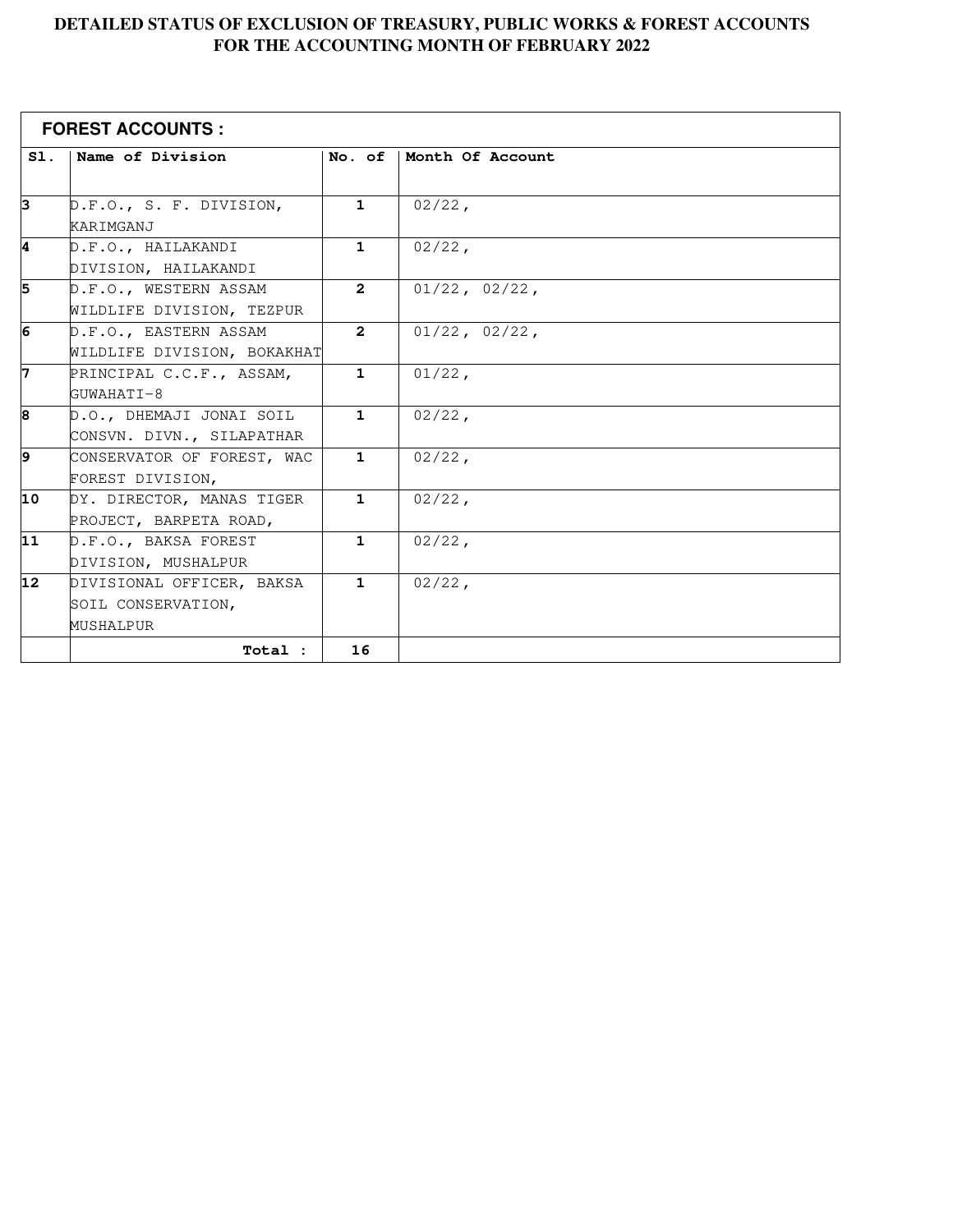# DETAILED STATUS OF EXCLUSION OF TREASURY, PUBLIC WORKS & FOREST ACCOUNTS FOR THE ACCOUNTING MONTH OF FEBRUARY 2022

**FOREST ACCOUNTS :**

| Sl. | Name of Division | No. of | Month Of Account |
|---|---|---|---|
| 3 | D.F.O., S. F. DIVISION, KARIMGANJ | 1 | 02/22, |
| 4 | D.F.O., HAILAKANDI DIVISION, HAILAKANDI | 1 | 02/22, |
| 5 | D.F.O., WESTERN ASSAM WILDLIFE DIVISION, TEZPUR | 2 | 01/22, 02/22, |
| 6 | D.F.O., EASTERN ASSAM WILDLIFE DIVISION, BOKAKHAT | 2 | 01/22, 02/22, |
| 7 | PRINCIPAL C.C.F., ASSAM, GUWAHATI-8 | 1 | 01/22, |
| 8 | D.O., DHEMAJI JONAI SOIL CONSVN. DIVN., SILAPATHAR | 1 | 02/22, |
| 9 | CONSERVATOR OF FOREST, WAC FOREST DIVISION, | 1 | 02/22, |
| 10 | DY. DIRECTOR, MANAS TIGER PROJECT, BARPETA ROAD, | 1 | 02/22, |
| 11 | D.F.O., BAKSA FOREST DIVISION, MUSHALPUR | 1 | 02/22, |
| 12 | DIVISIONAL OFFICER, BAKSA SOIL CONSERVATION, MUSHALPUR | 1 | 02/22, |
| | **Total :** | **16** | |